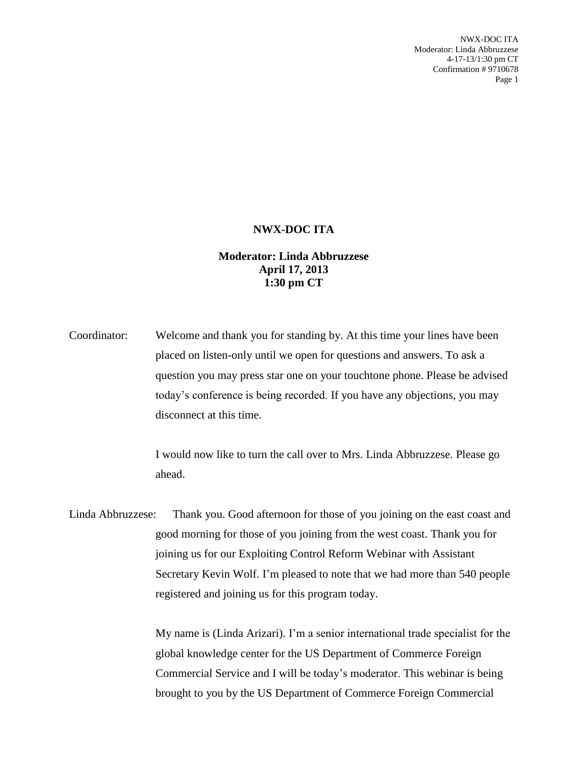**NWX-DOC ITA**

**Moderator: Linda Abbruzzese**
**April 17, 2013**
**1:30 pm CT**

Coordinator: Welcome and thank you for standing by. At this time your lines have been placed on listen-only until we open for questions and answers. To ask a question you may press star one on your touchtone phone. Please be advised today's conference is being recorded. If you have any objections, you may disconnect at this time.

I would now like to turn the call over to Mrs. Linda Abbruzzese. Please go ahead.

Linda Abbruzzese: Thank you. Good afternoon for those of you joining on the east coast and good morning for those of you joining from the west coast. Thank you for joining us for our Exploiting Control Reform Webinar with Assistant Secretary Kevin Wolf. I'm pleased to note that we had more than 540 people registered and joining us for this program today.

My name is (Linda Arizari). I'm a senior international trade specialist for the global knowledge center for the US Department of Commerce Foreign Commercial Service and I will be today's moderator. This webinar is being brought to you by the US Department of Commerce Foreign Commercial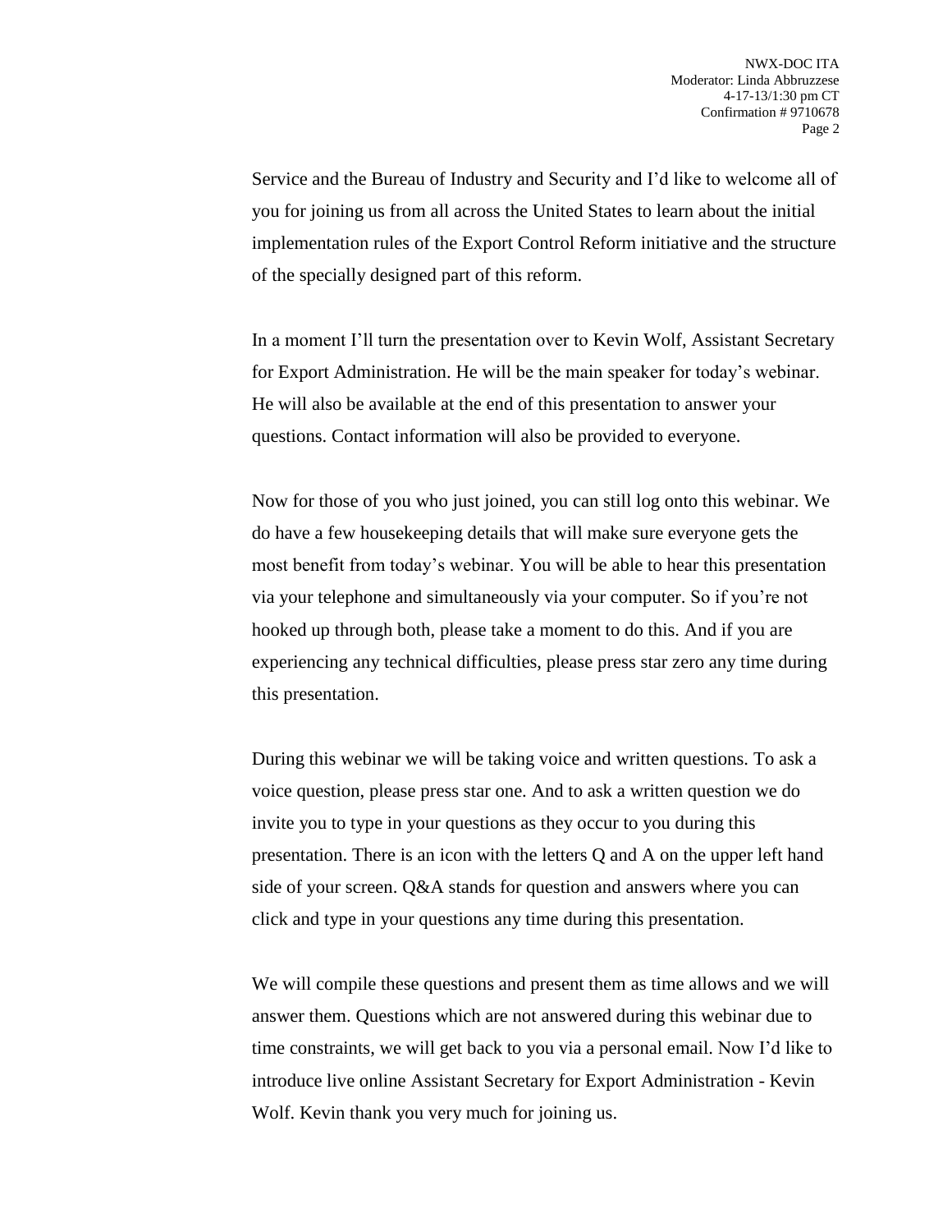Service and the Bureau of Industry and Security and I'd like to welcome all of you for joining us from all across the United States to learn about the initial implementation rules of the Export Control Reform initiative and the structure of the specially designed part of this reform.

In a moment I'll turn the presentation over to Kevin Wolf, Assistant Secretary for Export Administration. He will be the main speaker for today's webinar. He will also be available at the end of this presentation to answer your questions. Contact information will also be provided to everyone.

Now for those of you who just joined, you can still log onto this webinar. We do have a few housekeeping details that will make sure everyone gets the most benefit from today's webinar. You will be able to hear this presentation via your telephone and simultaneously via your computer. So if you're not hooked up through both, please take a moment to do this. And if you are experiencing any technical difficulties, please press star zero any time during this presentation.

During this webinar we will be taking voice and written questions. To ask a voice question, please press star one. And to ask a written question we do invite you to type in your questions as they occur to you during this presentation. There is an icon with the letters Q and A on the upper left hand side of your screen. Q&A stands for question and answers where you can click and type in your questions any time during this presentation.

We will compile these questions and present them as time allows and we will answer them. Questions which are not answered during this webinar due to time constraints, we will get back to you via a personal email. Now I'd like to introduce live online Assistant Secretary for Export Administration - Kevin Wolf. Kevin thank you very much for joining us.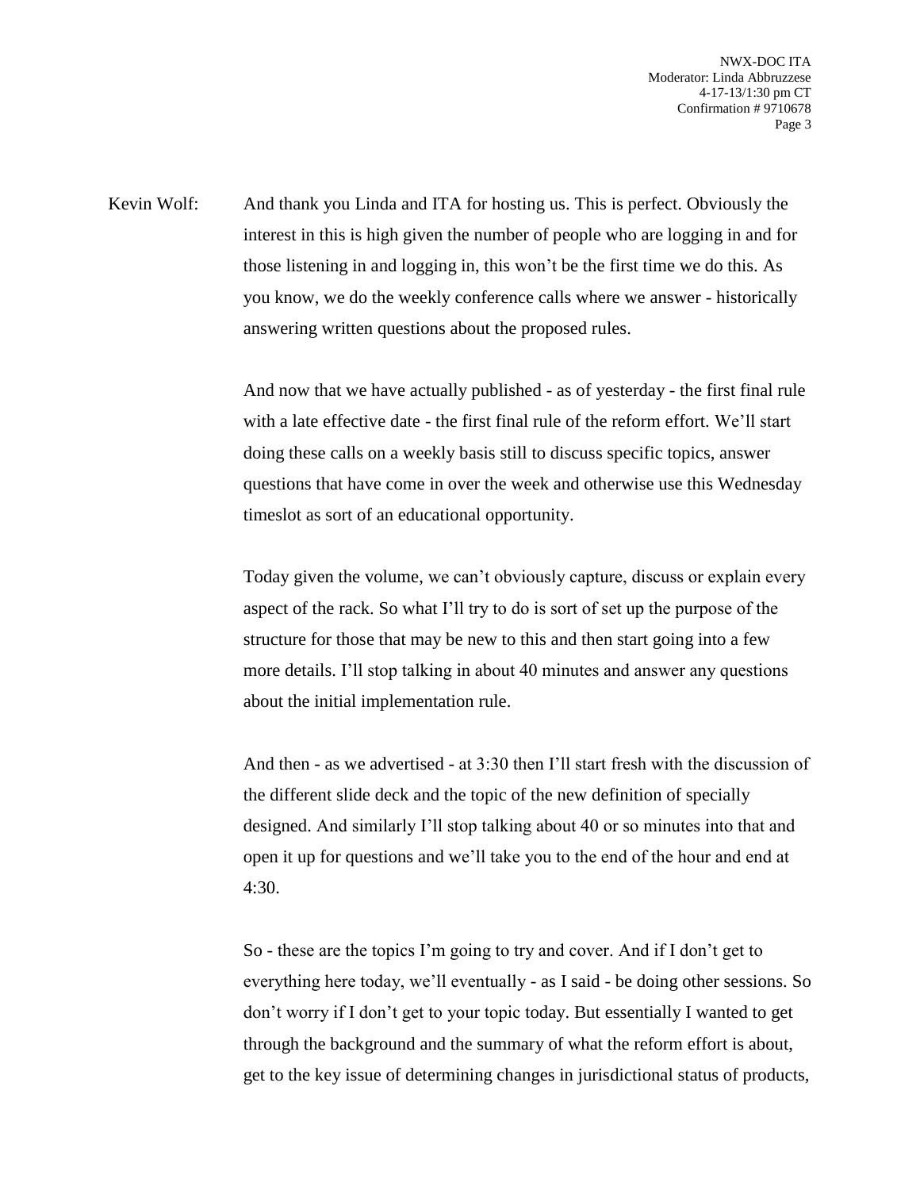Kevin Wolf: And thank you Linda and ITA for hosting us. This is perfect. Obviously the interest in this is high given the number of people who are logging in and for those listening in and logging in, this won't be the first time we do this. As you know, we do the weekly conference calls where we answer - historically answering written questions about the proposed rules.

And now that we have actually published - as of yesterday - the first final rule with a late effective date - the first final rule of the reform effort. We'll start doing these calls on a weekly basis still to discuss specific topics, answer questions that have come in over the week and otherwise use this Wednesday timeslot as sort of an educational opportunity.

Today given the volume, we can't obviously capture, discuss or explain every aspect of the rack. So what I'll try to do is sort of set up the purpose of the structure for those that may be new to this and then start going into a few more details. I'll stop talking in about 40 minutes and answer any questions about the initial implementation rule.

And then - as we advertised - at 3:30 then I'll start fresh with the discussion of the different slide deck and the topic of the new definition of specially designed. And similarly I'll stop talking about 40 or so minutes into that and open it up for questions and we'll take you to the end of the hour and end at 4:30.

So - these are the topics I'm going to try and cover. And if I don't get to everything here today, we'll eventually - as I said - be doing other sessions. So don't worry if I don't get to your topic today. But essentially I wanted to get through the background and the summary of what the reform effort is about, get to the key issue of determining changes in jurisdictional status of products,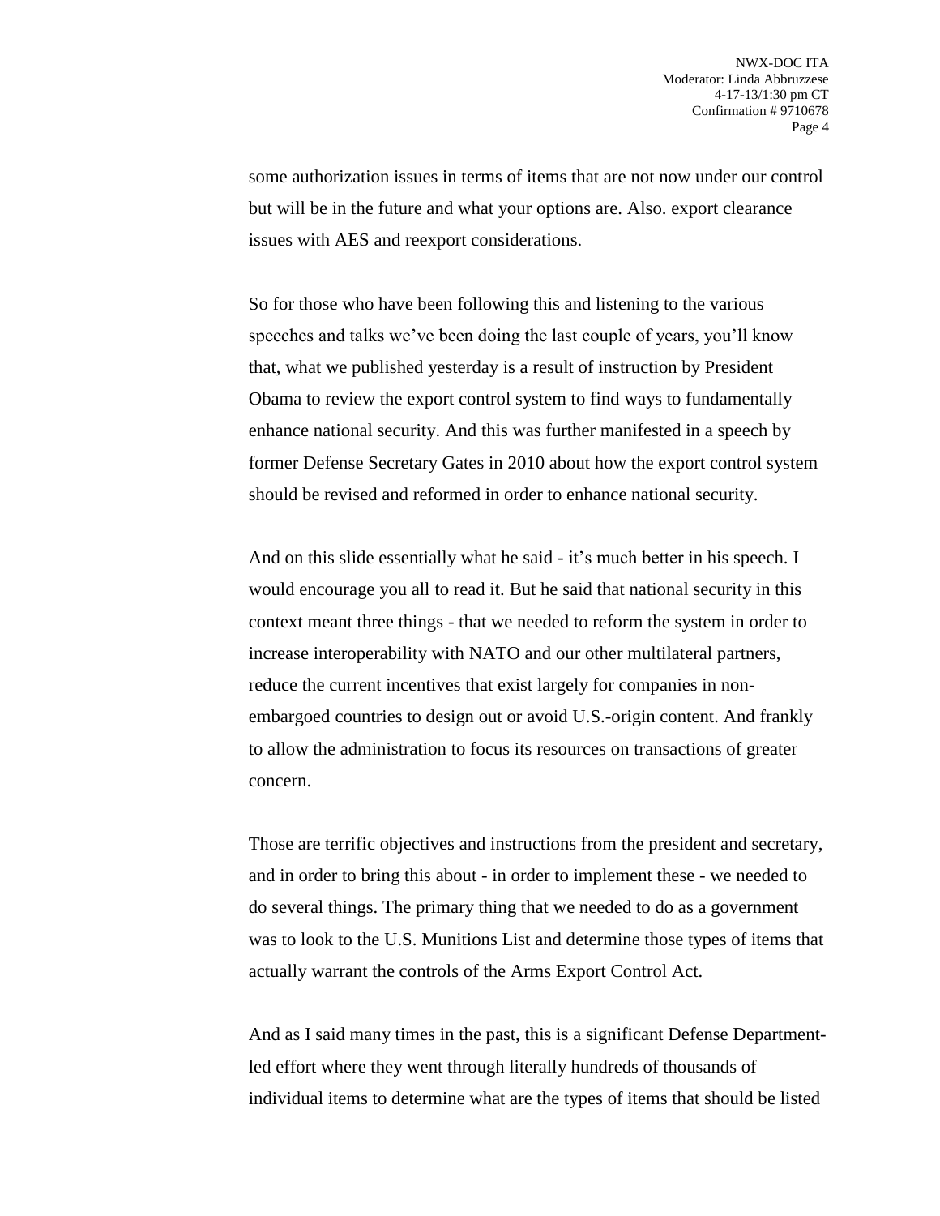some authorization issues in terms of items that are not now under our control but will be in the future and what your options are. Also. export clearance issues with AES and reexport considerations.

So for those who have been following this and listening to the various speeches and talks we've been doing the last couple of years, you'll know that, what we published yesterday is a result of instruction by President Obama to review the export control system to find ways to fundamentally enhance national security. And this was further manifested in a speech by former Defense Secretary Gates in 2010 about how the export control system should be revised and reformed in order to enhance national security.

And on this slide essentially what he said - it's much better in his speech. I would encourage you all to read it. But he said that national security in this context meant three things - that we needed to reform the system in order to increase interoperability with NATO and our other multilateral partners, reduce the current incentives that exist largely for companies in non-embargoed countries to design out or avoid U.S.-origin content. And frankly to allow the administration to focus its resources on transactions of greater concern.

Those are terrific objectives and instructions from the president and secretary, and in order to bring this about - in order to implement these - we needed to do several things. The primary thing that we needed to do as a government was to look to the U.S. Munitions List and determine those types of items that actually warrant the controls of the Arms Export Control Act.

And as I said many times in the past, this is a significant Defense Department-led effort where they went through literally hundreds of thousands of individual items to determine what are the types of items that should be listed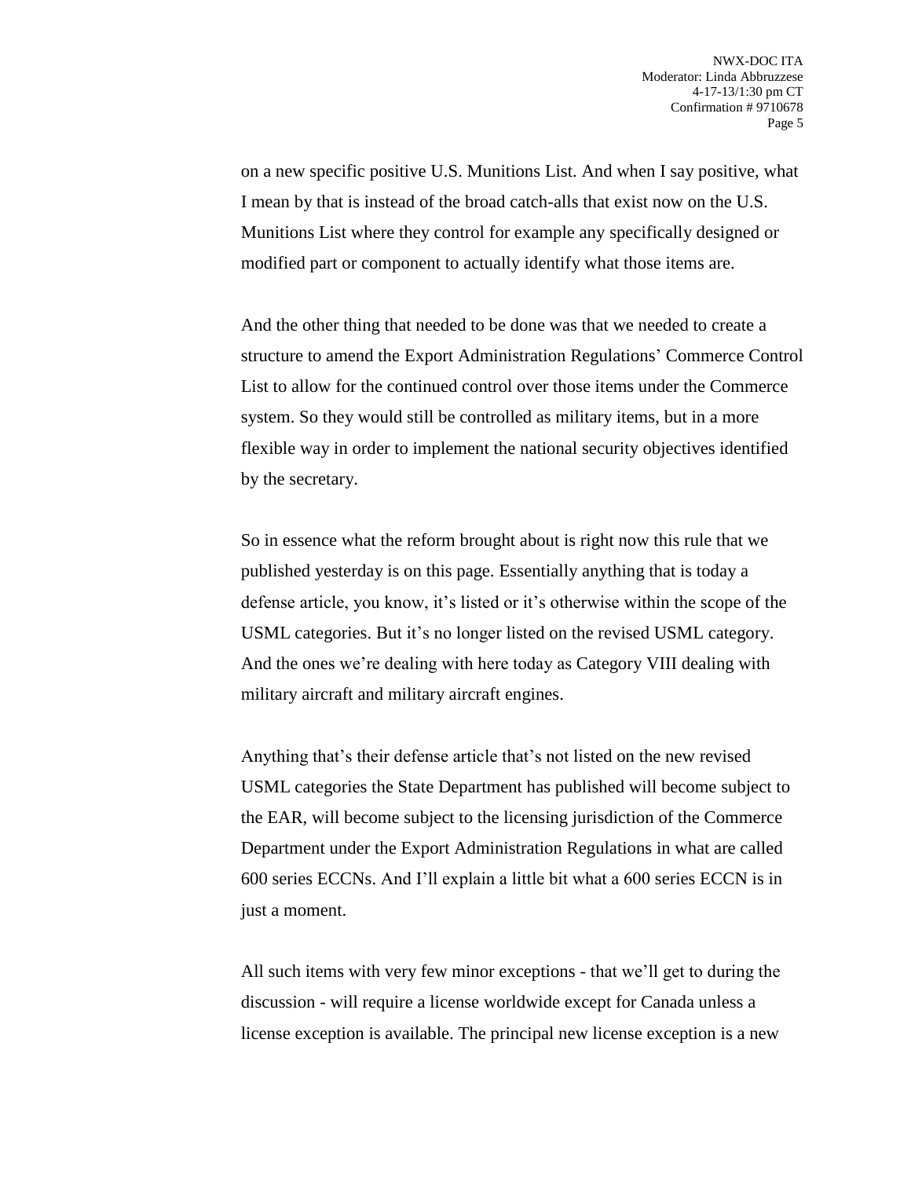on a new specific positive U.S. Munitions List. And when I say positive, what I mean by that is instead of the broad catch-alls that exist now on the U.S. Munitions List where they control for example any specifically designed or modified part or component to actually identify what those items are.

And the other thing that needed to be done was that we needed to create a structure to amend the Export Administration Regulations' Commerce Control List to allow for the continued control over those items under the Commerce system. So they would still be controlled as military items, but in a more flexible way in order to implement the national security objectives identified by the secretary.

So in essence what the reform brought about is right now this rule that we published yesterday is on this page. Essentially anything that is today a defense article, you know, it's listed or it's otherwise within the scope of the USML categories. But it's no longer listed on the revised USML category. And the ones we're dealing with here today as Category VIII dealing with military aircraft and military aircraft engines.

Anything that's their defense article that's not listed on the new revised USML categories the State Department has published will become subject to the EAR, will become subject to the licensing jurisdiction of the Commerce Department under the Export Administration Regulations in what are called 600 series ECCNs. And I'll explain a little bit what a 600 series ECCN is in just a moment.

All such items with very few minor exceptions - that we'll get to during the discussion - will require a license worldwide except for Canada unless a license exception is available. The principal new license exception is a new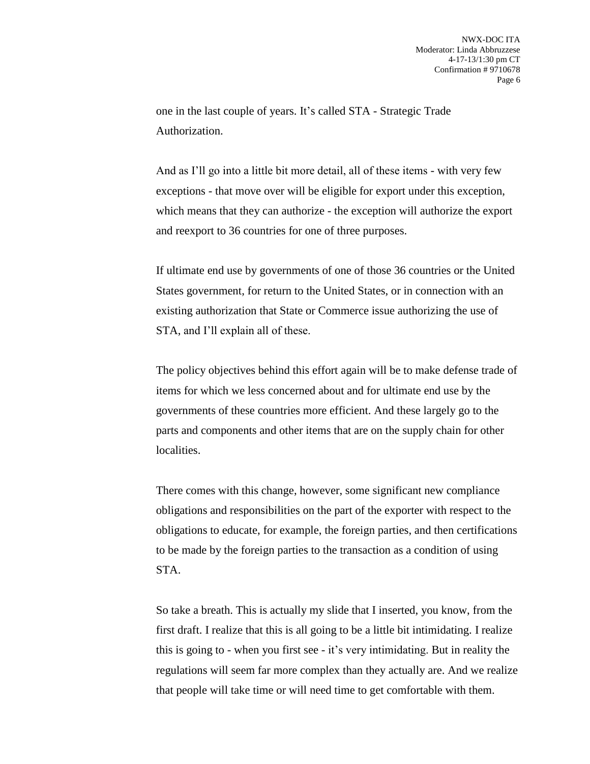one in the last couple of years. It's called STA - Strategic Trade Authorization.

And as I'll go into a little bit more detail, all of these items - with very few exceptions - that move over will be eligible for export under this exception, which means that they can authorize - the exception will authorize the export and reexport to 36 countries for one of three purposes.

If ultimate end use by governments of one of those 36 countries or the United States government, for return to the United States, or in connection with an existing authorization that State or Commerce issue authorizing the use of STA, and I'll explain all of these.

The policy objectives behind this effort again will be to make defense trade of items for which we less concerned about and for ultimate end use by the governments of these countries more efficient. And these largely go to the parts and components and other items that are on the supply chain for other localities.

There comes with this change, however, some significant new compliance obligations and responsibilities on the part of the exporter with respect to the obligations to educate, for example, the foreign parties, and then certifications to be made by the foreign parties to the transaction as a condition of using STA.

So take a breath. This is actually my slide that I inserted, you know, from the first draft. I realize that this is all going to be a little bit intimidating. I realize this is going to - when you first see - it's very intimidating. But in reality the regulations will seem far more complex than they actually are. And we realize that people will take time or will need time to get comfortable with them.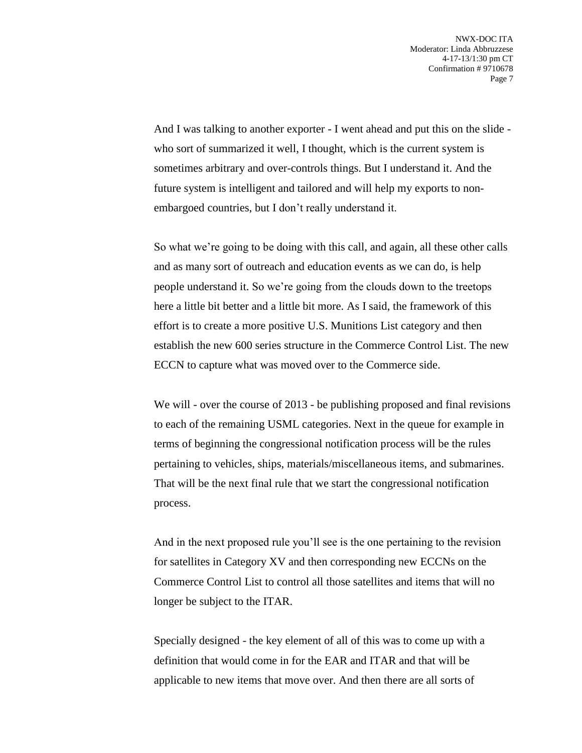And I was talking to another exporter - I went ahead and put this on the slide - who sort of summarized it well, I thought, which is the current system is sometimes arbitrary and over-controls things. But I understand it. And the future system is intelligent and tailored and will help my exports to non-embargoed countries, but I don't really understand it.

So what we're going to be doing with this call, and again, all these other calls and as many sort of outreach and education events as we can do, is help people understand it. So we're going from the clouds down to the treetops here a little bit better and a little bit more. As I said, the framework of this effort is to create a more positive U.S. Munitions List category and then establish the new 600 series structure in the Commerce Control List. The new ECCN to capture what was moved over to the Commerce side.

We will - over the course of 2013 - be publishing proposed and final revisions to each of the remaining USML categories. Next in the queue for example in terms of beginning the congressional notification process will be the rules pertaining to vehicles, ships, materials/miscellaneous items, and submarines. That will be the next final rule that we start the congressional notification process.

And in the next proposed rule you'll see is the one pertaining to the revision for satellites in Category XV and then corresponding new ECCNs on the Commerce Control List to control all those satellites and items that will no longer be subject to the ITAR.

Specially designed - the key element of all of this was to come up with a definition that would come in for the EAR and ITAR and that will be applicable to new items that move over. And then there are all sorts of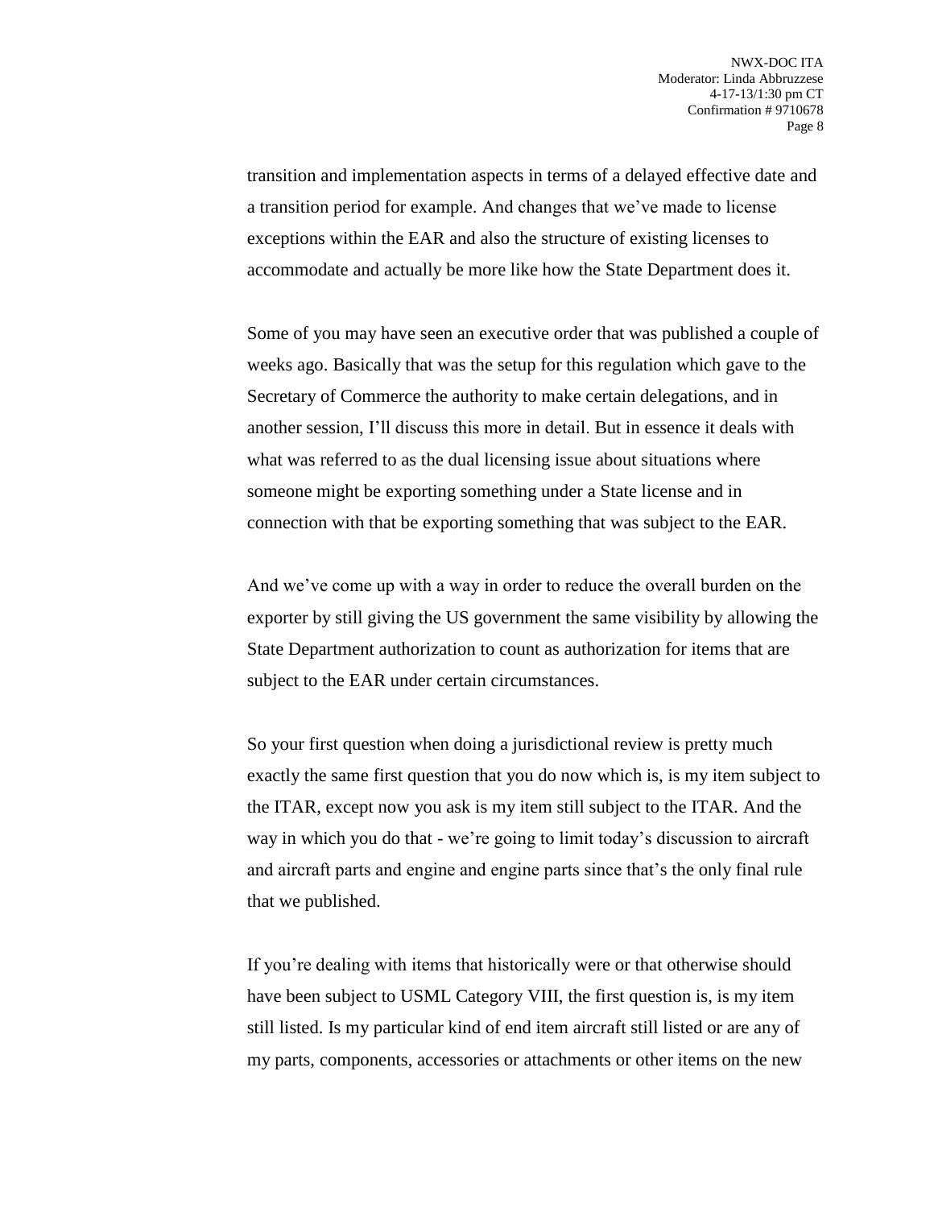transition and implementation aspects in terms of a delayed effective date and a transition period for example. And changes that we've made to license exceptions within the EAR and also the structure of existing licenses to accommodate and actually be more like how the State Department does it.

Some of you may have seen an executive order that was published a couple of weeks ago. Basically that was the setup for this regulation which gave to the Secretary of Commerce the authority to make certain delegations, and in another session, I'll discuss this more in detail. But in essence it deals with what was referred to as the dual licensing issue about situations where someone might be exporting something under a State license and in connection with that be exporting something that was subject to the EAR.

And we've come up with a way in order to reduce the overall burden on the exporter by still giving the US government the same visibility by allowing the State Department authorization to count as authorization for items that are subject to the EAR under certain circumstances.

So your first question when doing a jurisdictional review is pretty much exactly the same first question that you do now which is, is my item subject to the ITAR, except now you ask is my item still subject to the ITAR. And the way in which you do that - we're going to limit today's discussion to aircraft and aircraft parts and engine and engine parts since that's the only final rule that we published.

If you're dealing with items that historically were or that otherwise should have been subject to USML Category VIII, the first question is, is my item still listed. Is my particular kind of end item aircraft still listed or are any of my parts, components, accessories or attachments or other items on the new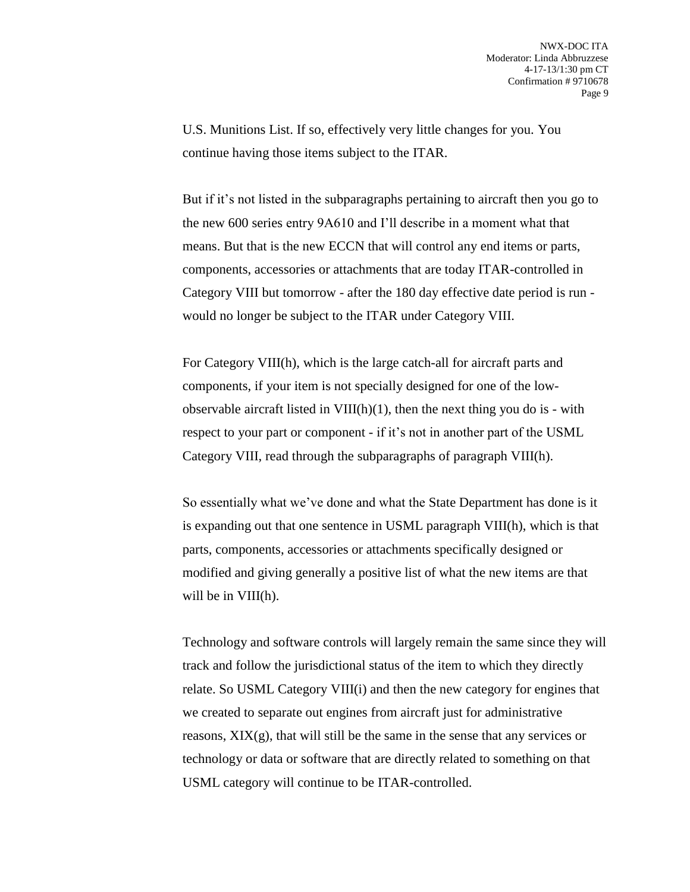U.S. Munitions List. If so, effectively very little changes for you. You continue having those items subject to the ITAR.

But if it's not listed in the subparagraphs pertaining to aircraft then you go to the new 600 series entry 9A610 and I'll describe in a moment what that means. But that is the new ECCN that will control any end items or parts, components, accessories or attachments that are today ITAR-controlled in Category VIII but tomorrow - after the 180 day effective date period is run - would no longer be subject to the ITAR under Category VIII.

For Category VIII(h), which is the large catch-all for aircraft parts and components, if your item is not specially designed for one of the low-observable aircraft listed in VIII(h)(1), then the next thing you do is - with respect to your part or component - if it's not in another part of the USML Category VIII, read through the subparagraphs of paragraph VIII(h).

So essentially what we've done and what the State Department has done is it is expanding out that one sentence in USML paragraph VIII(h), which is that parts, components, accessories or attachments specifically designed or modified and giving generally a positive list of what the new items are that will be in VIII(h).

Technology and software controls will largely remain the same since they will track and follow the jurisdictional status of the item to which they directly relate. So USML Category VIII(i) and then the new category for engines that we created to separate out engines from aircraft just for administrative reasons, XIX(g), that will still be the same in the sense that any services or technology or data or software that are directly related to something on that USML category will continue to be ITAR-controlled.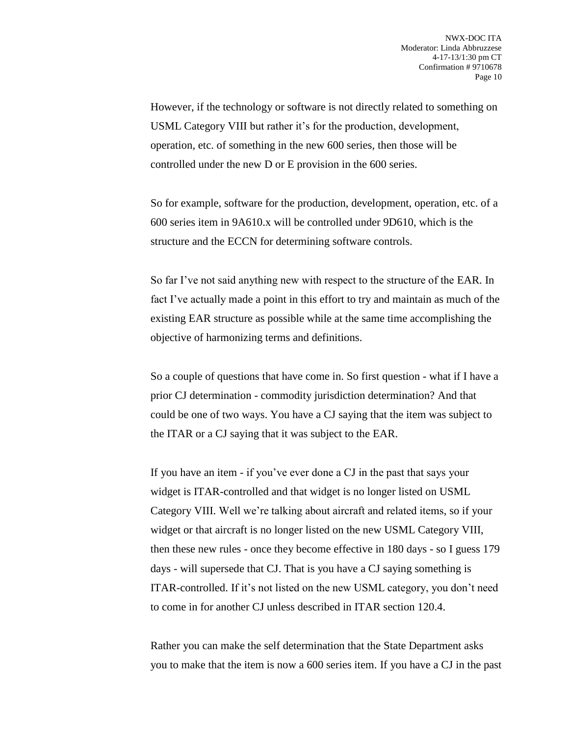However, if the technology or software is not directly related to something on USML Category VIII but rather it's for the production, development, operation, etc. of something in the new 600 series, then those will be controlled under the new D or E provision in the 600 series.

So for example, software for the production, development, operation, etc. of a 600 series item in 9A610.x will be controlled under 9D610, which is the structure and the ECCN for determining software controls.

So far I've not said anything new with respect to the structure of the EAR. In fact I've actually made a point in this effort to try and maintain as much of the existing EAR structure as possible while at the same time accomplishing the objective of harmonizing terms and definitions.

So a couple of questions that have come in. So first question - what if I have a prior CJ determination - commodity jurisdiction determination? And that could be one of two ways. You have a CJ saying that the item was subject to the ITAR or a CJ saying that it was subject to the EAR.

If you have an item - if you've ever done a CJ in the past that says your widget is ITAR-controlled and that widget is no longer listed on USML Category VIII. Well we're talking about aircraft and related items, so if your widget or that aircraft is no longer listed on the new USML Category VIII, then these new rules - once they become effective in 180 days - so I guess 179 days - will supersede that CJ. That is you have a CJ saying something is ITAR-controlled. If it's not listed on the new USML category, you don't need to come in for another CJ unless described in ITAR section 120.4.

Rather you can make the self determination that the State Department asks you to make that the item is now a 600 series item. If you have a CJ in the past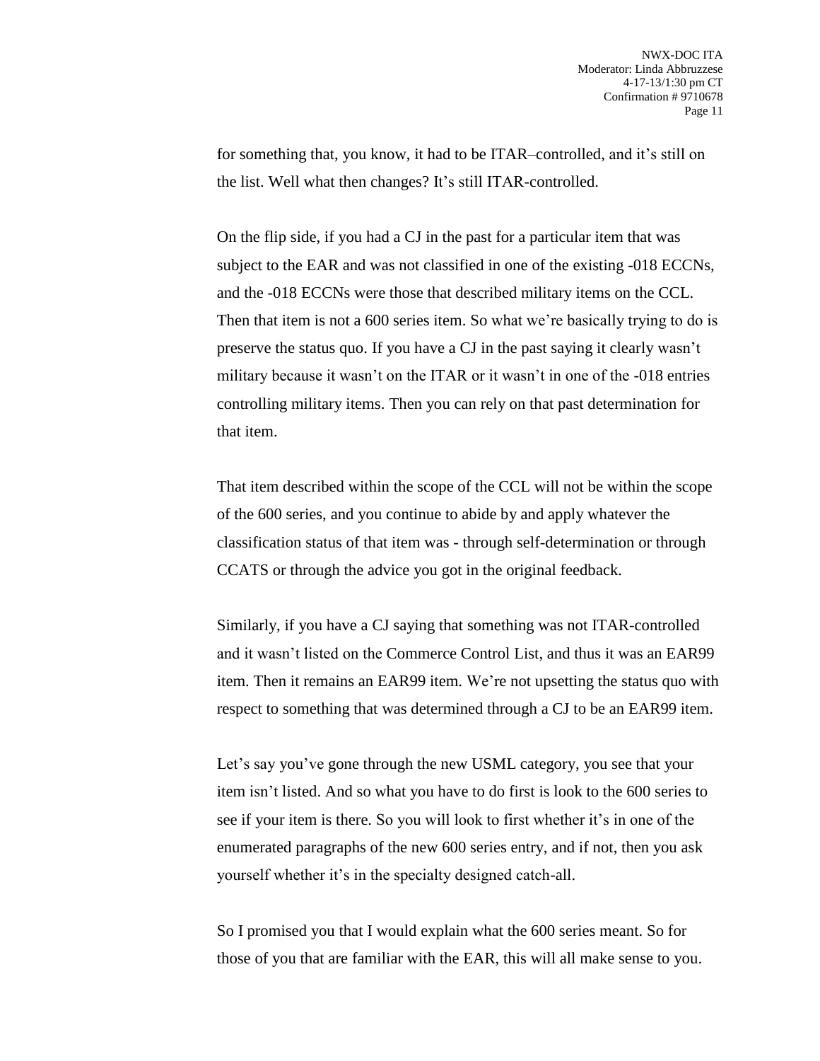for something that, you know, it had to be ITAR–controlled, and it's still on the list. Well what then changes? It's still ITAR-controlled.

On the flip side, if you had a CJ in the past for a particular item that was subject to the EAR and was not classified in one of the existing -018 ECCNs, and the -018 ECCNs were those that described military items on the CCL. Then that item is not a 600 series item. So what we're basically trying to do is preserve the status quo. If you have a CJ in the past saying it clearly wasn't military because it wasn't on the ITAR or it wasn't in one of the -018 entries controlling military items. Then you can rely on that past determination for that item.

That item described within the scope of the CCL will not be within the scope of the 600 series, and you continue to abide by and apply whatever the classification status of that item was - through self-determination or through CCATS or through the advice you got in the original feedback.

Similarly, if you have a CJ saying that something was not ITAR-controlled and it wasn't listed on the Commerce Control List, and thus it was an EAR99 item. Then it remains an EAR99 item. We're not upsetting the status quo with respect to something that was determined through a CJ to be an EAR99 item.

Let's say you've gone through the new USML category, you see that your item isn't listed. And so what you have to do first is look to the 600 series to see if your item is there. So you will look to first whether it's in one of the enumerated paragraphs of the new 600 series entry, and if not, then you ask yourself whether it's in the specialty designed catch-all.

So I promised you that I would explain what the 600 series meant. So for those of you that are familiar with the EAR, this will all make sense to you.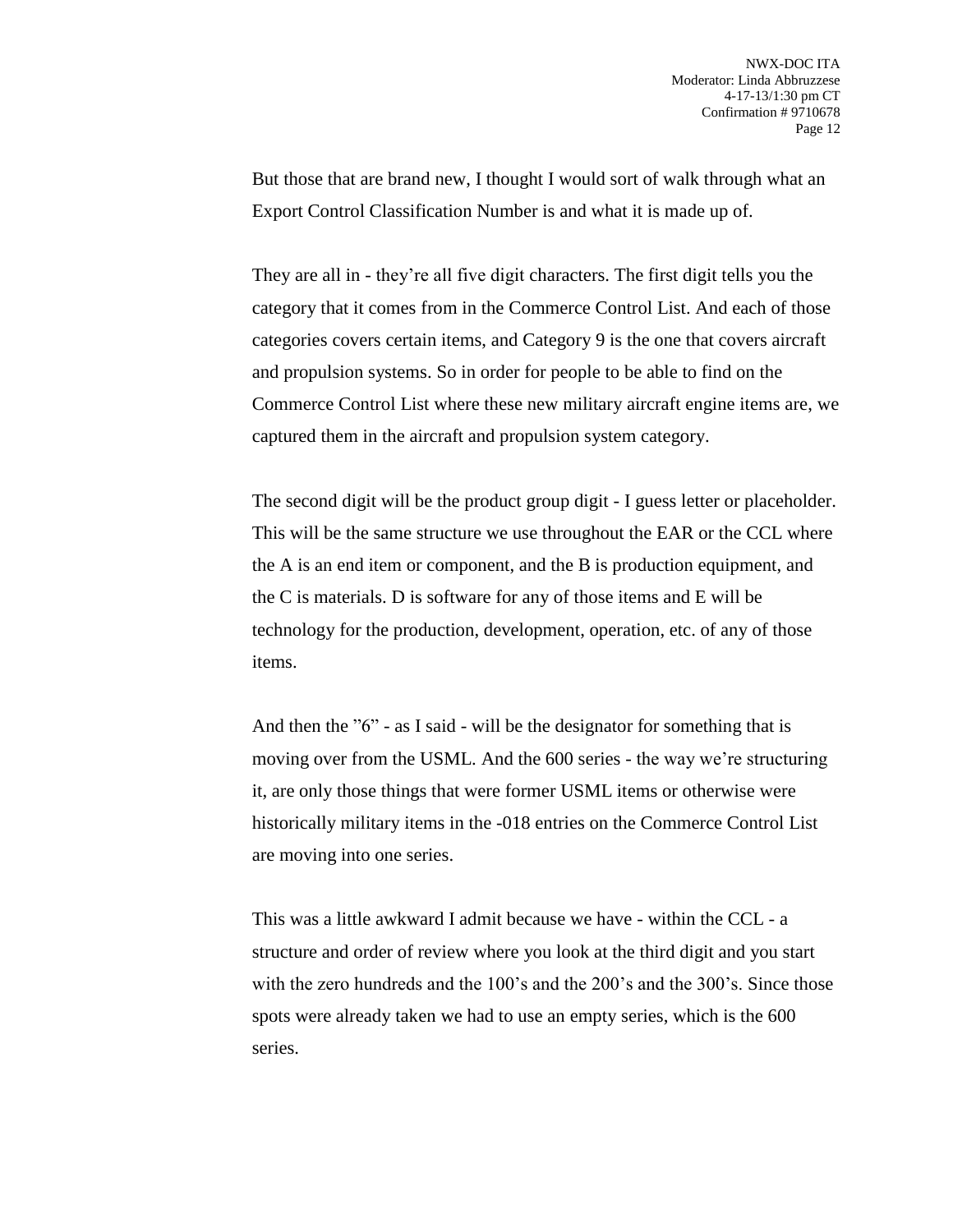But those that are brand new, I thought I would sort of walk through what an Export Control Classification Number is and what it is made up of.

They are all in - they're all five digit characters. The first digit tells you the category that it comes from in the Commerce Control List. And each of those categories covers certain items, and Category 9 is the one that covers aircraft and propulsion systems. So in order for people to be able to find on the Commerce Control List where these new military aircraft engine items are, we captured them in the aircraft and propulsion system category.

The second digit will be the product group digit - I guess letter or placeholder. This will be the same structure we use throughout the EAR or the CCL where the A is an end item or component, and the B is production equipment, and the C is materials. D is software for any of those items and E will be technology for the production, development, operation, etc. of any of those items.

And then the "6" - as I said - will be the designator for something that is moving over from the USML. And the 600 series - the way we're structuring it, are only those things that were former USML items or otherwise were historically military items in the -018 entries on the Commerce Control List are moving into one series.

This was a little awkward I admit because we have - within the CCL - a structure and order of review where you look at the third digit and you start with the zero hundreds and the 100's and the 200's and the 300's. Since those spots were already taken we had to use an empty series, which is the 600 series.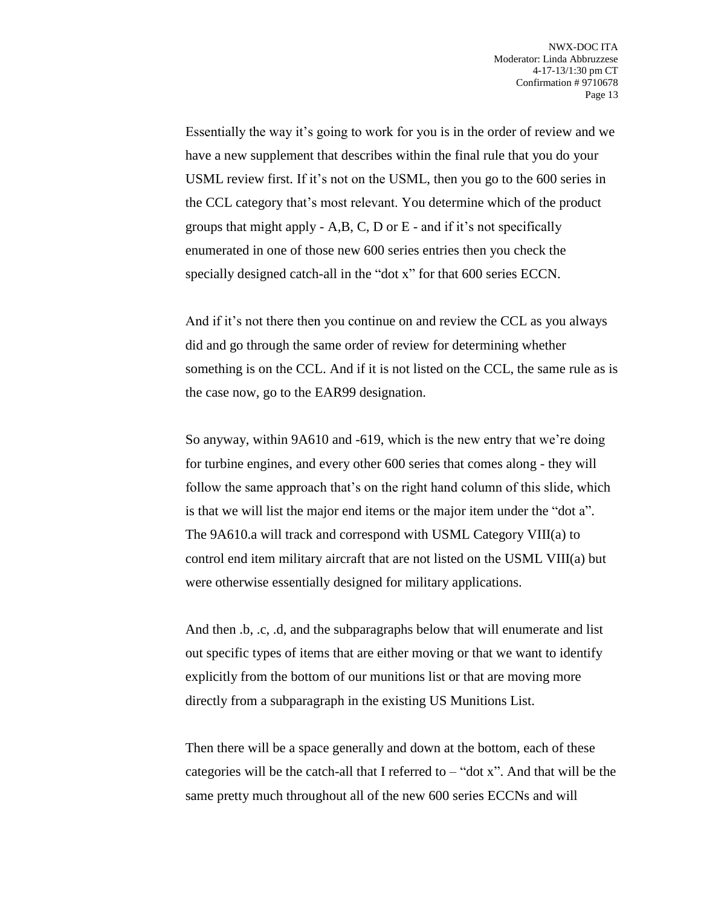Essentially the way it's going to work for you is in the order of review and we have a new supplement that describes within the final rule that you do your USML review first. If it's not on the USML, then you go to the 600 series in the CCL category that's most relevant. You determine which of the product groups that might apply - A,B, C, D or E - and if it's not specifically enumerated in one of those new 600 series entries then you check the specially designed catch-all in the "dot x" for that 600 series ECCN.

And if it's not there then you continue on and review the CCL as you always did and go through the same order of review for determining whether something is on the CCL. And if it is not listed on the CCL, the same rule as is the case now, go to the EAR99 designation.

So anyway, within 9A610 and -619, which is the new entry that we're doing for turbine engines, and every other 600 series that comes along - they will follow the same approach that's on the right hand column of this slide, which is that we will list the major end items or the major item under the "dot a". The 9A610.a will track and correspond with USML Category VIII(a) to control end item military aircraft that are not listed on the USML VIII(a) but were otherwise essentially designed for military applications.

And then .b, .c, .d, and the subparagraphs below that will enumerate and list out specific types of items that are either moving or that we want to identify explicitly from the bottom of our munitions list or that are moving more directly from a subparagraph in the existing US Munitions List.

Then there will be a space generally and down at the bottom, each of these categories will be the catch-all that I referred to – "dot x". And that will be the same pretty much throughout all of the new 600 series ECCNs and will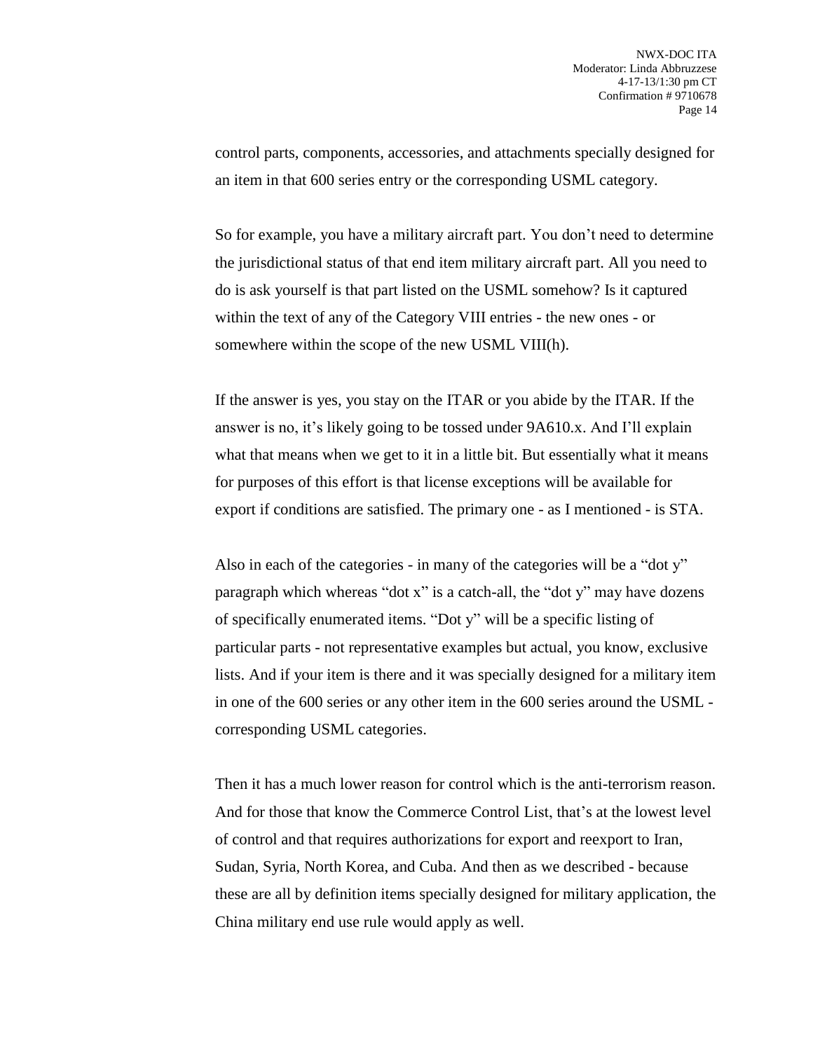control parts, components, accessories, and attachments specially designed for an item in that 600 series entry or the corresponding USML category.

So for example, you have a military aircraft part. You don't need to determine the jurisdictional status of that end item military aircraft part. All you need to do is ask yourself is that part listed on the USML somehow? Is it captured within the text of any of the Category VIII entries - the new ones - or somewhere within the scope of the new USML VIII(h).

If the answer is yes, you stay on the ITAR or you abide by the ITAR. If the answer is no, it's likely going to be tossed under 9A610.x. And I'll explain what that means when we get to it in a little bit. But essentially what it means for purposes of this effort is that license exceptions will be available for export if conditions are satisfied. The primary one - as I mentioned - is STA.

Also in each of the categories - in many of the categories will be a "dot y" paragraph which whereas "dot x" is a catch-all, the "dot y" may have dozens of specifically enumerated items. "Dot y" will be a specific listing of particular parts - not representative examples but actual, you know, exclusive lists. And if your item is there and it was specially designed for a military item in one of the 600 series or any other item in the 600 series around the USML - corresponding USML categories.

Then it has a much lower reason for control which is the anti-terrorism reason. And for those that know the Commerce Control List, that's at the lowest level of control and that requires authorizations for export and reexport to Iran, Sudan, Syria, North Korea, and Cuba. And then as we described - because these are all by definition items specially designed for military application, the China military end use rule would apply as well.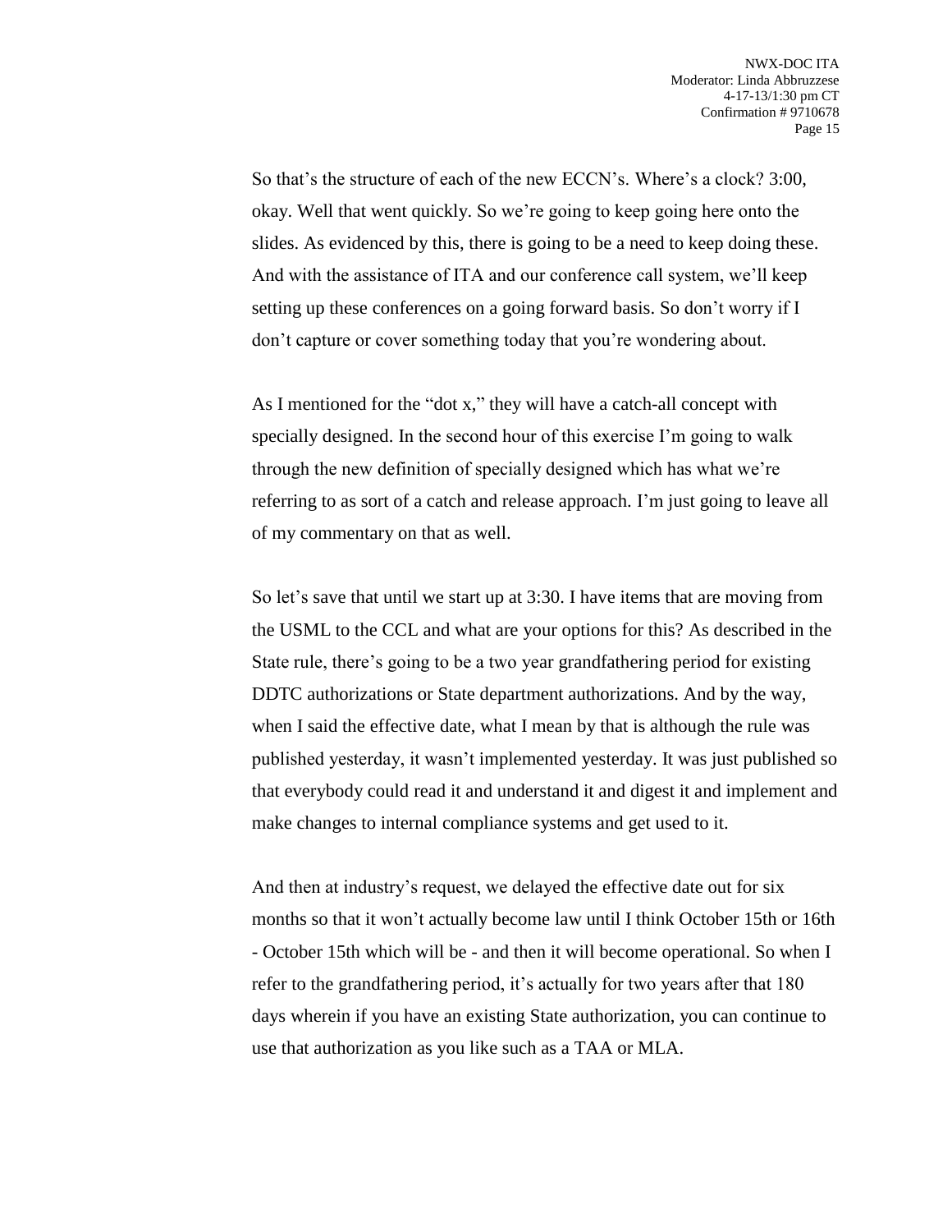So that's the structure of each of the new ECCN's. Where's a clock? 3:00, okay. Well that went quickly. So we're going to keep going here onto the slides. As evidenced by this, there is going to be a need to keep doing these. And with the assistance of ITA and our conference call system, we'll keep setting up these conferences on a going forward basis. So don't worry if I don't capture or cover something today that you're wondering about.

As I mentioned for the "dot x," they will have a catch-all concept with specially designed. In the second hour of this exercise I'm going to walk through the new definition of specially designed which has what we're referring to as sort of a catch and release approach. I'm just going to leave all of my commentary on that as well.

So let's save that until we start up at 3:30. I have items that are moving from the USML to the CCL and what are your options for this? As described in the State rule, there's going to be a two year grandfathering period for existing DDTC authorizations or State department authorizations. And by the way, when I said the effective date, what I mean by that is although the rule was published yesterday, it wasn't implemented yesterday. It was just published so that everybody could read it and understand it and digest it and implement and make changes to internal compliance systems and get used to it.

And then at industry's request, we delayed the effective date out for six months so that it won't actually become law until I think October 15th or 16th - October 15th which will be - and then it will become operational. So when I refer to the grandfathering period, it's actually for two years after that 180 days wherein if you have an existing State authorization, you can continue to use that authorization as you like such as a TAA or MLA.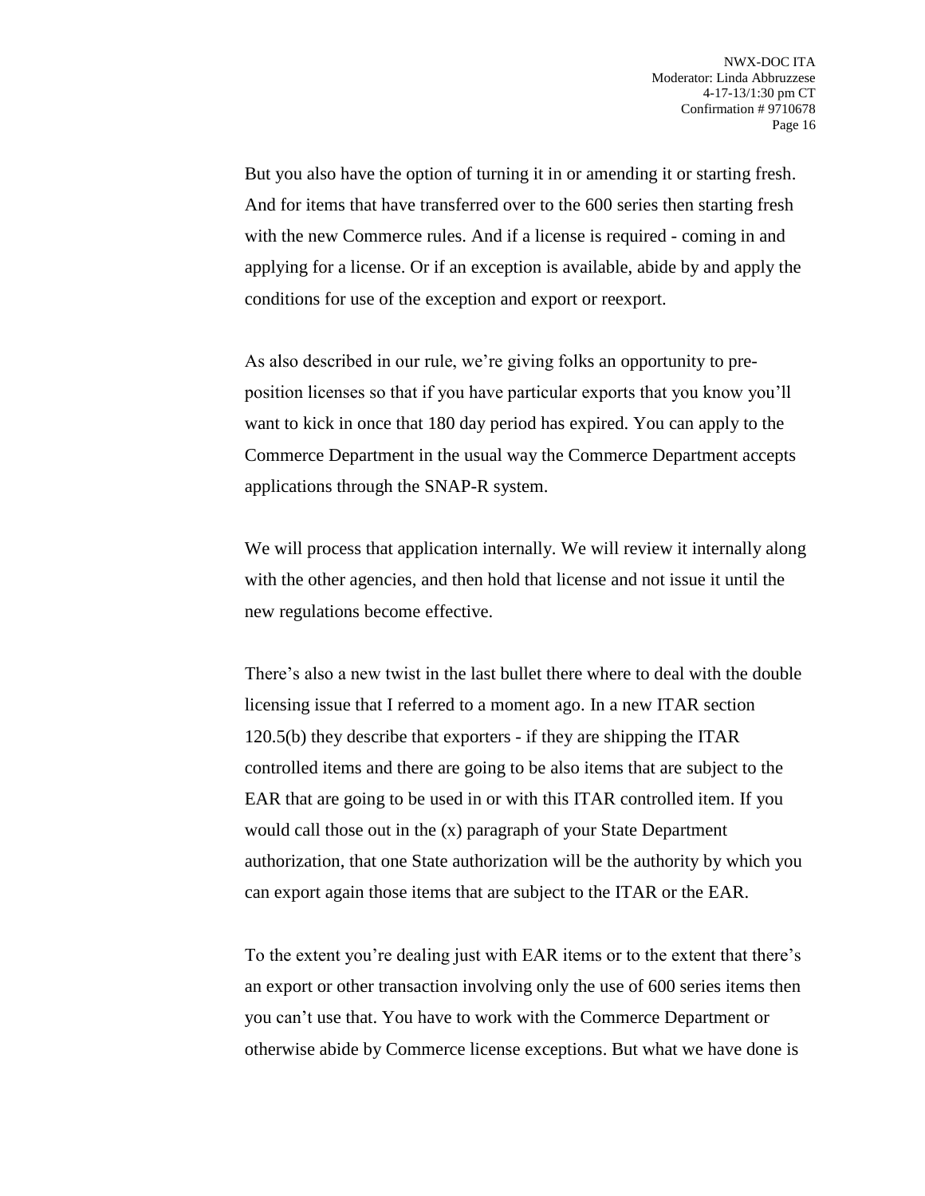But you also have the option of turning it in or amending it or starting fresh. And for items that have transferred over to the 600 series then starting fresh with the new Commerce rules. And if a license is required - coming in and applying for a license. Or if an exception is available, abide by and apply the conditions for use of the exception and export or reexport.

As also described in our rule, we're giving folks an opportunity to pre-position licenses so that if you have particular exports that you know you'll want to kick in once that 180 day period has expired. You can apply to the Commerce Department in the usual way the Commerce Department accepts applications through the SNAP-R system.

We will process that application internally. We will review it internally along with the other agencies, and then hold that license and not issue it until the new regulations become effective.

There's also a new twist in the last bullet there where to deal with the double licensing issue that I referred to a moment ago. In a new ITAR section 120.5(b) they describe that exporters - if they are shipping the ITAR controlled items and there are going to be also items that are subject to the EAR that are going to be used in or with this ITAR controlled item. If you would call those out in the (x) paragraph of your State Department authorization, that one State authorization will be the authority by which you can export again those items that are subject to the ITAR or the EAR.

To the extent you're dealing just with EAR items or to the extent that there's an export or other transaction involving only the use of 600 series items then you can't use that. You have to work with the Commerce Department or otherwise abide by Commerce license exceptions. But what we have done is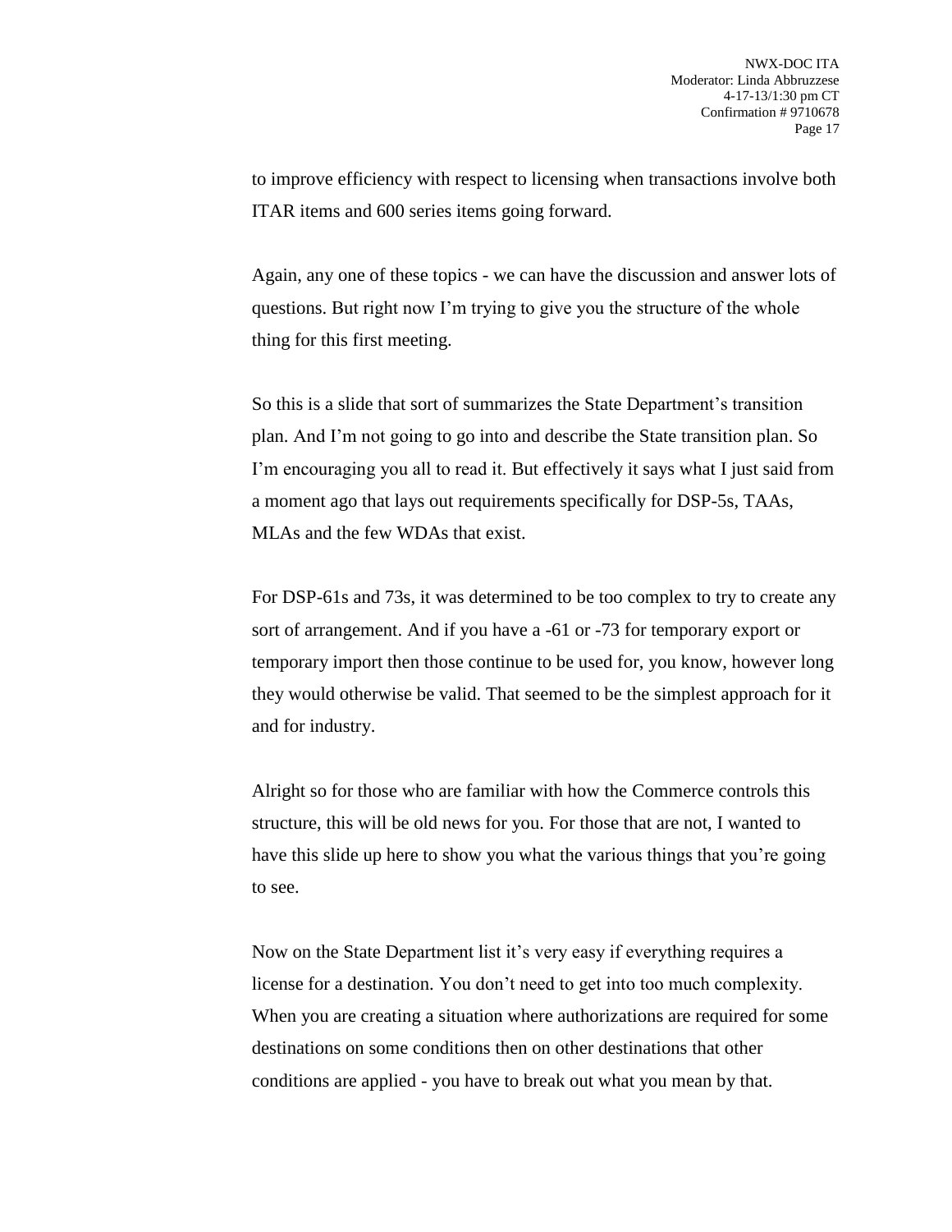to improve efficiency with respect to licensing when transactions involve both ITAR items and 600 series items going forward.

Again, any one of these topics - we can have the discussion and answer lots of questions. But right now I'm trying to give you the structure of the whole thing for this first meeting.

So this is a slide that sort of summarizes the State Department's transition plan. And I'm not going to go into and describe the State transition plan. So I'm encouraging you all to read it. But effectively it says what I just said from a moment ago that lays out requirements specifically for DSP-5s, TAAs, MLAs and the few WDAs that exist.

For DSP-61s and 73s, it was determined to be too complex to try to create any sort of arrangement. And if you have a -61 or -73 for temporary export or temporary import then those continue to be used for, you know, however long they would otherwise be valid. That seemed to be the simplest approach for it and for industry.

Alright so for those who are familiar with how the Commerce controls this structure, this will be old news for you. For those that are not, I wanted to have this slide up here to show you what the various things that you're going to see.

Now on the State Department list it's very easy if everything requires a license for a destination. You don't need to get into too much complexity. When you are creating a situation where authorizations are required for some destinations on some conditions then on other destinations that other conditions are applied - you have to break out what you mean by that.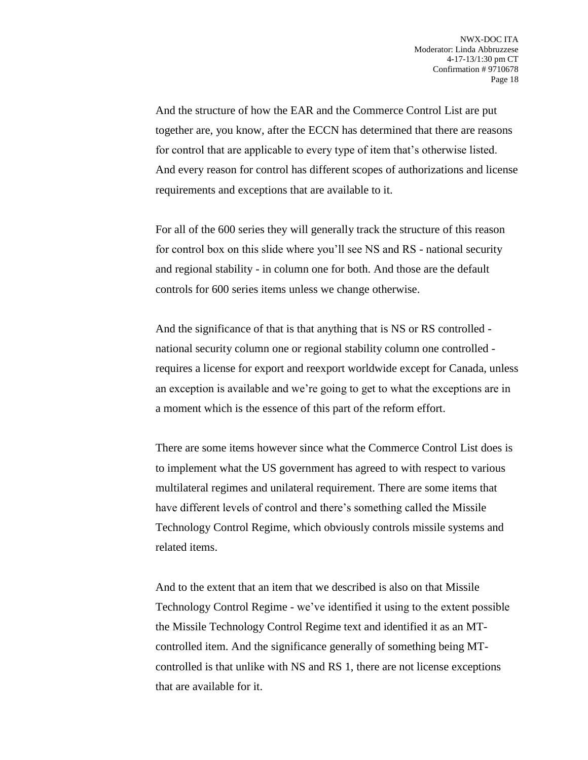And the structure of how the EAR and the Commerce Control List are put together are, you know, after the ECCN has determined that there are reasons for control that are applicable to every type of item that's otherwise listed. And every reason for control has different scopes of authorizations and license requirements and exceptions that are available to it.

For all of the 600 series they will generally track the structure of this reason for control box on this slide where you'll see NS and RS - national security and regional stability - in column one for both. And those are the default controls for 600 series items unless we change otherwise.

And the significance of that is that anything that is NS or RS controlled - national security column one or regional stability column one controlled - requires a license for export and reexport worldwide except for Canada, unless an exception is available and we're going to get to what the exceptions are in a moment which is the essence of this part of the reform effort.

There are some items however since what the Commerce Control List does is to implement what the US government has agreed to with respect to various multilateral regimes and unilateral requirement. There are some items that have different levels of control and there's something called the Missile Technology Control Regime, which obviously controls missile systems and related items.

And to the extent that an item that we described is also on that Missile Technology Control Regime - we've identified it using to the extent possible the Missile Technology Control Regime text and identified it as an MT-controlled item. And the significance generally of something being MT-controlled is that unlike with NS and RS 1, there are not license exceptions that are available for it.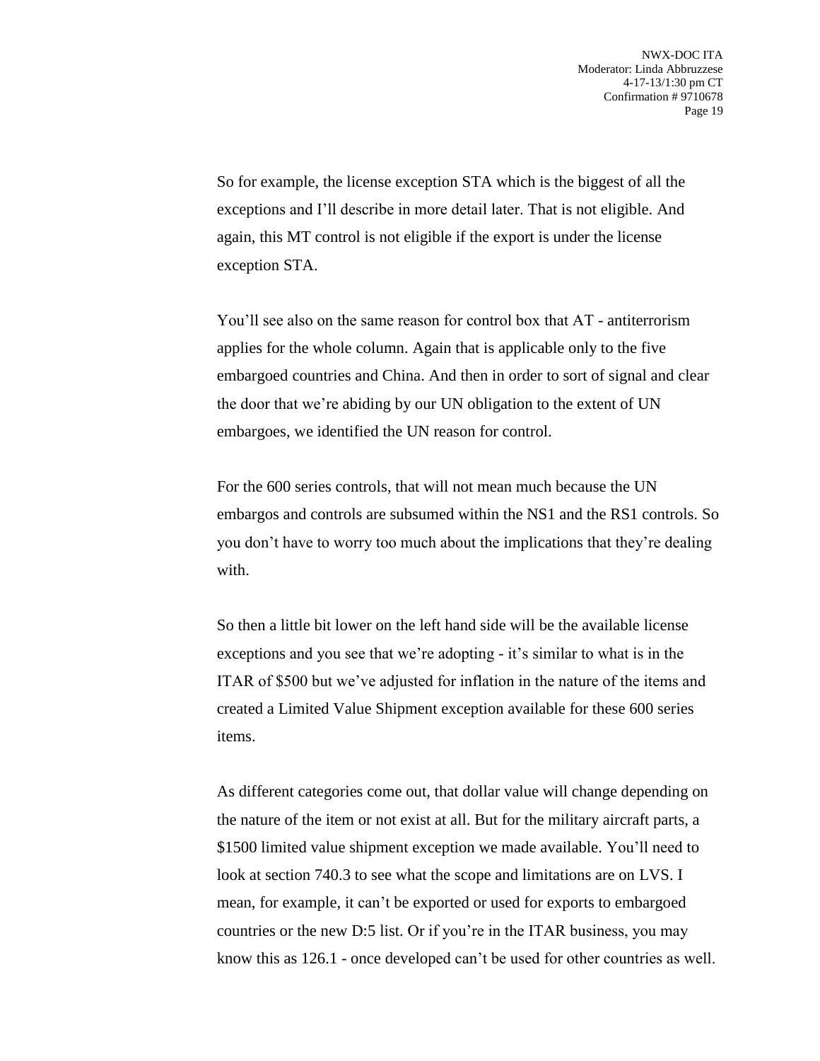So for example, the license exception STA which is the biggest of all the exceptions and I'll describe in more detail later. That is not eligible. And again, this MT control is not eligible if the export is under the license exception STA.

You'll see also on the same reason for control box that AT - antiterrorism applies for the whole column. Again that is applicable only to the five embargoed countries and China. And then in order to sort of signal and clear the door that we're abiding by our UN obligation to the extent of UN embargoes, we identified the UN reason for control.

For the 600 series controls, that will not mean much because the UN embargos and controls are subsumed within the NS1 and the RS1 controls. So you don't have to worry too much about the implications that they're dealing with.

So then a little bit lower on the left hand side will be the available license exceptions and you see that we're adopting - it's similar to what is in the ITAR of $500 but we've adjusted for inflation in the nature of the items and created a Limited Value Shipment exception available for these 600 series items.

As different categories come out, that dollar value will change depending on the nature of the item or not exist at all. But for the military aircraft parts, a $1500 limited value shipment exception we made available. You'll need to look at section 740.3 to see what the scope and limitations are on LVS. I mean, for example, it can't be exported or used for exports to embargoed countries or the new D:5 list. Or if you're in the ITAR business, you may know this as 126.1 - once developed can't be used for other countries as well.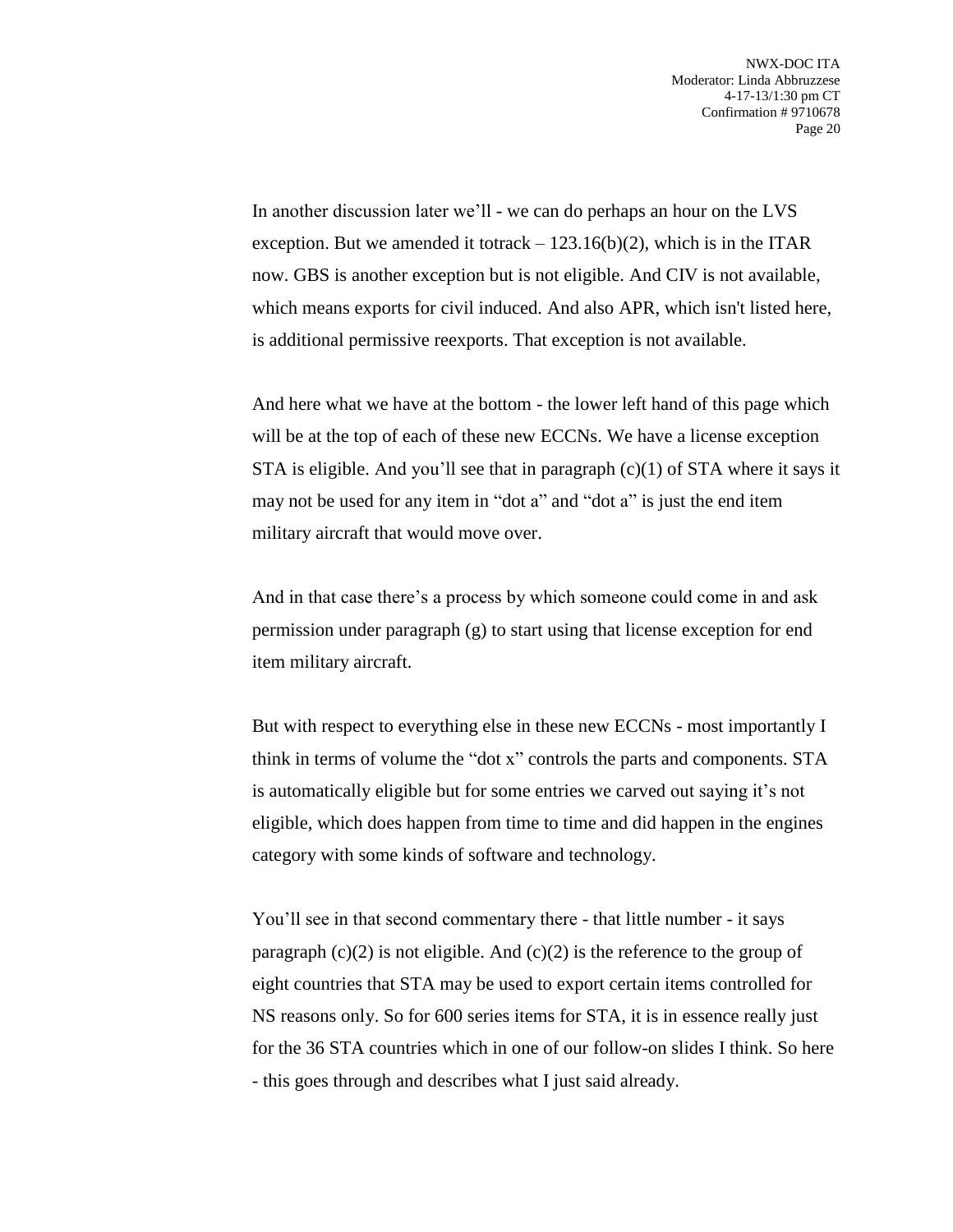In another discussion later we'll - we can do perhaps an hour on the LVS exception. But we amended it totrack – 123.16(b)(2), which is in the ITAR now. GBS is another exception but is not eligible. And CIV is not available, which means exports for civil induced. And also APR, which isn't listed here, is additional permissive reexports. That exception is not available.

And here what we have at the bottom - the lower left hand of this page which will be at the top of each of these new ECCNs. We have a license exception STA is eligible. And you'll see that in paragraph (c)(1) of STA where it says it may not be used for any item in "dot a" and "dot a" is just the end item military aircraft that would move over.

And in that case there's a process by which someone could come in and ask permission under paragraph (g) to start using that license exception for end item military aircraft.

But with respect to everything else in these new ECCNs - most importantly I think in terms of volume the "dot x" controls the parts and components. STA is automatically eligible but for some entries we carved out saying it's not eligible, which does happen from time to time and did happen in the engines category with some kinds of software and technology.

You'll see in that second commentary there - that little number - it says paragraph (c)(2) is not eligible. And (c)(2) is the reference to the group of eight countries that STA may be used to export certain items controlled for NS reasons only. So for 600 series items for STA, it is in essence really just for the 36 STA countries which in one of our follow-on slides I think. So here - this goes through and describes what I just said already.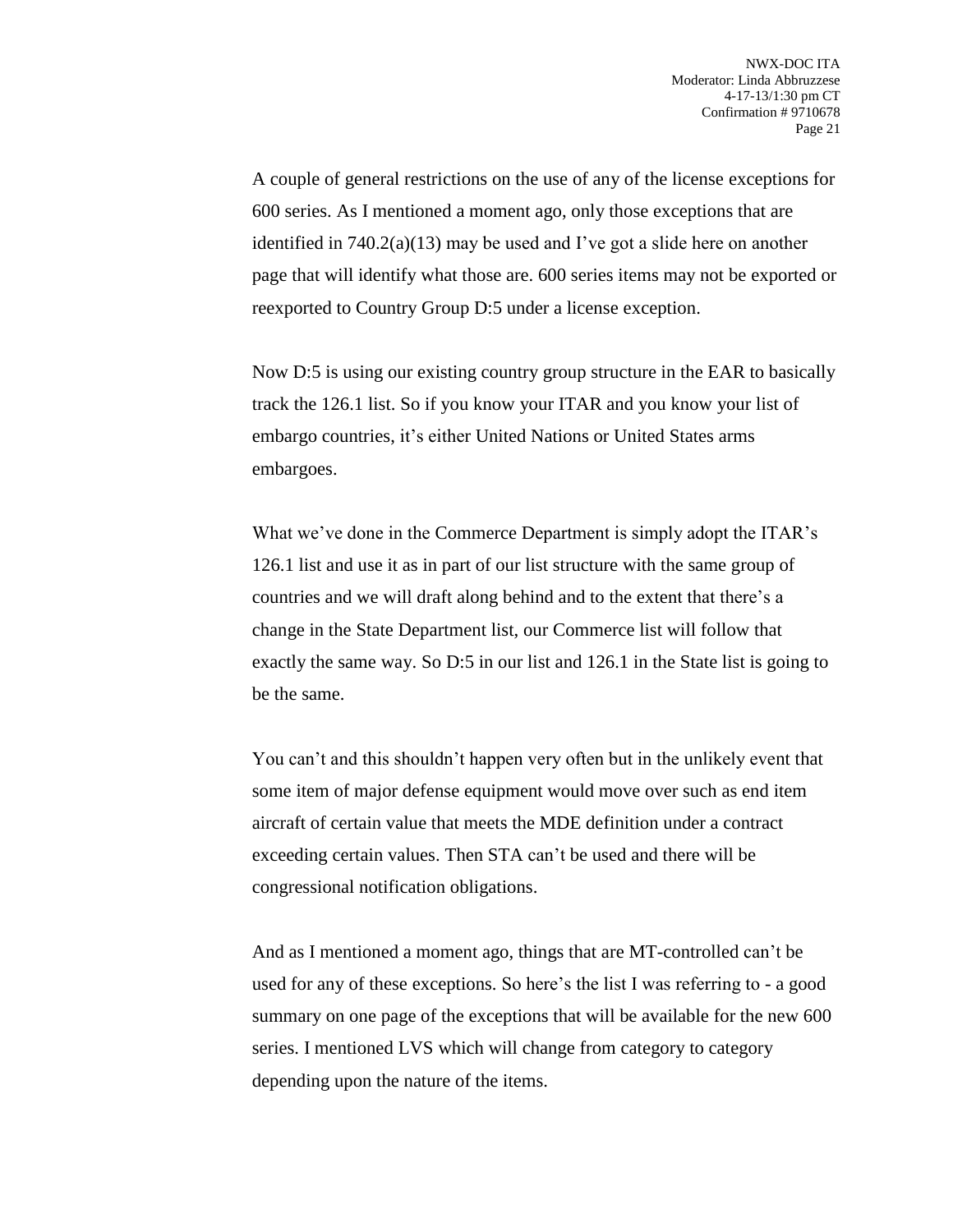A couple of general restrictions on the use of any of the license exceptions for 600 series. As I mentioned a moment ago, only those exceptions that are identified in 740.2(a)(13) may be used and I've got a slide here on another page that will identify what those are. 600 series items may not be exported or reexported to Country Group D:5 under a license exception.

Now D:5 is using our existing country group structure in the EAR to basically track the 126.1 list. So if you know your ITAR and you know your list of embargo countries, it's either United Nations or United States arms embargoes.

What we've done in the Commerce Department is simply adopt the ITAR's 126.1 list and use it as in part of our list structure with the same group of countries and we will draft along behind and to the extent that there's a change in the State Department list, our Commerce list will follow that exactly the same way. So D:5 in our list and 126.1 in the State list is going to be the same.

You can't and this shouldn't happen very often but in the unlikely event that some item of major defense equipment would move over such as end item aircraft of certain value that meets the MDE definition under a contract exceeding certain values. Then STA can't be used and there will be congressional notification obligations.

And as I mentioned a moment ago, things that are MT-controlled can't be used for any of these exceptions. So here's the list I was referring to - a good summary on one page of the exceptions that will be available for the new 600 series. I mentioned LVS which will change from category to category depending upon the nature of the items.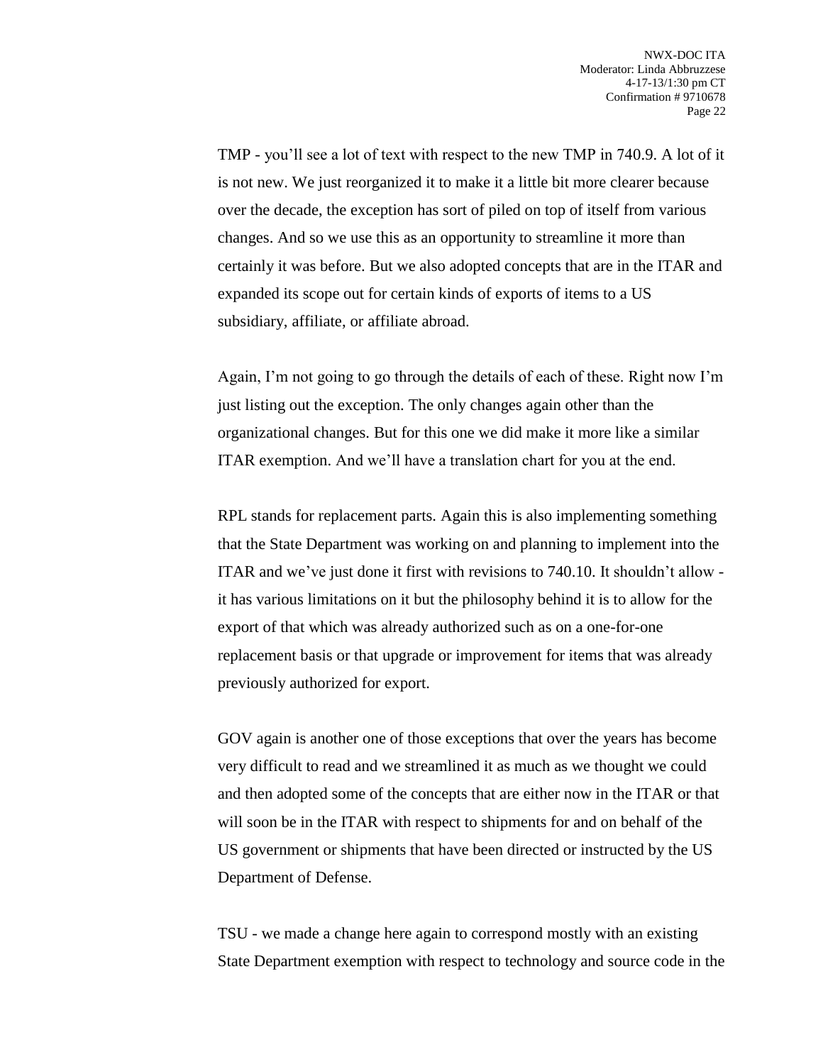TMP - you'll see a lot of text with respect to the new TMP in 740.9. A lot of it is not new. We just reorganized it to make it a little bit more clearer because over the decade, the exception has sort of piled on top of itself from various changes. And so we use this as an opportunity to streamline it more than certainly it was before. But we also adopted concepts that are in the ITAR and expanded its scope out for certain kinds of exports of items to a US subsidiary, affiliate, or affiliate abroad.

Again, I'm not going to go through the details of each of these. Right now I'm just listing out the exception. The only changes again other than the organizational changes. But for this one we did make it more like a similar ITAR exemption. And we'll have a translation chart for you at the end.

RPL stands for replacement parts. Again this is also implementing something that the State Department was working on and planning to implement into the ITAR and we've just done it first with revisions to 740.10. It shouldn't allow - it has various limitations on it but the philosophy behind it is to allow for the export of that which was already authorized such as on a one-for-one replacement basis or that upgrade or improvement for items that was already previously authorized for export.

GOV again is another one of those exceptions that over the years has become very difficult to read and we streamlined it as much as we thought we could and then adopted some of the concepts that are either now in the ITAR or that will soon be in the ITAR with respect to shipments for and on behalf of the US government or shipments that have been directed or instructed by the US Department of Defense.

TSU - we made a change here again to correspond mostly with an existing State Department exemption with respect to technology and source code in the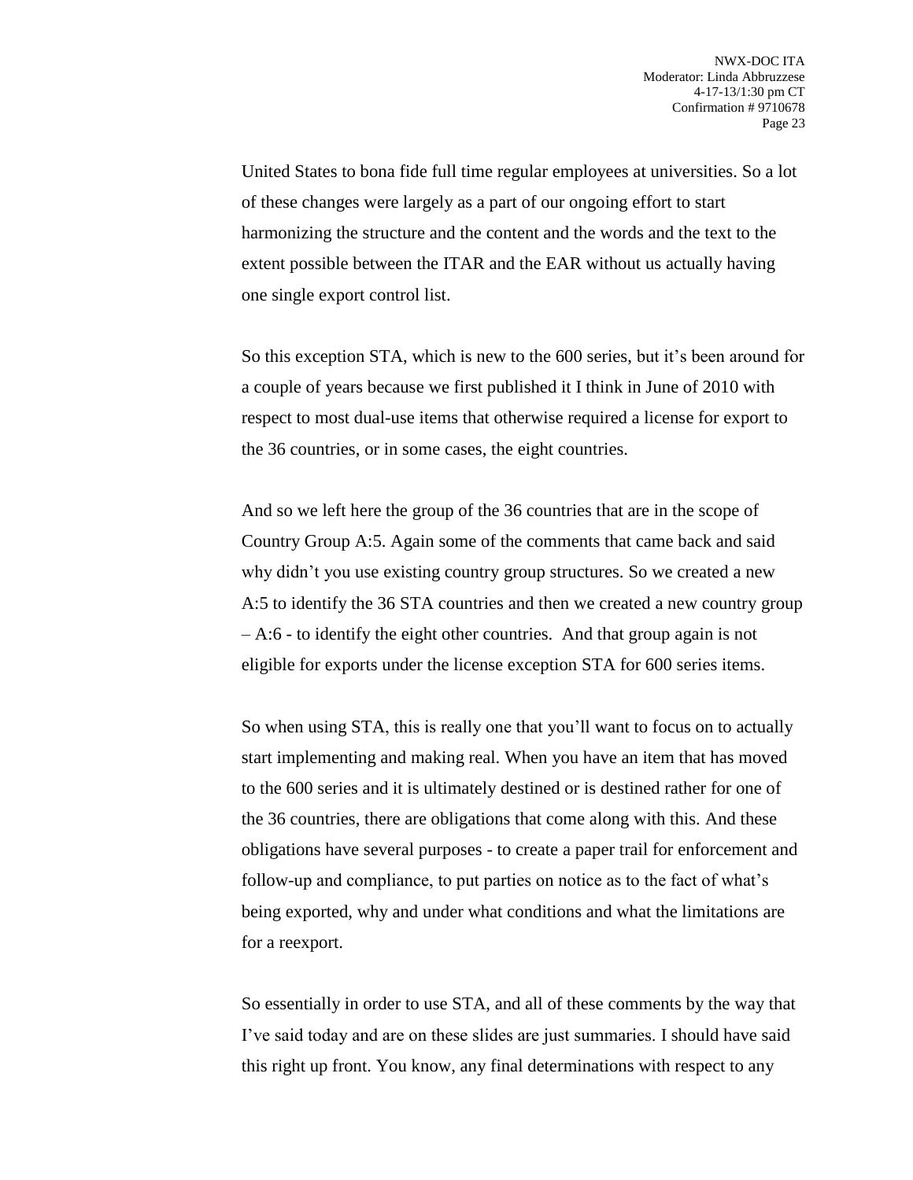United States to bona fide full time regular employees at universities. So a lot of these changes were largely as a part of our ongoing effort to start harmonizing the structure and the content and the words and the text to the extent possible between the ITAR and the EAR without us actually having one single export control list.

So this exception STA, which is new to the 600 series, but it's been around for a couple of years because we first published it I think in June of 2010 with respect to most dual-use items that otherwise required a license for export to the 36 countries, or in some cases, the eight countries.

And so we left here the group of the 36 countries that are in the scope of Country Group A:5. Again some of the comments that came back and said why didn't you use existing country group structures. So we created a new A:5 to identify the 36 STA countries and then we created a new country group – A:6 - to identify the eight other countries. And that group again is not eligible for exports under the license exception STA for 600 series items.

So when using STA, this is really one that you'll want to focus on to actually start implementing and making real. When you have an item that has moved to the 600 series and it is ultimately destined or is destined rather for one of the 36 countries, there are obligations that come along with this. And these obligations have several purposes - to create a paper trail for enforcement and follow-up and compliance, to put parties on notice as to the fact of what's being exported, why and under what conditions and what the limitations are for a reexport.

So essentially in order to use STA, and all of these comments by the way that I've said today and are on these slides are just summaries. I should have said this right up front. You know, any final determinations with respect to any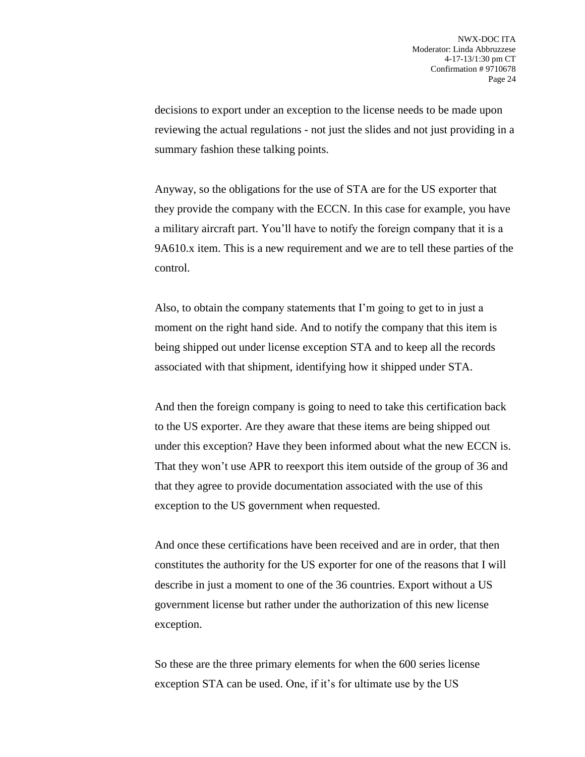decisions to export under an exception to the license needs to be made upon reviewing the actual regulations - not just the slides and not just providing in a summary fashion these talking points.

Anyway, so the obligations for the use of STA are for the US exporter that they provide the company with the ECCN. In this case for example, you have a military aircraft part. You'll have to notify the foreign company that it is a 9A610.x item. This is a new requirement and we are to tell these parties of the control.

Also, to obtain the company statements that I'm going to get to in just a moment on the right hand side. And to notify the company that this item is being shipped out under license exception STA and to keep all the records associated with that shipment, identifying how it shipped under STA.

And then the foreign company is going to need to take this certification back to the US exporter. Are they aware that these items are being shipped out under this exception? Have they been informed about what the new ECCN is. That they won't use APR to reexport this item outside of the group of 36 and that they agree to provide documentation associated with the use of this exception to the US government when requested.

And once these certifications have been received and are in order, that then constitutes the authority for the US exporter for one of the reasons that I will describe in just a moment to one of the 36 countries. Export without a US government license but rather under the authorization of this new license exception.

So these are the three primary elements for when the 600 series license exception STA can be used. One, if it's for ultimate use by the US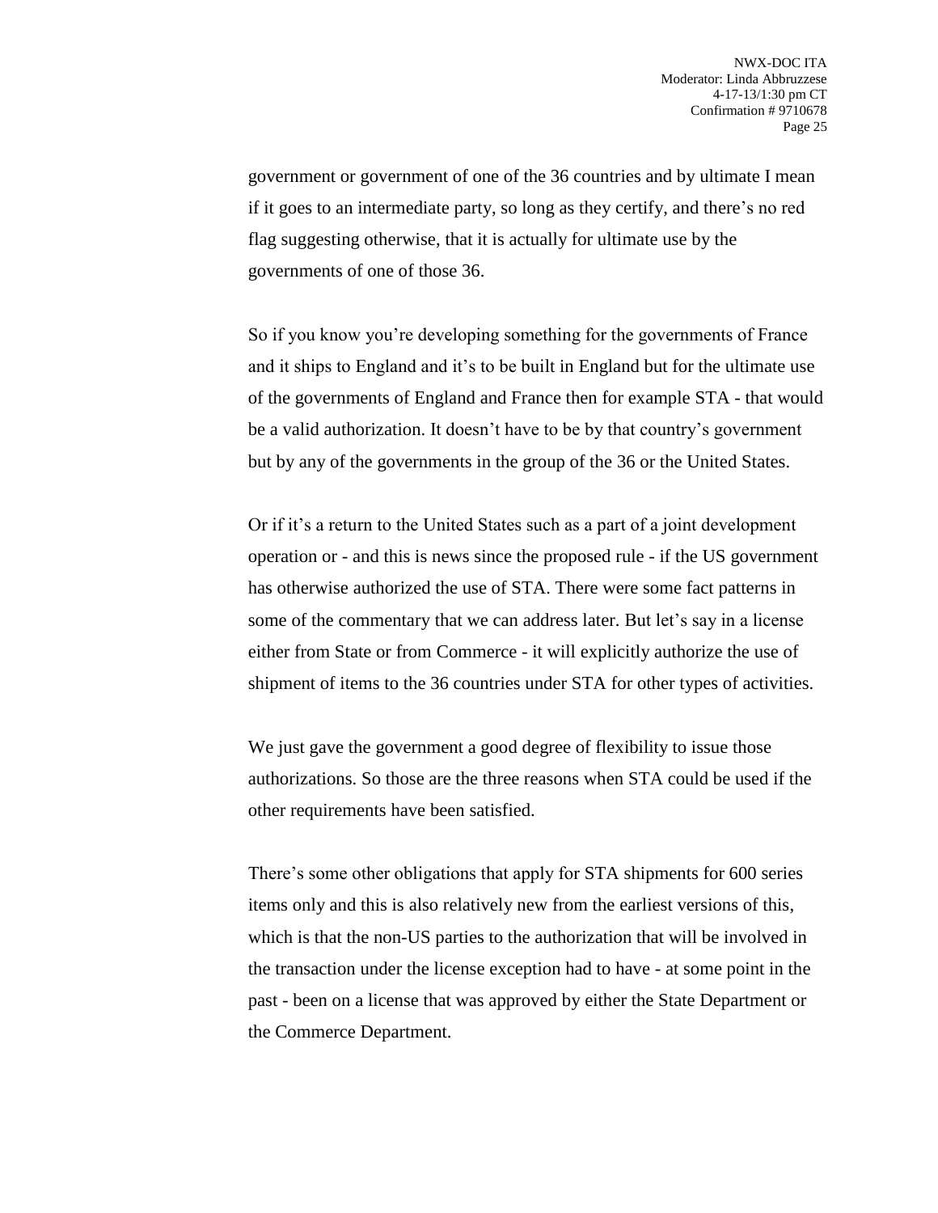government or government of one of the 36 countries and by ultimate I mean if it goes to an intermediate party, so long as they certify, and there's no red flag suggesting otherwise, that it is actually for ultimate use by the governments of one of those 36.

So if you know you're developing something for the governments of France and it ships to England and it's to be built in England but for the ultimate use of the governments of England and France then for example STA - that would be a valid authorization. It doesn't have to be by that country's government but by any of the governments in the group of the 36 or the United States.

Or if it's a return to the United States such as a part of a joint development operation or - and this is news since the proposed rule - if the US government has otherwise authorized the use of STA. There were some fact patterns in some of the commentary that we can address later. But let's say in a license either from State or from Commerce - it will explicitly authorize the use of shipment of items to the 36 countries under STA for other types of activities.

We just gave the government a good degree of flexibility to issue those authorizations. So those are the three reasons when STA could be used if the other requirements have been satisfied.

There's some other obligations that apply for STA shipments for 600 series items only and this is also relatively new from the earliest versions of this, which is that the non-US parties to the authorization that will be involved in the transaction under the license exception had to have - at some point in the past - been on a license that was approved by either the State Department or the Commerce Department.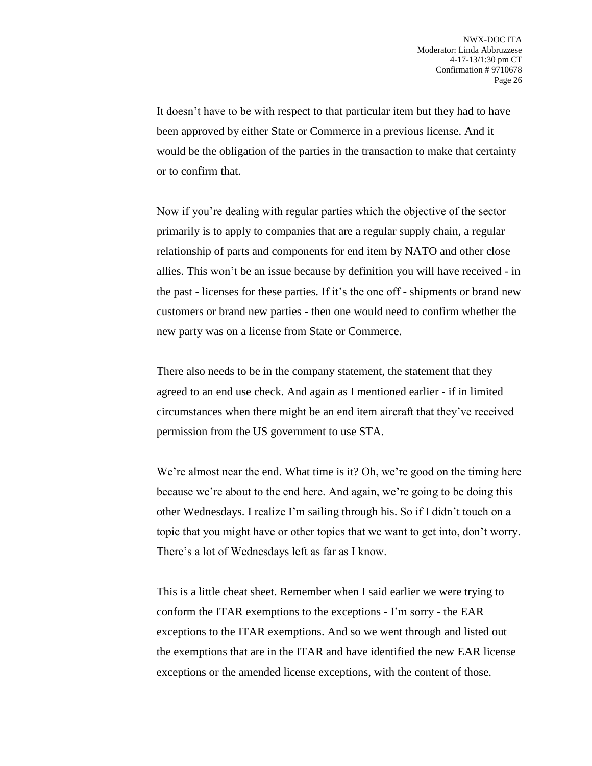It doesn't have to be with respect to that particular item but they had to have been approved by either State or Commerce in a previous license. And it would be the obligation of the parties in the transaction to make that certainty or to confirm that.

Now if you're dealing with regular parties which the objective of the sector primarily is to apply to companies that are a regular supply chain, a regular relationship of parts and components for end item by NATO and other close allies. This won't be an issue because by definition you will have received - in the past - licenses for these parties. If it's the one off - shipments or brand new customers or brand new parties - then one would need to confirm whether the new party was on a license from State or Commerce.

There also needs to be in the company statement, the statement that they agreed to an end use check. And again as I mentioned earlier - if in limited circumstances when there might be an end item aircraft that they've received permission from the US government to use STA.

We're almost near the end. What time is it? Oh, we're good on the timing here because we're about to the end here. And again, we're going to be doing this other Wednesdays. I realize I'm sailing through his. So if I didn't touch on a topic that you might have or other topics that we want to get into, don't worry. There's a lot of Wednesdays left as far as I know.

This is a little cheat sheet. Remember when I said earlier we were trying to conform the ITAR exemptions to the exceptions - I'm sorry - the EAR exceptions to the ITAR exemptions. And so we went through and listed out the exemptions that are in the ITAR and have identified the new EAR license exceptions or the amended license exceptions, with the content of those.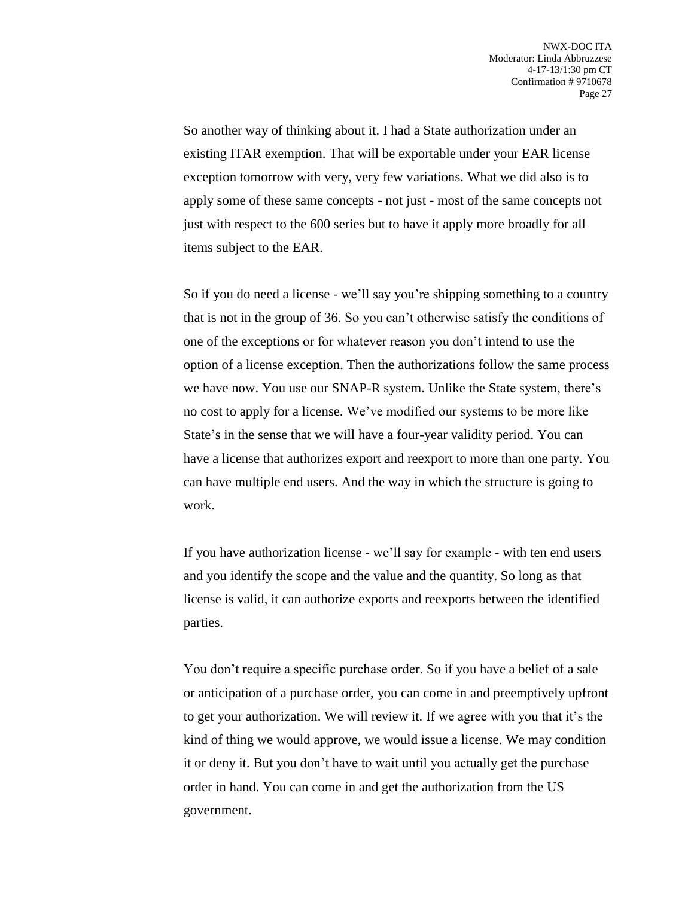So another way of thinking about it. I had a State authorization under an existing ITAR exemption. That will be exportable under your EAR license exception tomorrow with very, very few variations. What we did also is to apply some of these same concepts - not just - most of the same concepts not just with respect to the 600 series but to have it apply more broadly for all items subject to the EAR.

So if you do need a license - we'll say you're shipping something to a country that is not in the group of 36. So you can't otherwise satisfy the conditions of one of the exceptions or for whatever reason you don't intend to use the option of a license exception. Then the authorizations follow the same process we have now. You use our SNAP-R system. Unlike the State system, there's no cost to apply for a license. We've modified our systems to be more like State's in the sense that we will have a four-year validity period. You can have a license that authorizes export and reexport to more than one party. You can have multiple end users. And the way in which the structure is going to work.

If you have authorization license - we'll say for example - with ten end users and you identify the scope and the value and the quantity. So long as that license is valid, it can authorize exports and reexports between the identified parties.

You don't require a specific purchase order. So if you have a belief of a sale or anticipation of a purchase order, you can come in and preemptively upfront to get your authorization. We will review it. If we agree with you that it's the kind of thing we would approve, we would issue a license. We may condition it or deny it. But you don't have to wait until you actually get the purchase order in hand. You can come in and get the authorization from the US government.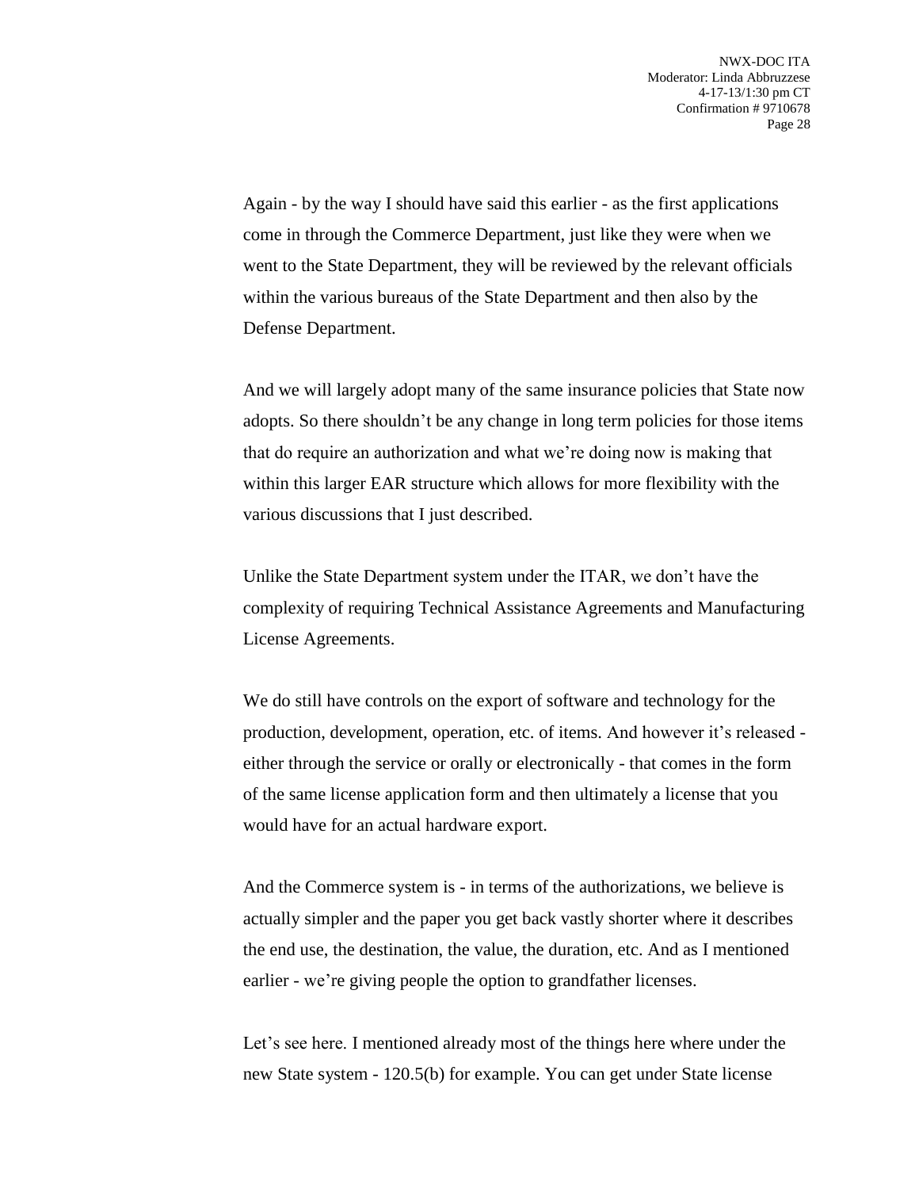Again - by the way I should have said this earlier - as the first applications come in through the Commerce Department, just like they were when we went to the State Department, they will be reviewed by the relevant officials within the various bureaus of the State Department and then also by the Defense Department.

And we will largely adopt many of the same insurance policies that State now adopts. So there shouldn't be any change in long term policies for those items that do require an authorization and what we're doing now is making that within this larger EAR structure which allows for more flexibility with the various discussions that I just described.

Unlike the State Department system under the ITAR, we don't have the complexity of requiring Technical Assistance Agreements and Manufacturing License Agreements.

We do still have controls on the export of software and technology for the production, development, operation, etc. of items. And however it's released - either through the service or orally or electronically - that comes in the form of the same license application form and then ultimately a license that you would have for an actual hardware export.

And the Commerce system is - in terms of the authorizations, we believe is actually simpler and the paper you get back vastly shorter where it describes the end use, the destination, the value, the duration, etc. And as I mentioned earlier - we're giving people the option to grandfather licenses.

Let's see here. I mentioned already most of the things here where under the new State system - 120.5(b) for example. You can get under State license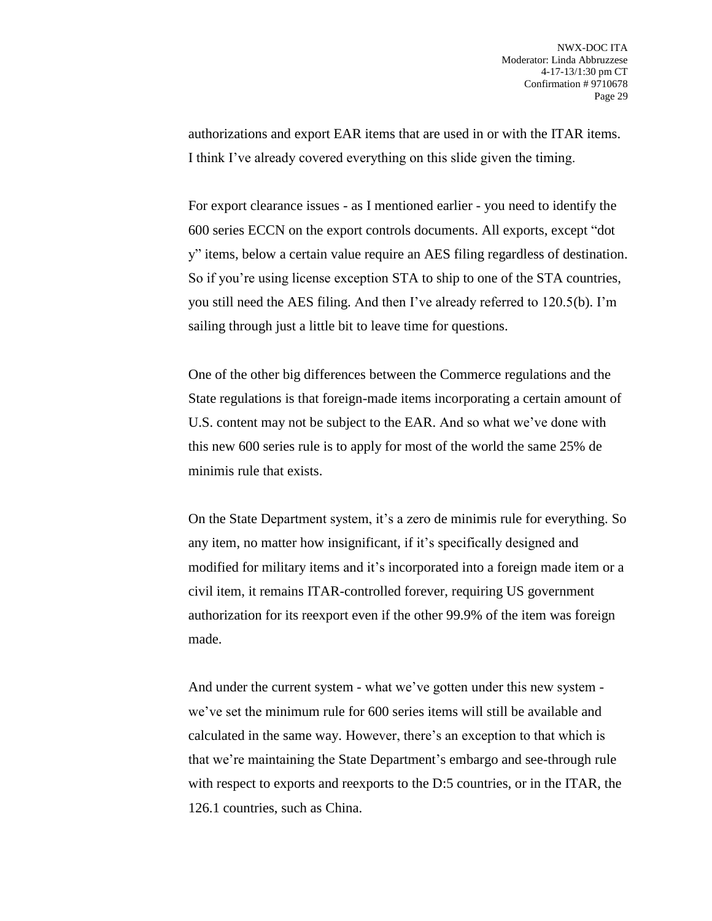authorizations and export EAR items that are used in or with the ITAR items. I think I've already covered everything on this slide given the timing.

For export clearance issues - as I mentioned earlier - you need to identify the 600 series ECCN on the export controls documents. All exports, except "dot y" items, below a certain value require an AES filing regardless of destination. So if you're using license exception STA to ship to one of the STA countries, you still need the AES filing. And then I've already referred to 120.5(b). I'm sailing through just a little bit to leave time for questions.

One of the other big differences between the Commerce regulations and the State regulations is that foreign-made items incorporating a certain amount of U.S. content may not be subject to the EAR. And so what we've done with this new 600 series rule is to apply for most of the world the same 25% de minimis rule that exists.

On the State Department system, it's a zero de minimis rule for everything. So any item, no matter how insignificant, if it's specifically designed and modified for military items and it's incorporated into a foreign made item or a civil item, it remains ITAR-controlled forever, requiring US government authorization for its reexport even if the other 99.9% of the item was foreign made.

And under the current system - what we've gotten under this new system - we've set the minimum rule for 600 series items will still be available and calculated in the same way. However, there's an exception to that which is that we're maintaining the State Department's embargo and see-through rule with respect to exports and reexports to the D:5 countries, or in the ITAR, the 126.1 countries, such as China.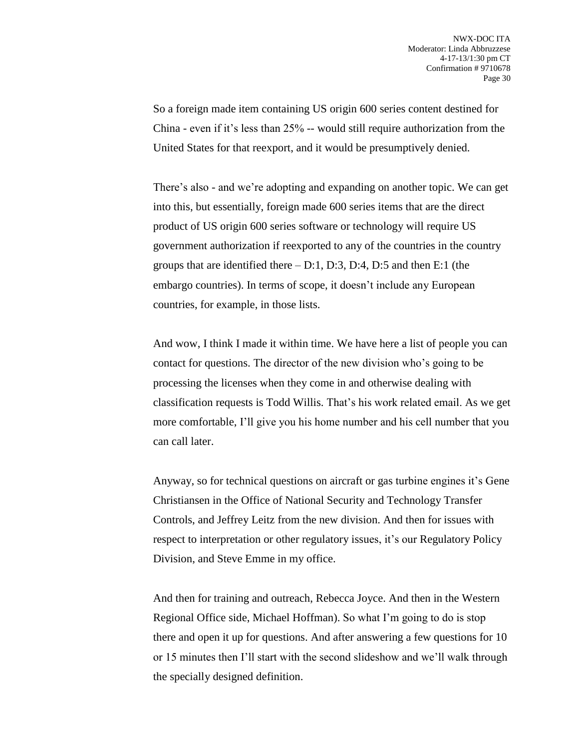So a foreign made item containing US origin 600 series content destined for China - even if it's less than 25% -- would still require authorization from the United States for that reexport, and it would be presumptively denied.

There's also - and we're adopting and expanding on another topic. We can get into this, but essentially, foreign made 600 series items that are the direct product of US origin 600 series software or technology will require US government authorization if reexported to any of the countries in the country groups that are identified there – D:1, D:3, D:4, D:5 and then E:1 (the embargo countries). In terms of scope, it doesn't include any European countries, for example, in those lists.

And wow, I think I made it within time. We have here a list of people you can contact for questions. The director of the new division who's going to be processing the licenses when they come in and otherwise dealing with classification requests is Todd Willis. That's his work related email. As we get more comfortable, I'll give you his home number and his cell number that you can call later.

Anyway, so for technical questions on aircraft or gas turbine engines it's Gene Christiansen in the Office of National Security and Technology Transfer Controls, and Jeffrey Leitz from the new division. And then for issues with respect to interpretation or other regulatory issues, it's our Regulatory Policy Division, and Steve Emme in my office.

And then for training and outreach, Rebecca Joyce. And then in the Western Regional Office side, Michael Hoffman). So what I'm going to do is stop there and open it up for questions. And after answering a few questions for 10 or 15 minutes then I'll start with the second slideshow and we'll walk through the specially designed definition.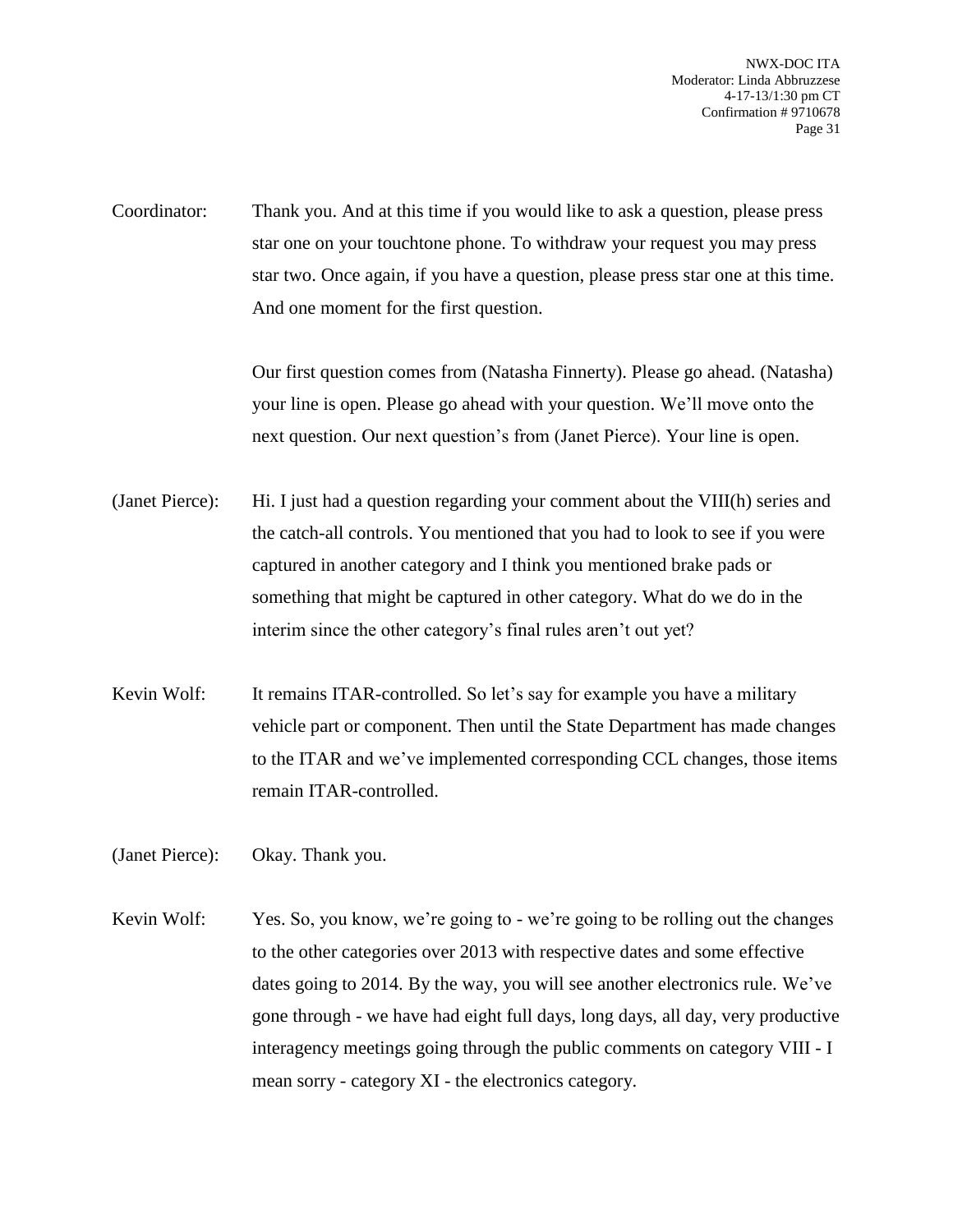Coordinator: Thank you. And at this time if you would like to ask a question, please press star one on your touchtone phone. To withdraw your request you may press star two. Once again, if you have a question, please press star one at this time. And one moment for the first question.

Our first question comes from (Natasha Finnerty). Please go ahead. (Natasha) your line is open. Please go ahead with your question. We'll move onto the next question. Our next question's from (Janet Pierce). Your line is open.

(Janet Pierce): Hi. I just had a question regarding your comment about the VIII(h) series and the catch-all controls. You mentioned that you had to look to see if you were captured in another category and I think you mentioned brake pads or something that might be captured in other category. What do we do in the interim since the other category's final rules aren't out yet?

Kevin Wolf: It remains ITAR-controlled. So let's say for example you have a military vehicle part or component. Then until the State Department has made changes to the ITAR and we've implemented corresponding CCL changes, those items remain ITAR-controlled.

(Janet Pierce): Okay. Thank you.

Kevin Wolf: Yes. So, you know, we're going to - we're going to be rolling out the changes to the other categories over 2013 with respective dates and some effective dates going to 2014. By the way, you will see another electronics rule. We've gone through - we have had eight full days, long days, all day, very productive interagency meetings going through the public comments on category VIII - I mean sorry - category XI - the electronics category.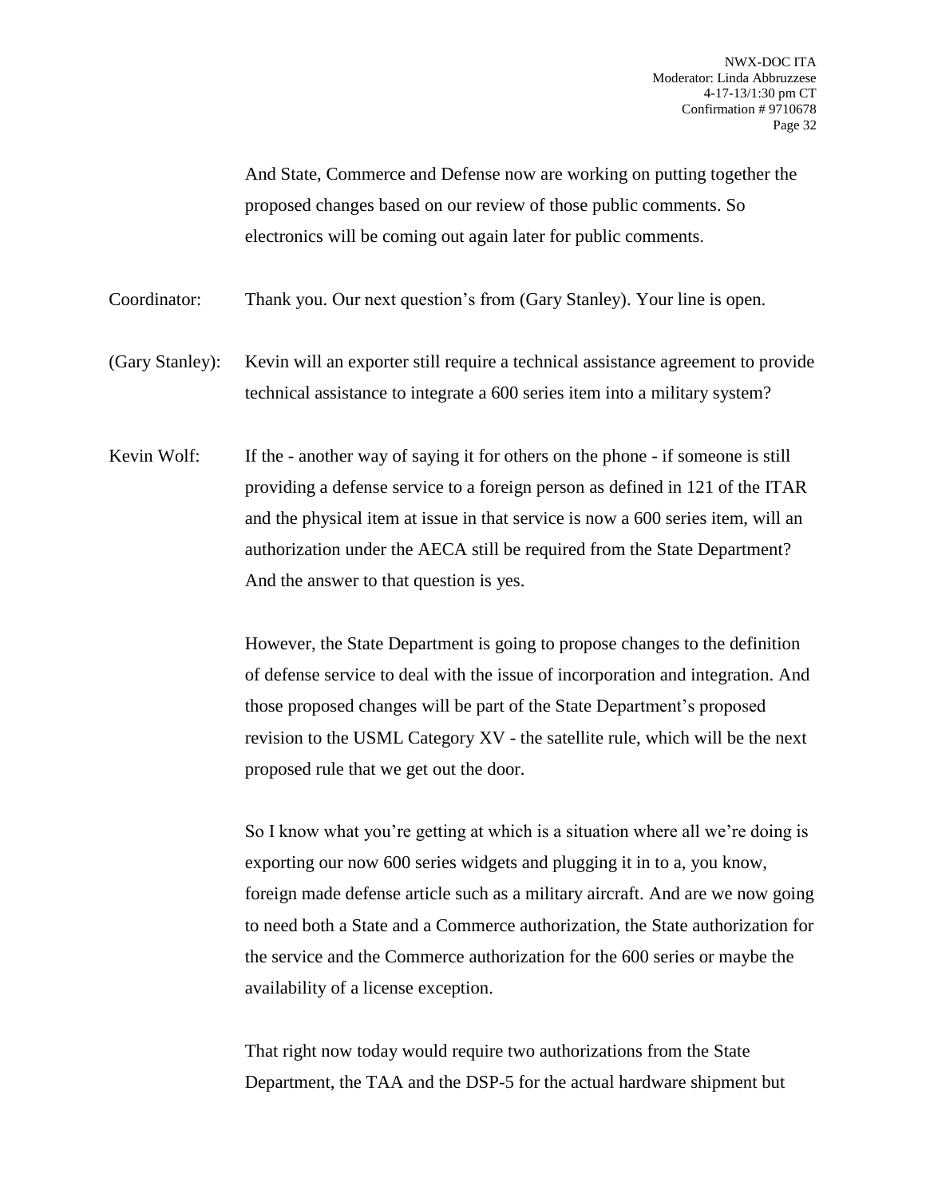And State, Commerce and Defense now are working on putting together the proposed changes based on our review of those public comments. So electronics will be coming out again later for public comments.

Coordinator: Thank you. Our next question's from (Gary Stanley). Your line is open.

(Gary Stanley): Kevin will an exporter still require a technical assistance agreement to provide technical assistance to integrate a 600 series item into a military system?

Kevin Wolf: If the - another way of saying it for others on the phone - if someone is still providing a defense service to a foreign person as defined in 121 of the ITAR and the physical item at issue in that service is now a 600 series item, will an authorization under the AECA still be required from the State Department? And the answer to that question is yes.

However, the State Department is going to propose changes to the definition of defense service to deal with the issue of incorporation and integration. And those proposed changes will be part of the State Department's proposed revision to the USML Category XV - the satellite rule, which will be the next proposed rule that we get out the door.

So I know what you're getting at which is a situation where all we're doing is exporting our now 600 series widgets and plugging it in to a, you know, foreign made defense article such as a military aircraft. And are we now going to need both a State and a Commerce authorization, the State authorization for the service and the Commerce authorization for the 600 series or maybe the availability of a license exception.

That right now today would require two authorizations from the State Department, the TAA and the DSP-5 for the actual hardware shipment but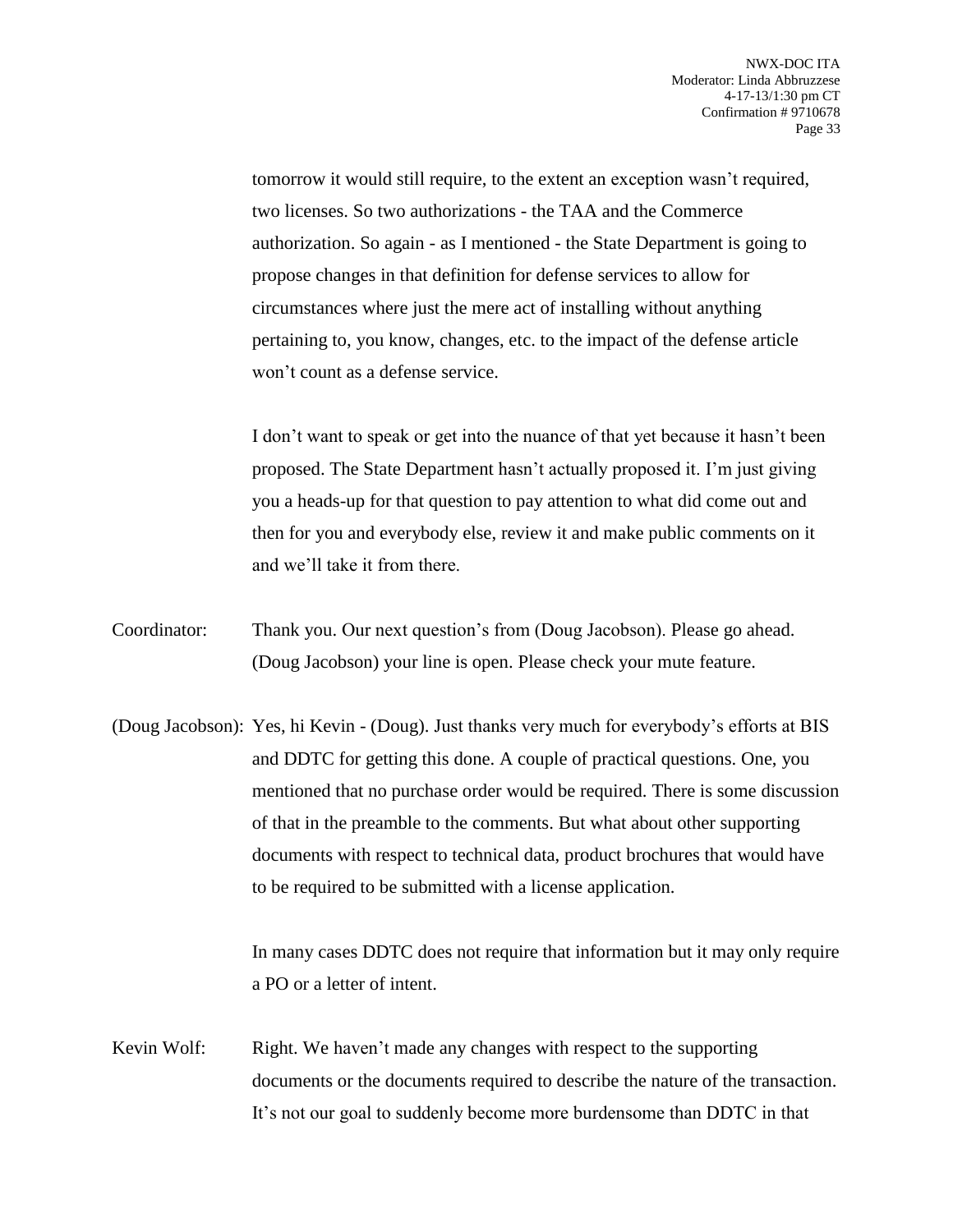tomorrow it would still require, to the extent an exception wasn't required, two licenses. So two authorizations - the TAA and the Commerce authorization. So again - as I mentioned - the State Department is going to propose changes in that definition for defense services to allow for circumstances where just the mere act of installing without anything pertaining to, you know, changes, etc. to the impact of the defense article won't count as a defense service.

I don't want to speak or get into the nuance of that yet because it hasn't been proposed. The State Department hasn't actually proposed it. I'm just giving you a heads-up for that question to pay attention to what did come out and then for you and everybody else, review it and make public comments on it and we'll take it from there.

Coordinator: Thank you. Our next question's from (Doug Jacobson). Please go ahead. (Doug Jacobson) your line is open. Please check your mute feature.

(Doug Jacobson): Yes, hi Kevin - (Doug). Just thanks very much for everybody's efforts at BIS and DDTC for getting this done. A couple of practical questions. One, you mentioned that no purchase order would be required. There is some discussion of that in the preamble to the comments. But what about other supporting documents with respect to technical data, product brochures that would have to be required to be submitted with a license application.

In many cases DDTC does not require that information but it may only require a PO or a letter of intent.

Kevin Wolf: Right. We haven't made any changes with respect to the supporting documents or the documents required to describe the nature of the transaction. It's not our goal to suddenly become more burdensome than DDTC in that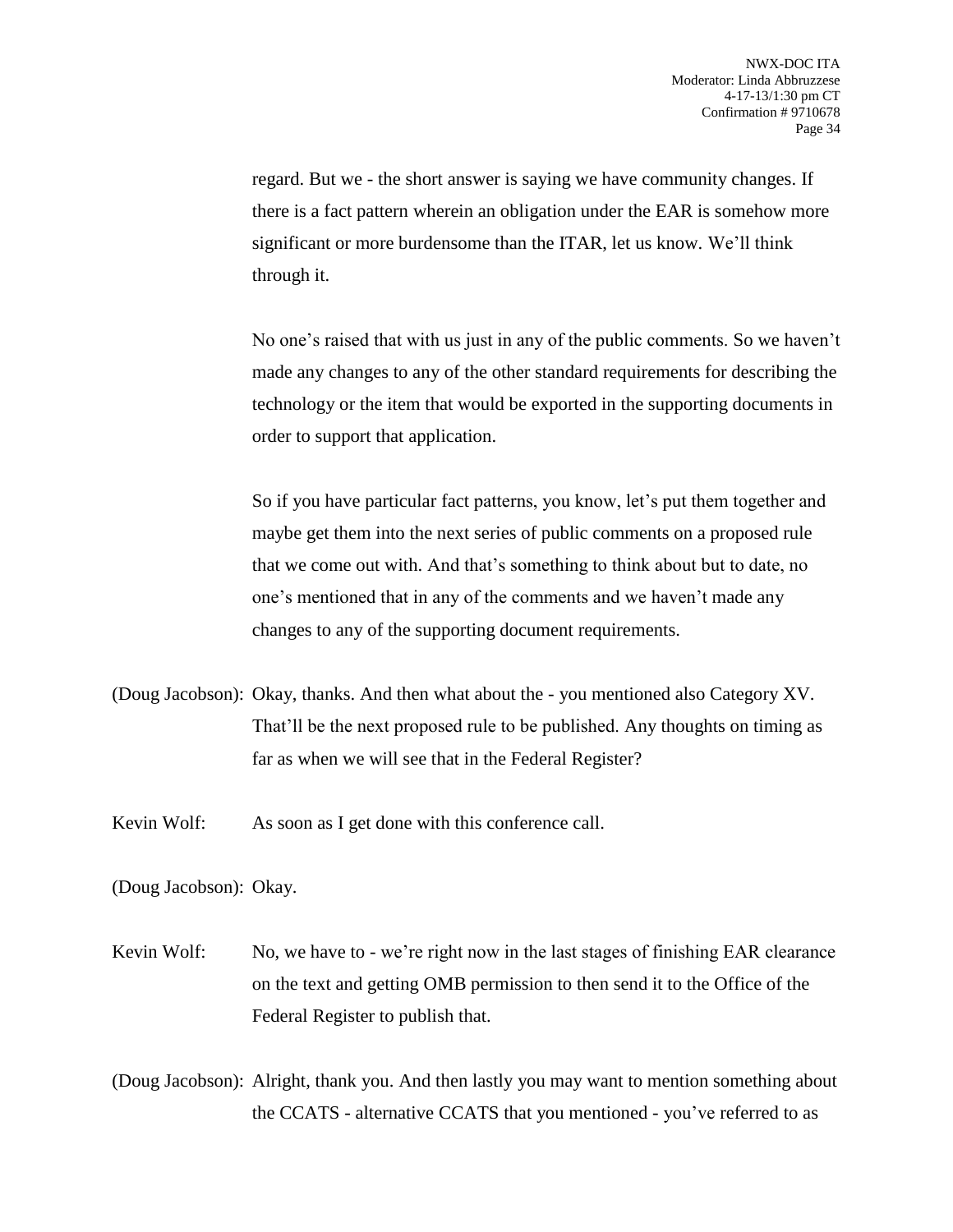regard. But we - the short answer is saying we have community changes. If there is a fact pattern wherein an obligation under the EAR is somehow more significant or more burdensome than the ITAR, let us know. We'll think through it.

No one's raised that with us just in any of the public comments. So we haven't made any changes to any of the other standard requirements for describing the technology or the item that would be exported in the supporting documents in order to support that application.

So if you have particular fact patterns, you know, let's put them together and maybe get them into the next series of public comments on a proposed rule that we come out with. And that's something to think about but to date, no one's mentioned that in any of the comments and we haven't made any changes to any of the supporting document requirements.

(Doug Jacobson): Okay, thanks. And then what about the - you mentioned also Category XV. That'll be the next proposed rule to be published. Any thoughts on timing as far as when we will see that in the Federal Register?

Kevin Wolf: As soon as I get done with this conference call.

(Doug Jacobson): Okay.

Kevin Wolf: No, we have to - we're right now in the last stages of finishing EAR clearance on the text and getting OMB permission to then send it to the Office of the Federal Register to publish that.

(Doug Jacobson): Alright, thank you. And then lastly you may want to mention something about the CCATS - alternative CCATS that you mentioned - you've referred to as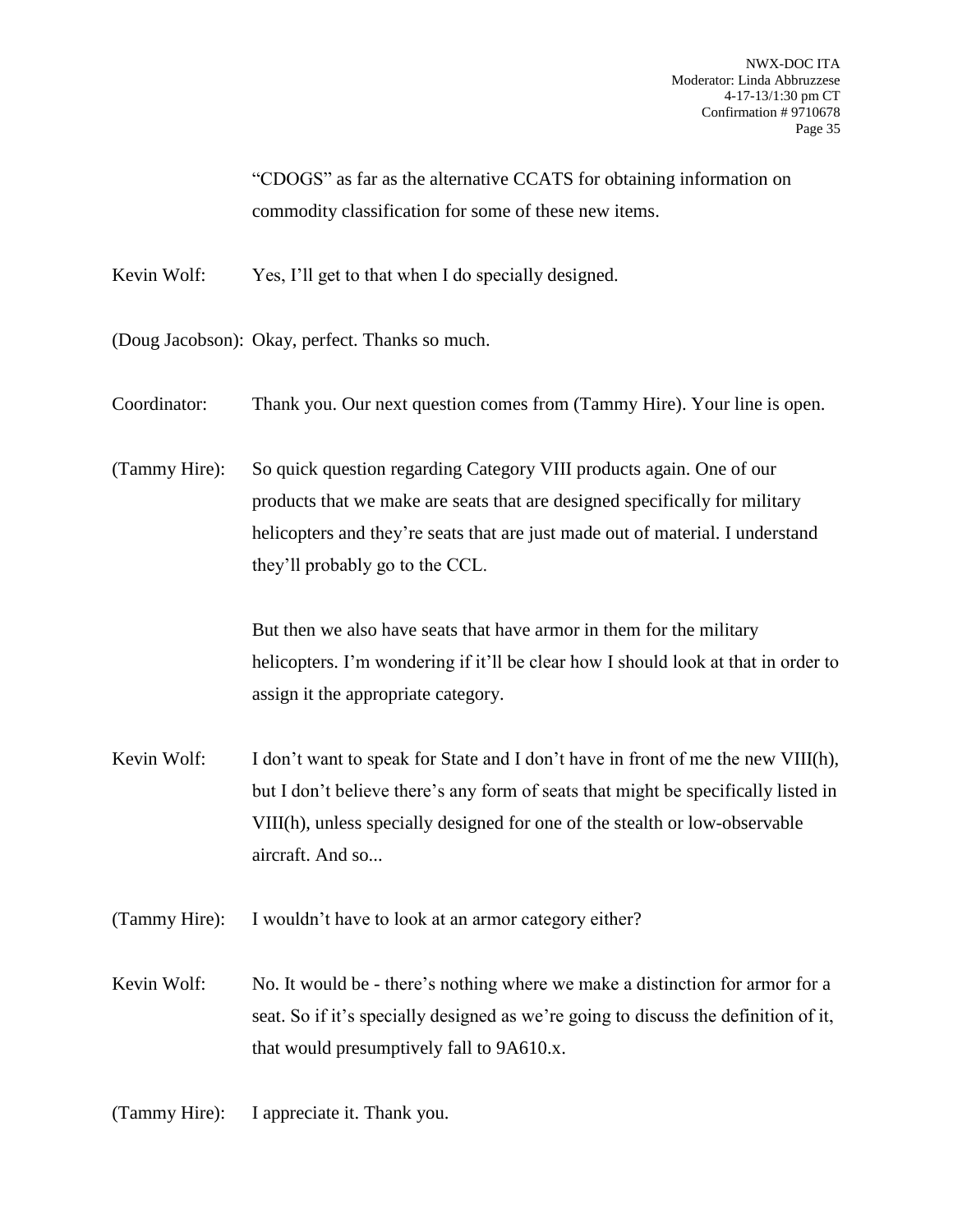"CDOGS" as far as the alternative CCATS for obtaining information on commodity classification for some of these new items.

Kevin Wolf: Yes, I'll get to that when I do specially designed.

(Doug Jacobson): Okay, perfect. Thanks so much.

Coordinator: Thank you. Our next question comes from (Tammy Hire). Your line is open.

(Tammy Hire): So quick question regarding Category VIII products again. One of our products that we make are seats that are designed specifically for military helicopters and they're seats that are just made out of material. I understand they'll probably go to the CCL.

But then we also have seats that have armor in them for the military helicopters. I'm wondering if it'll be clear how I should look at that in order to assign it the appropriate category.

Kevin Wolf: I don't want to speak for State and I don't have in front of me the new VIII(h), but I don't believe there's any form of seats that might be specifically listed in VIII(h), unless specially designed for one of the stealth or low-observable aircraft. And so...

(Tammy Hire): I wouldn't have to look at an armor category either?

Kevin Wolf: No. It would be - there's nothing where we make a distinction for armor for a seat. So if it's specially designed as we're going to discuss the definition of it, that would presumptively fall to 9A610.x.

(Tammy Hire): I appreciate it. Thank you.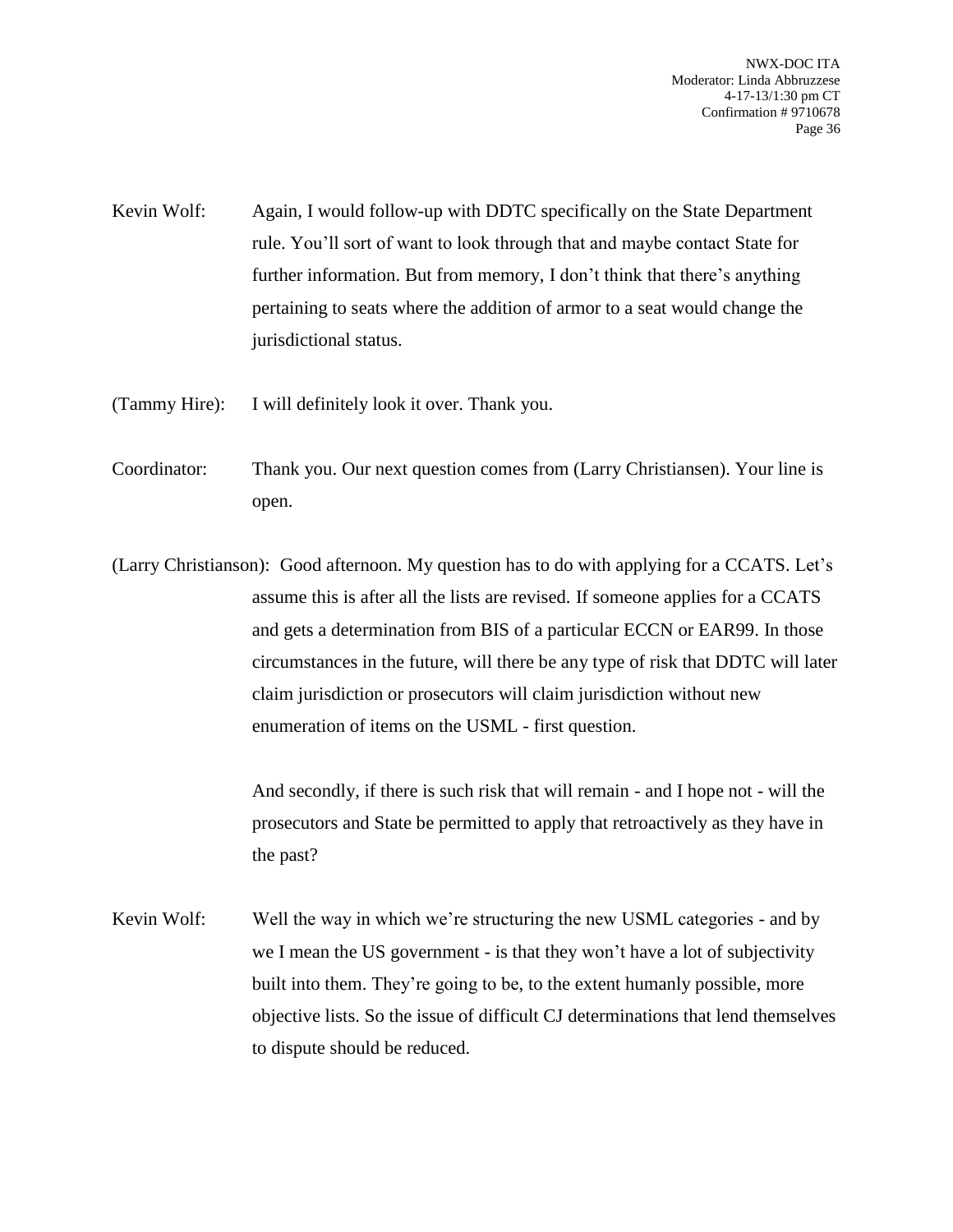Kevin Wolf: Again, I would follow-up with DDTC specifically on the State Department rule. You'll sort of want to look through that and maybe contact State for further information. But from memory, I don't think that there's anything pertaining to seats where the addition of armor to a seat would change the jurisdictional status.

(Tammy Hire): I will definitely look it over. Thank you.

Coordinator: Thank you. Our next question comes from (Larry Christiansen). Your line is open.

(Larry Christianson): Good afternoon. My question has to do with applying for a CCATS. Let's assume this is after all the lists are revised. If someone applies for a CCATS and gets a determination from BIS of a particular ECCN or EAR99. In those circumstances in the future, will there be any type of risk that DDTC will later claim jurisdiction or prosecutors will claim jurisdiction without new enumeration of items on the USML - first question.

And secondly, if there is such risk that will remain - and I hope not - will the prosecutors and State be permitted to apply that retroactively as they have in the past?

Kevin Wolf: Well the way in which we're structuring the new USML categories - and by we I mean the US government - is that they won't have a lot of subjectivity built into them. They're going to be, to the extent humanly possible, more objective lists. So the issue of difficult CJ determinations that lend themselves to dispute should be reduced.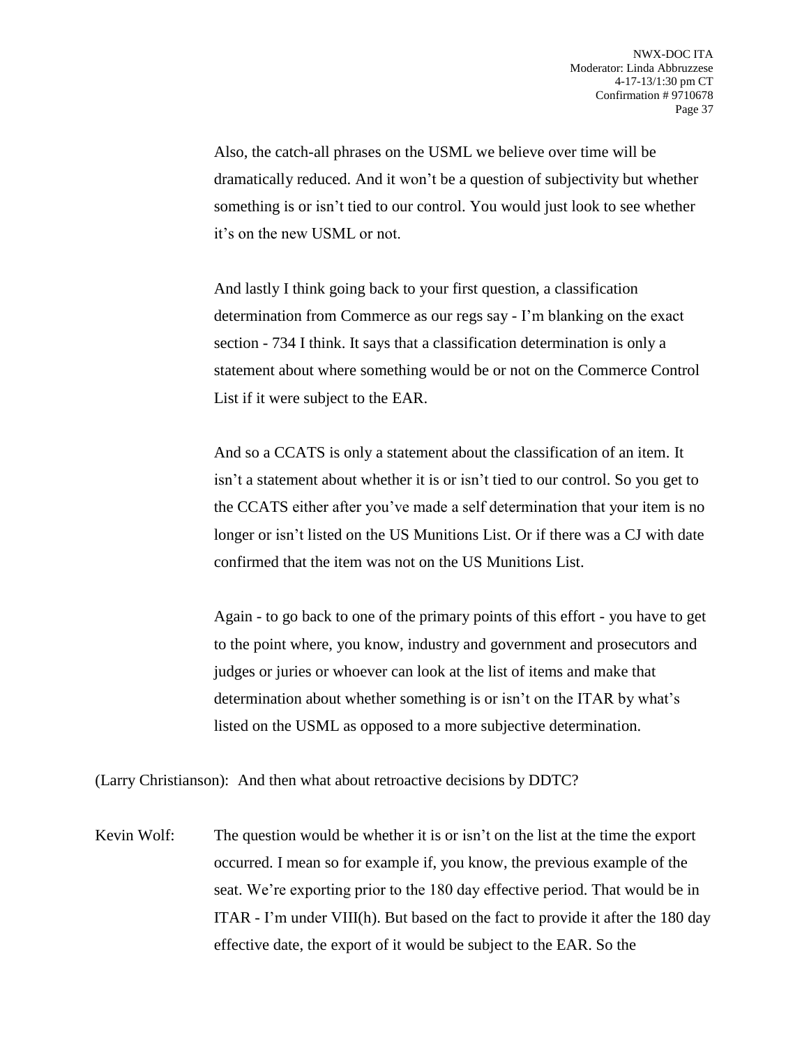Also, the catch-all phrases on the USML we believe over time will be dramatically reduced. And it won't be a question of subjectivity but whether something is or isn't tied to our control. You would just look to see whether it's on the new USML or not.

And lastly I think going back to your first question, a classification determination from Commerce as our regs say - I'm blanking on the exact section - 734 I think. It says that a classification determination is only a statement about where something would be or not on the Commerce Control List if it were subject to the EAR.

And so a CCATS is only a statement about the classification of an item. It isn't a statement about whether it is or isn't tied to our control. So you get to the CCATS either after you've made a self determination that your item is no longer or isn't listed on the US Munitions List. Or if there was a CJ with date confirmed that the item was not on the US Munitions List.

Again - to go back to one of the primary points of this effort - you have to get to the point where, you know, industry and government and prosecutors and judges or juries or whoever can look at the list of items and make that determination about whether something is or isn't on the ITAR by what's listed on the USML as opposed to a more subjective determination.

(Larry Christianson): And then what about retroactive decisions by DDTC?

Kevin Wolf: The question would be whether it is or isn't on the list at the time the export occurred. I mean so for example if, you know, the previous example of the seat. We're exporting prior to the 180 day effective period. That would be in ITAR - I'm under VIII(h). But based on the fact to provide it after the 180 day effective date, the export of it would be subject to the EAR. So the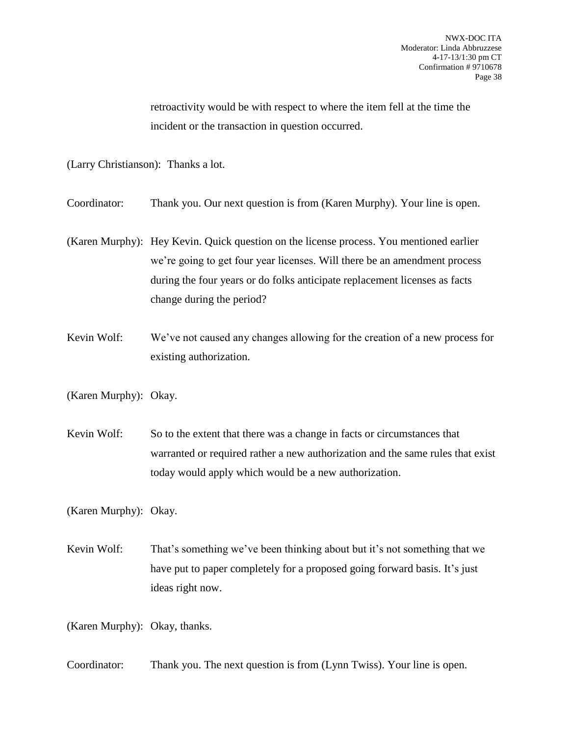retroactivity would be with respect to where the item fell at the time the incident or the transaction in question occurred.

(Larry Christianson): Thanks a lot.

Coordinator: Thank you. Our next question is from (Karen Murphy). Your line is open.

(Karen Murphy): Hey Kevin. Quick question on the license process. You mentioned earlier we're going to get four year licenses. Will there be an amendment process during the four years or do folks anticipate replacement licenses as facts change during the period?

Kevin Wolf: We've not caused any changes allowing for the creation of a new process for existing authorization.

(Karen Murphy): Okay.

Kevin Wolf: So to the extent that there was a change in facts or circumstances that warranted or required rather a new authorization and the same rules that exist today would apply which would be a new authorization.

(Karen Murphy): Okay.

Kevin Wolf: That's something we've been thinking about but it's not something that we have put to paper completely for a proposed going forward basis. It's just ideas right now.

(Karen Murphy): Okay, thanks.

Coordinator: Thank you. The next question is from (Lynn Twiss). Your line is open.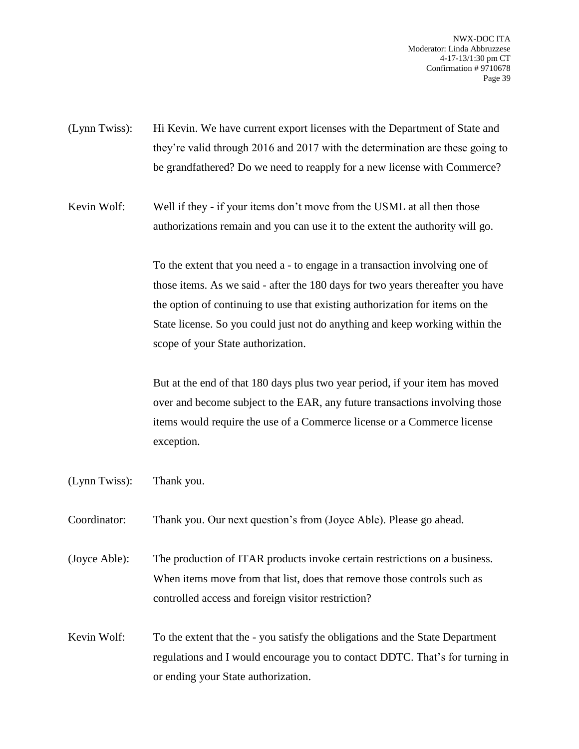(Lynn Twiss): Hi Kevin. We have current export licenses with the Department of State and they're valid through 2016 and 2017 with the determination are these going to be grandfathered? Do we need to reapply for a new license with Commerce?

Kevin Wolf: Well if they - if your items don't move from the USML at all then those authorizations remain and you can use it to the extent the authority will go.

To the extent that you need a - to engage in a transaction involving one of those items. As we said - after the 180 days for two years thereafter you have the option of continuing to use that existing authorization for items on the State license. So you could just not do anything and keep working within the scope of your State authorization.

But at the end of that 180 days plus two year period, if your item has moved over and become subject to the EAR, any future transactions involving those items would require the use of a Commerce license or a Commerce license exception.

(Lynn Twiss): Thank you.

Coordinator: Thank you. Our next question's from (Joyce Able). Please go ahead.

(Joyce Able): The production of ITAR products invoke certain restrictions on a business. When items move from that list, does that remove those controls such as controlled access and foreign visitor restriction?

Kevin Wolf: To the extent that the - you satisfy the obligations and the State Department regulations and I would encourage you to contact DDTC. That's for turning in or ending your State authorization.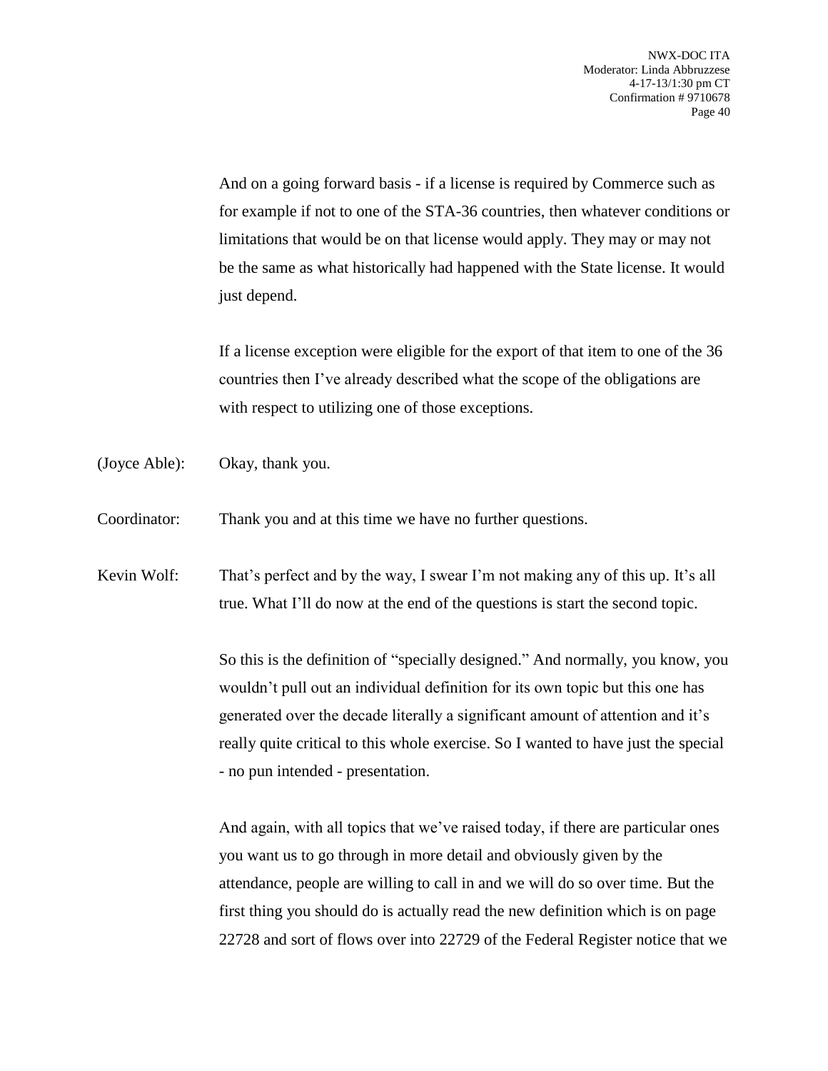And on a going forward basis - if a license is required by Commerce such as for example if not to one of the STA-36 countries, then whatever conditions or limitations that would be on that license would apply. They may or may not be the same as what historically had happened with the State license. It would just depend.

If a license exception were eligible for the export of that item to one of the 36 countries then I've already described what the scope of the obligations are with respect to utilizing one of those exceptions.

(Joyce Able): Okay, thank you.

Coordinator: Thank you and at this time we have no further questions.

Kevin Wolf: That's perfect and by the way, I swear I'm not making any of this up. It's all true. What I'll do now at the end of the questions is start the second topic.

So this is the definition of "specially designed." And normally, you know, you wouldn't pull out an individual definition for its own topic but this one has generated over the decade literally a significant amount of attention and it's really quite critical to this whole exercise. So I wanted to have just the special - no pun intended - presentation.

And again, with all topics that we've raised today, if there are particular ones you want us to go through in more detail and obviously given by the attendance, people are willing to call in and we will do so over time. But the first thing you should do is actually read the new definition which is on page 22728 and sort of flows over into 22729 of the Federal Register notice that we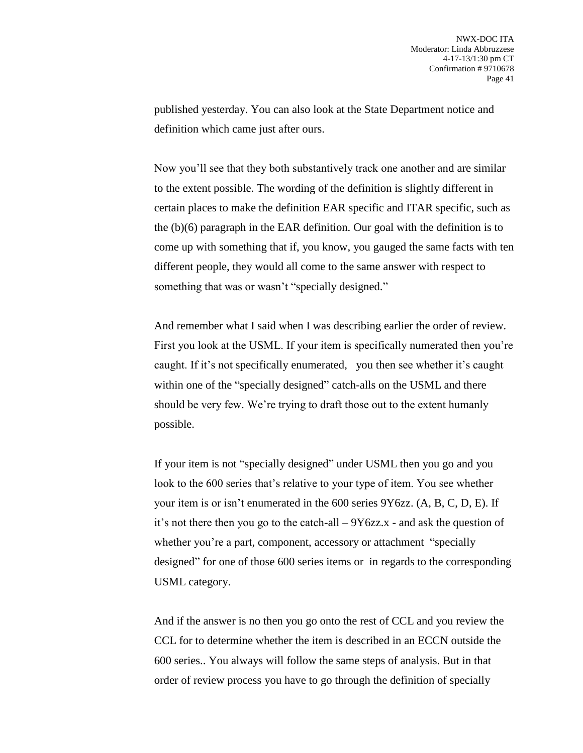published yesterday. You can also look at the State Department notice and definition which came just after ours.

Now you'll see that they both substantively track one another and are similar to the extent possible. The wording of the definition is slightly different in certain places to make the definition EAR specific and ITAR specific, such as the (b)(6) paragraph in the EAR definition. Our goal with the definition is to come up with something that if, you know, you gauged the same facts with ten different people, they would all come to the same answer with respect to something that was or wasn't "specially designed."

And remember what I said when I was describing earlier the order of review. First you look at the USML. If your item is specifically numerated then you're caught. If it's not specifically enumerated, you then see whether it's caught within one of the "specially designed" catch-alls on the USML and there should be very few. We're trying to draft those out to the extent humanly possible.

If your item is not "specially designed" under USML then you go and you look to the 600 series that's relative to your type of item. You see whether your item is or isn't enumerated in the 600 series 9Y6zz. (A, B, C, D, E). If it's not there then you go to the catch-all – 9Y6zz.x - and ask the question of whether you're a part, component, accessory or attachment "specially designed" for one of those 600 series items or in regards to the corresponding USML category.

And if the answer is no then you go onto the rest of CCL and you review the CCL for to determine whether the item is described in an ECCN outside the 600 series.. You always will follow the same steps of analysis. But in that order of review process you have to go through the definition of specially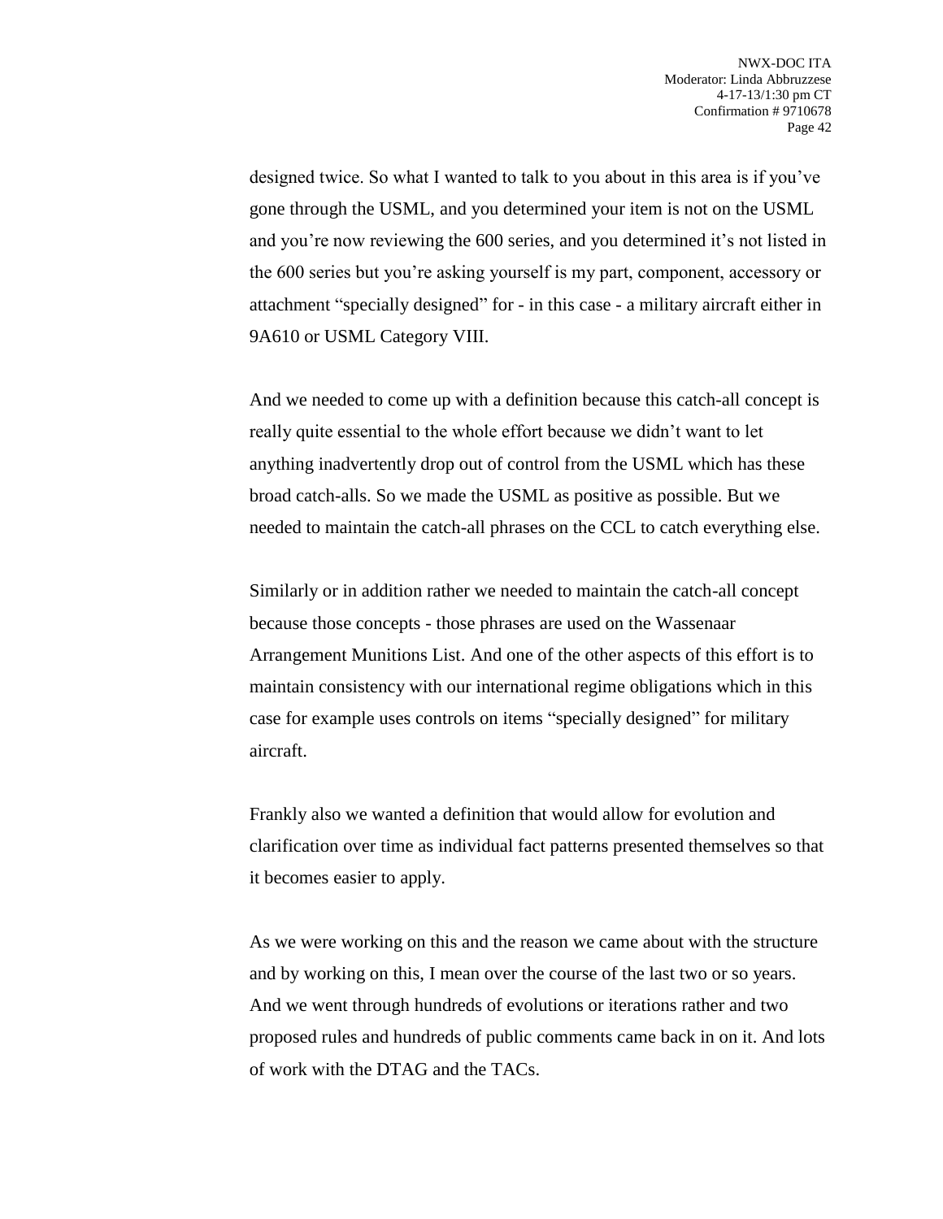designed twice. So what I wanted to talk to you about in this area is if you've gone through the USML, and you determined your item is not on the USML and you're now reviewing the 600 series, and you determined it's not listed in the 600 series but you're asking yourself is my part, component, accessory or attachment "specially designed" for - in this case - a military aircraft either in 9A610 or USML Category VIII.

And we needed to come up with a definition because this catch-all concept is really quite essential to the whole effort because we didn't want to let anything inadvertently drop out of control from the USML which has these broad catch-alls. So we made the USML as positive as possible. But we needed to maintain the catch-all phrases on the CCL to catch everything else.

Similarly or in addition rather we needed to maintain the catch-all concept because those concepts - those phrases are used on the Wassenaar Arrangement Munitions List. And one of the other aspects of this effort is to maintain consistency with our international regime obligations which in this case for example uses controls on items "specially designed" for military aircraft.

Frankly also we wanted a definition that would allow for evolution and clarification over time as individual fact patterns presented themselves so that it becomes easier to apply.

As we were working on this and the reason we came about with the structure and by working on this, I mean over the course of the last two or so years. And we went through hundreds of evolutions or iterations rather and two proposed rules and hundreds of public comments came back in on it. And lots of work with the DTAG and the TACs.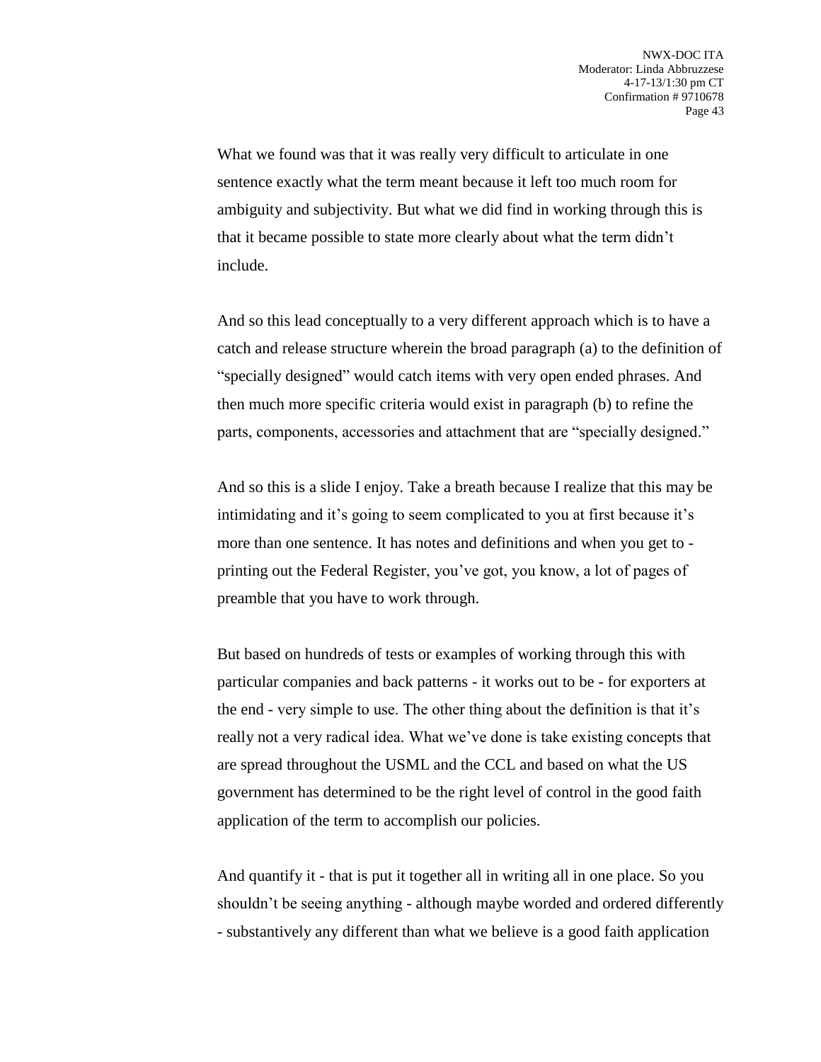What we found was that it was really very difficult to articulate in one sentence exactly what the term meant because it left too much room for ambiguity and subjectivity. But what we did find in working through this is that it became possible to state more clearly about what the term didn't include.

And so this lead conceptually to a very different approach which is to have a catch and release structure wherein the broad paragraph (a) to the definition of "specially designed" would catch items with very open ended phrases. And then much more specific criteria would exist in paragraph (b) to refine the parts, components, accessories and attachment that are "specially designed."

And so this is a slide I enjoy. Take a breath because I realize that this may be intimidating and it's going to seem complicated to you at first because it's more than one sentence. It has notes and definitions and when you get to - printing out the Federal Register, you've got, you know, a lot of pages of preamble that you have to work through.

But based on hundreds of tests or examples of working through this with particular companies and back patterns - it works out to be - for exporters at the end - very simple to use. The other thing about the definition is that it's really not a very radical idea. What we've done is take existing concepts that are spread throughout the USML and the CCL and based on what the US government has determined to be the right level of control in the good faith application of the term to accomplish our policies.

And quantify it - that is put it together all in writing all in one place. So you shouldn't be seeing anything - although maybe worded and ordered differently - substantively any different than what we believe is a good faith application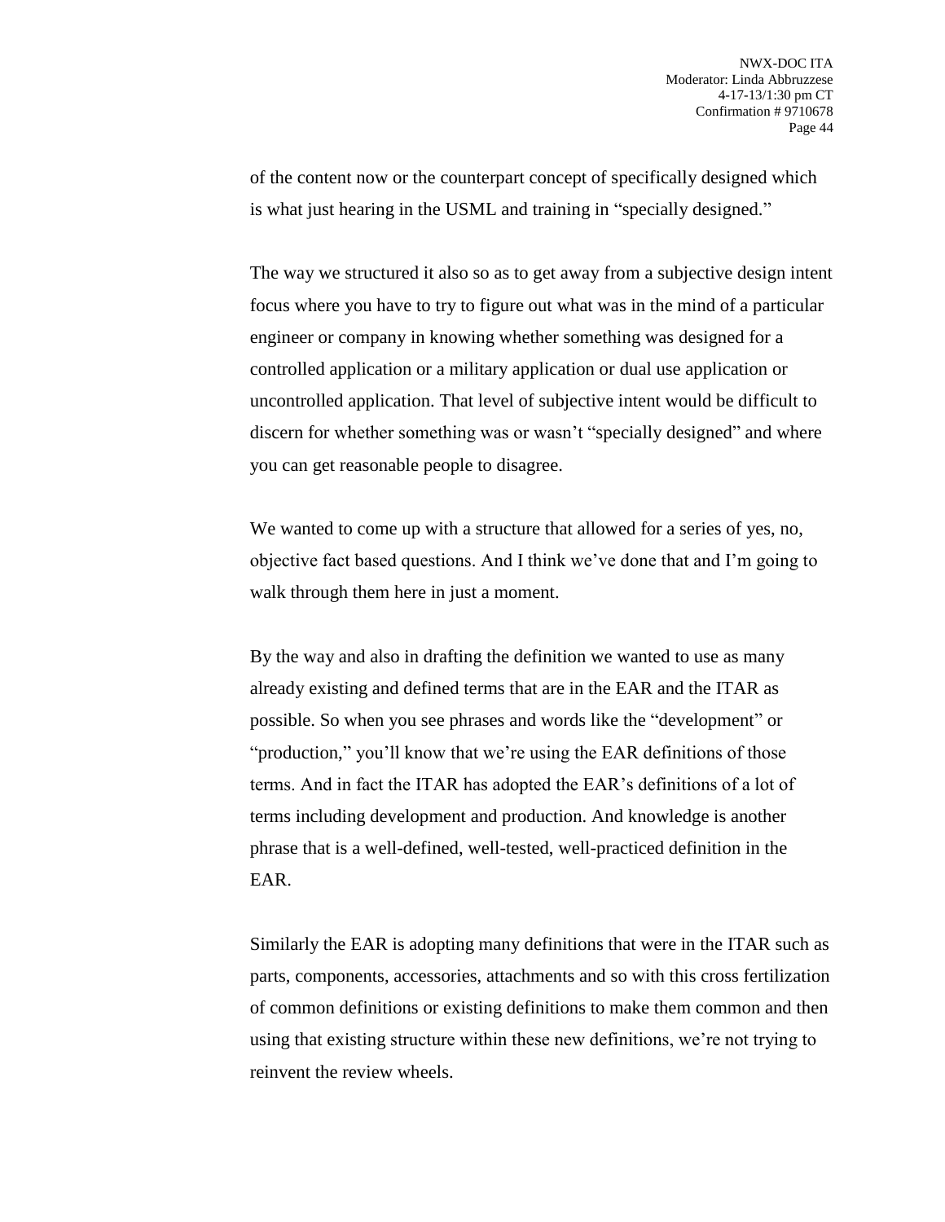of the content now or the counterpart concept of specifically designed which is what just hearing in the USML and training in "specially designed."

The way we structured it also so as to get away from a subjective design intent focus where you have to try to figure out what was in the mind of a particular engineer or company in knowing whether something was designed for a controlled application or a military application or dual use application or uncontrolled application. That level of subjective intent would be difficult to discern for whether something was or wasn't "specially designed" and where you can get reasonable people to disagree.

We wanted to come up with a structure that allowed for a series of yes, no, objective fact based questions. And I think we've done that and I'm going to walk through them here in just a moment.

By the way and also in drafting the definition we wanted to use as many already existing and defined terms that are in the EAR and the ITAR as possible. So when you see phrases and words like the "development" or "production," you'll know that we're using the EAR definitions of those terms. And in fact the ITAR has adopted the EAR's definitions of a lot of terms including development and production. And knowledge is another phrase that is a well-defined, well-tested, well-practiced definition in the EAR.

Similarly the EAR is adopting many definitions that were in the ITAR such as parts, components, accessories, attachments and so with this cross fertilization of common definitions or existing definitions to make them common and then using that existing structure within these new definitions, we're not trying to reinvent the review wheels.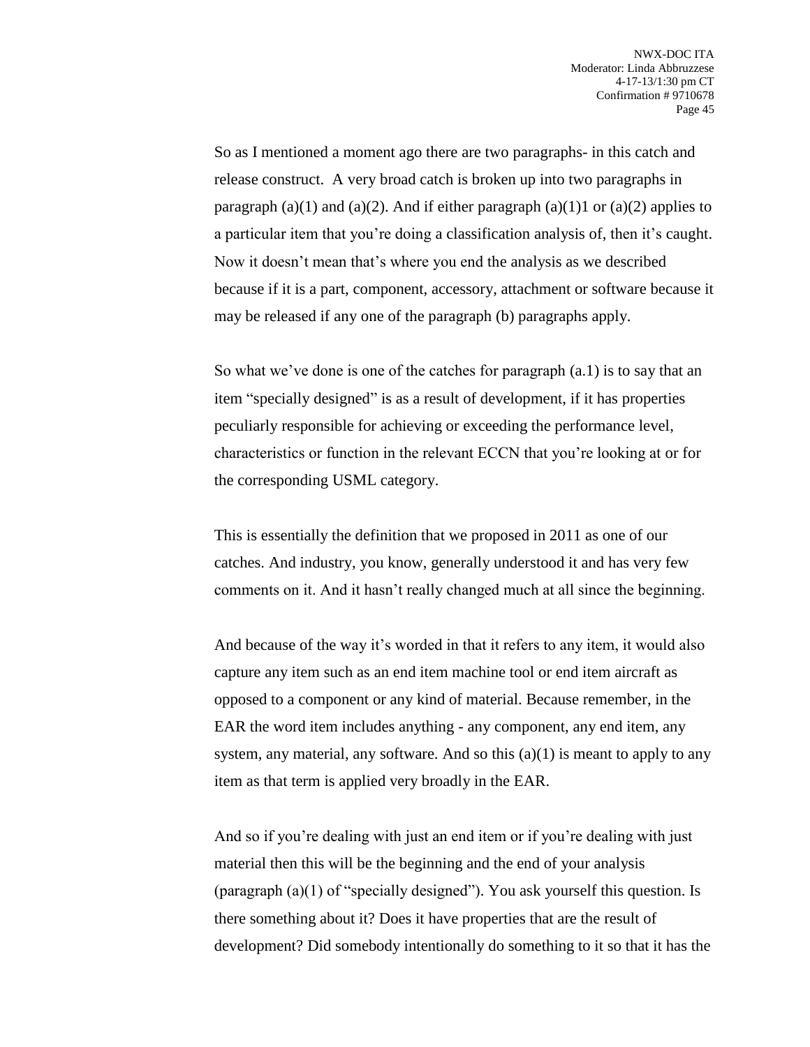So as I mentioned a moment ago there are two paragraphs- in this catch and release construct. A very broad catch is broken up into two paragraphs in paragraph (a)(1) and (a)(2). And if either paragraph (a)(1)1 or (a)(2) applies to a particular item that you're doing a classification analysis of, then it's caught. Now it doesn't mean that's where you end the analysis as we described because if it is a part, component, accessory, attachment or software because it may be released if any one of the paragraph (b) paragraphs apply.

So what we've done is one of the catches for paragraph (a.1) is to say that an item "specially designed" is as a result of development, if it has properties peculiarly responsible for achieving or exceeding the performance level, characteristics or function in the relevant ECCN that you're looking at or for the corresponding USML category.

This is essentially the definition that we proposed in 2011 as one of our catches. And industry, you know, generally understood it and has very few comments on it. And it hasn't really changed much at all since the beginning.

And because of the way it's worded in that it refers to any item, it would also capture any item such as an end item machine tool or end item aircraft as opposed to a component or any kind of material. Because remember, in the EAR the word item includes anything - any component, any end item, any system, any material, any software. And so this (a)(1) is meant to apply to any item as that term is applied very broadly in the EAR.

And so if you're dealing with just an end item or if you're dealing with just material then this will be the beginning and the end of your analysis (paragraph (a)(1) of "specially designed"). You ask yourself this question. Is there something about it? Does it have properties that are the result of development? Did somebody intentionally do something to it so that it has the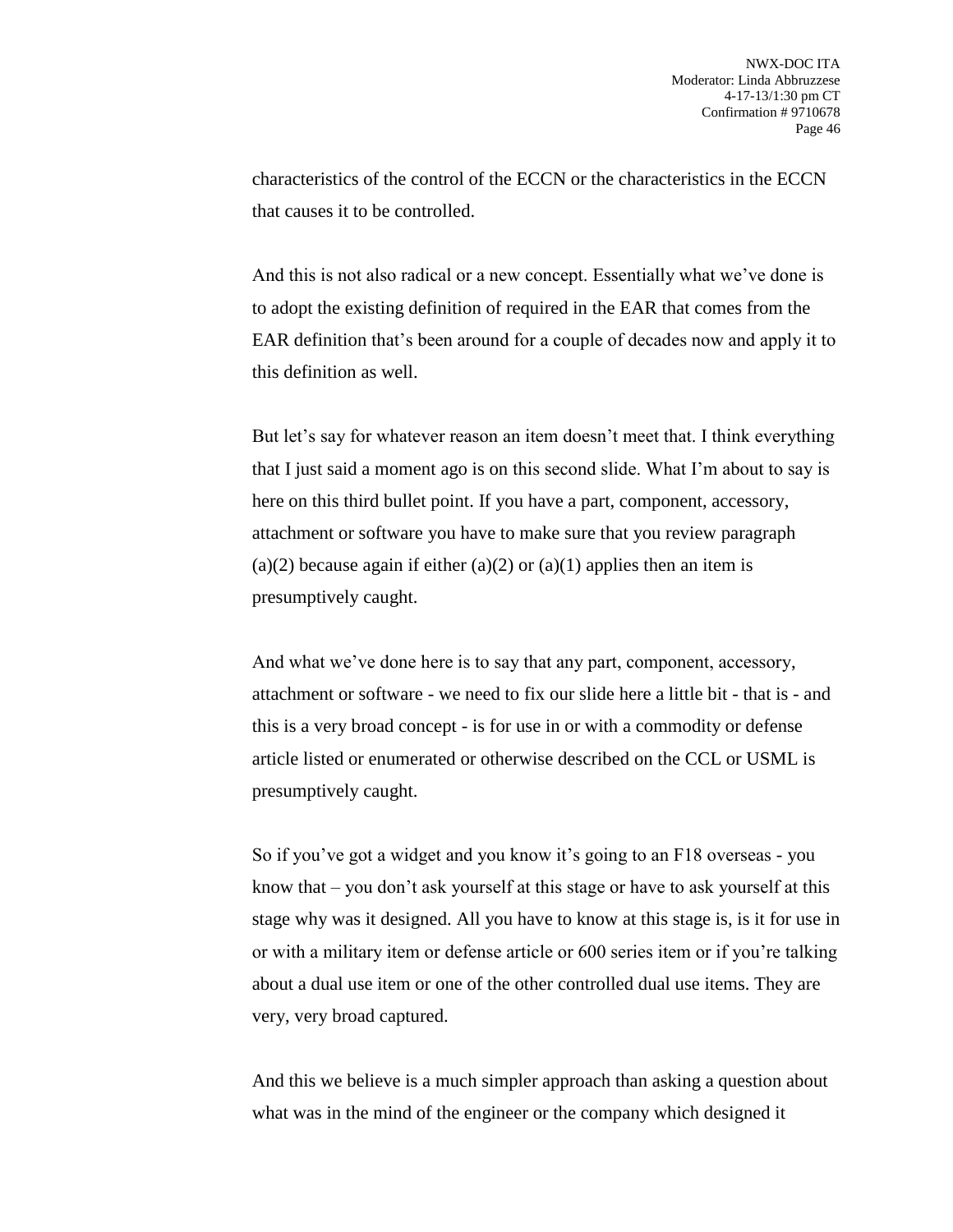characteristics of the control of the ECCN or the characteristics in the ECCN that causes it to be controlled.

And this is not also radical or a new concept. Essentially what we've done is to adopt the existing definition of required in the EAR that comes from the EAR definition that's been around for a couple of decades now and apply it to this definition as well.

But let's say for whatever reason an item doesn't meet that. I think everything that I just said a moment ago is on this second slide. What I'm about to say is here on this third bullet point. If you have a part, component, accessory, attachment or software you have to make sure that you review paragraph (a)(2) because again if either (a)(2) or (a)(1) applies then an item is presumptively caught.

And what we've done here is to say that any part, component, accessory, attachment or software - we need to fix our slide here a little bit - that is - and this is a very broad concept - is for use in or with a commodity or defense article listed or enumerated or otherwise described on the CCL or USML is presumptively caught.

So if you've got a widget and you know it's going to an F18 overseas - you know that – you don't ask yourself at this stage or have to ask yourself at this stage why was it designed. All you have to know at this stage is, is it for use in or with a military item or defense article or 600 series item or if you're talking about a dual use item or one of the other controlled dual use items. They are very, very broad captured.

And this we believe is a much simpler approach than asking a question about what was in the mind of the engineer or the company which designed it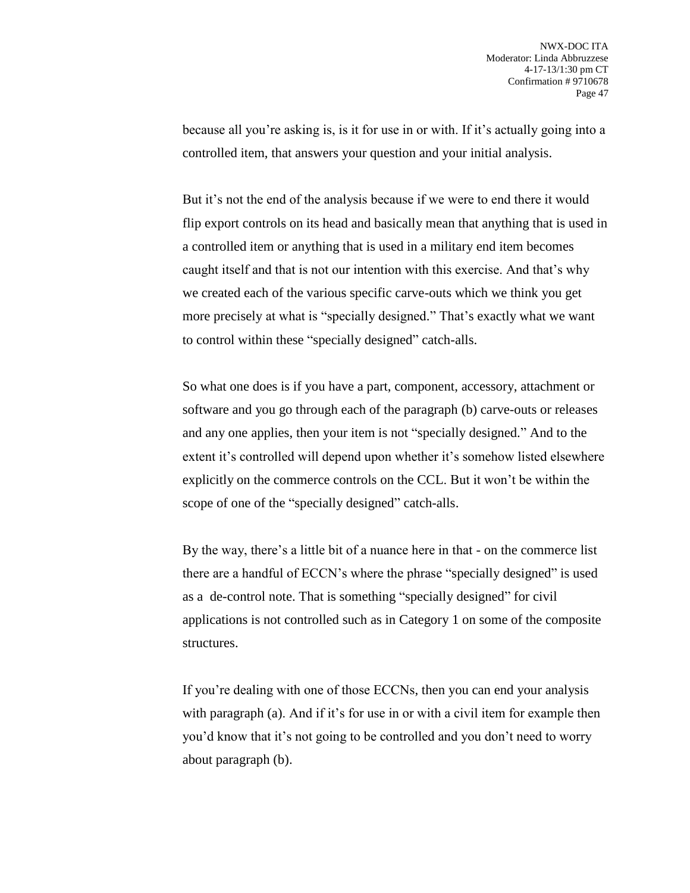because all you're asking is, is it for use in or with. If it's actually going into a controlled item, that answers your question and your initial analysis.

But it's not the end of the analysis because if we were to end there it would flip export controls on its head and basically mean that anything that is used in a controlled item or anything that is used in a military end item becomes caught itself and that is not our intention with this exercise. And that's why we created each of the various specific carve-outs which we think you get more precisely at what is "specially designed." That's exactly what we want to control within these "specially designed" catch-alls.

So what one does is if you have a part, component, accessory, attachment or software and you go through each of the paragraph (b) carve-outs or releases and any one applies, then your item is not "specially designed." And to the extent it's controlled will depend upon whether it's somehow listed elsewhere explicitly on the commerce controls on the CCL. But it won't be within the scope of one of the "specially designed" catch-alls.

By the way, there's a little bit of a nuance here in that - on the commerce list there are a handful of ECCN's where the phrase "specially designed" is used as a de-control note. That is something "specially designed" for civil applications is not controlled such as in Category 1 on some of the composite structures.

If you're dealing with one of those ECCNs, then you can end your analysis with paragraph (a). And if it's for use in or with a civil item for example then you'd know that it's not going to be controlled and you don't need to worry about paragraph (b).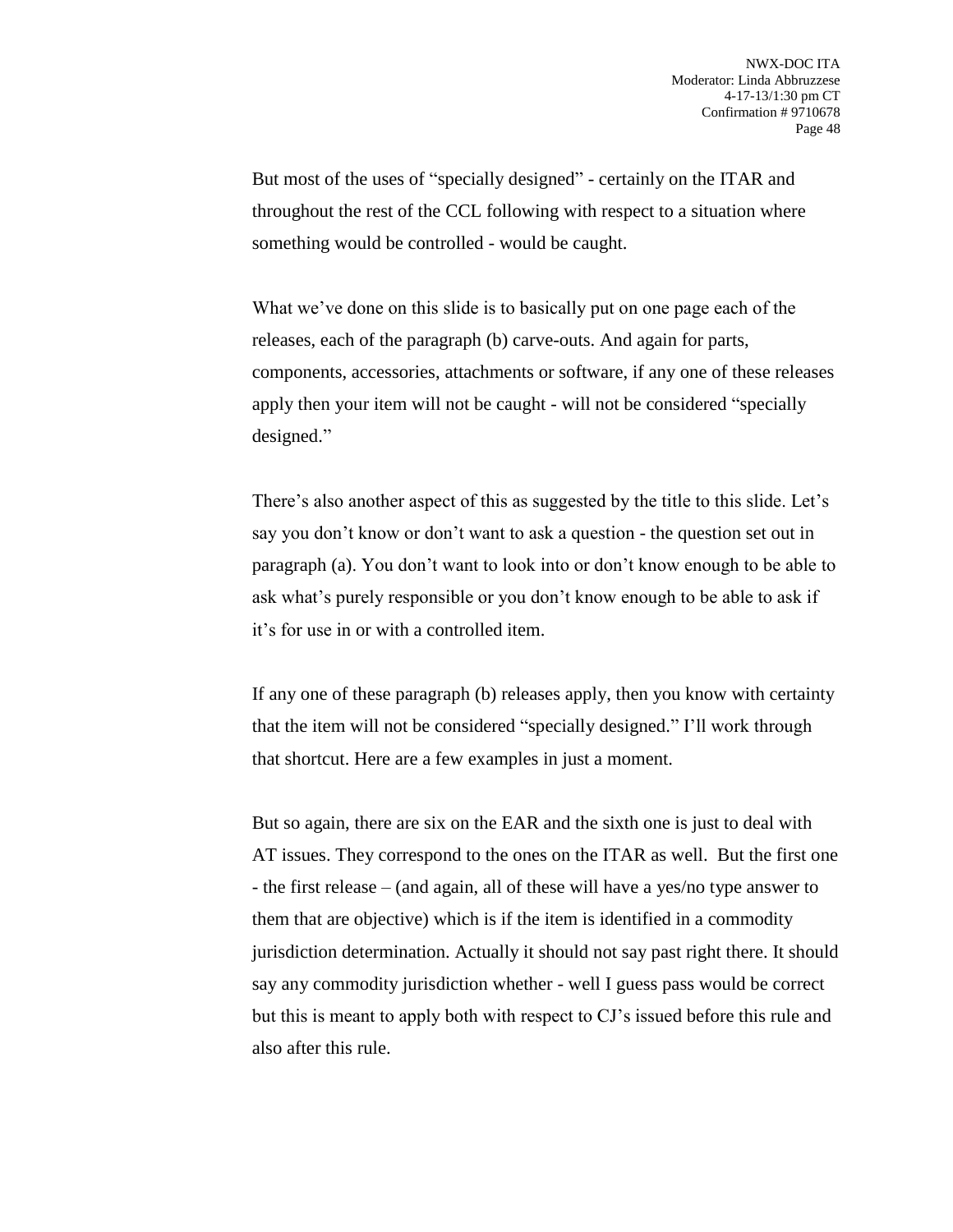But most of the uses of "specially designed" - certainly on the ITAR and throughout the rest of the CCL following with respect to a situation where something would be controlled - would be caught.

What we've done on this slide is to basically put on one page each of the releases, each of the paragraph (b) carve-outs. And again for parts, components, accessories, attachments or software, if any one of these releases apply then your item will not be caught - will not be considered "specially designed."

There's also another aspect of this as suggested by the title to this slide. Let's say you don't know or don't want to ask a question - the question set out in paragraph (a). You don't want to look into or don't know enough to be able to ask what's purely responsible or you don't know enough to be able to ask if it's for use in or with a controlled item.

If any one of these paragraph (b) releases apply, then you know with certainty that the item will not be considered "specially designed." I'll work through that shortcut. Here are a few examples in just a moment.

But so again, there are six on the EAR and the sixth one is just to deal with AT issues. They correspond to the ones on the ITAR as well. But the first one - the first release – (and again, all of these will have a yes/no type answer to them that are objective) which is if the item is identified in a commodity jurisdiction determination. Actually it should not say past right there. It should say any commodity jurisdiction whether - well I guess pass would be correct but this is meant to apply both with respect to CJ's issued before this rule and also after this rule.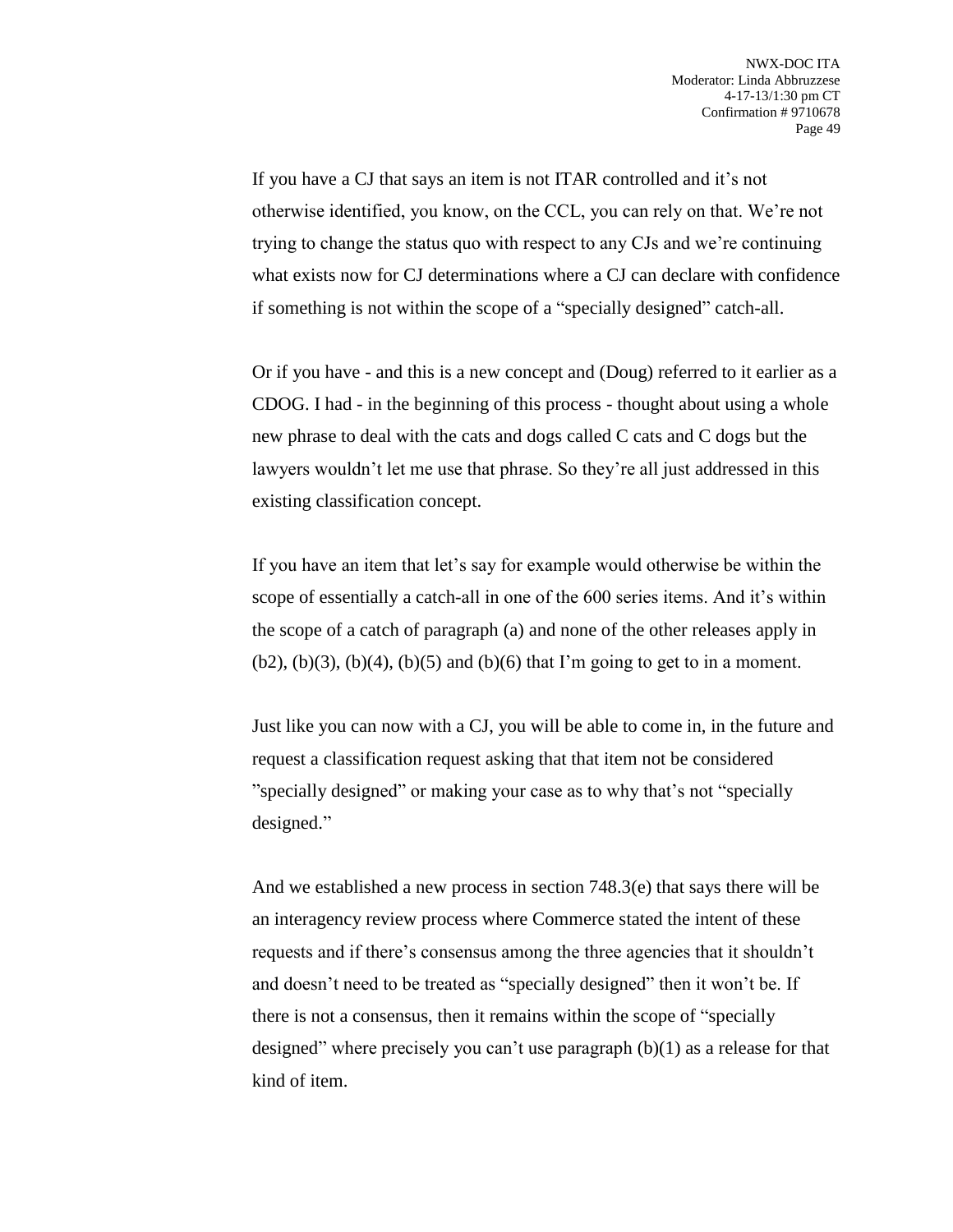If you have a CJ that says an item is not ITAR controlled and it's not otherwise identified, you know, on the CCL, you can rely on that. We're not trying to change the status quo with respect to any CJs and we're continuing what exists now for CJ determinations where a CJ can declare with confidence if something is not within the scope of a "specially designed" catch-all.

Or if you have - and this is a new concept and (Doug) referred to it earlier as a CDOG. I had - in the beginning of this process - thought about using a whole new phrase to deal with the cats and dogs called C cats and C dogs but the lawyers wouldn't let me use that phrase. So they're all just addressed in this existing classification concept.

If you have an item that let's say for example would otherwise be within the scope of essentially a catch-all in one of the 600 series items. And it's within the scope of a catch of paragraph (a) and none of the other releases apply in (b2), (b)(3), (b)(4), (b)(5) and (b)(6) that I'm going to get to in a moment.

Just like you can now with a CJ, you will be able to come in, in the future and request a classification request asking that that item not be considered "specially designed" or making your case as to why that's not "specially designed."

And we established a new process in section 748.3(e) that says there will be an interagency review process where Commerce stated the intent of these requests and if there's consensus among the three agencies that it shouldn't and doesn't need to be treated as "specially designed" then it won't be. If there is not a consensus, then it remains within the scope of "specially designed" where precisely you can't use paragraph (b)(1) as a release for that kind of item.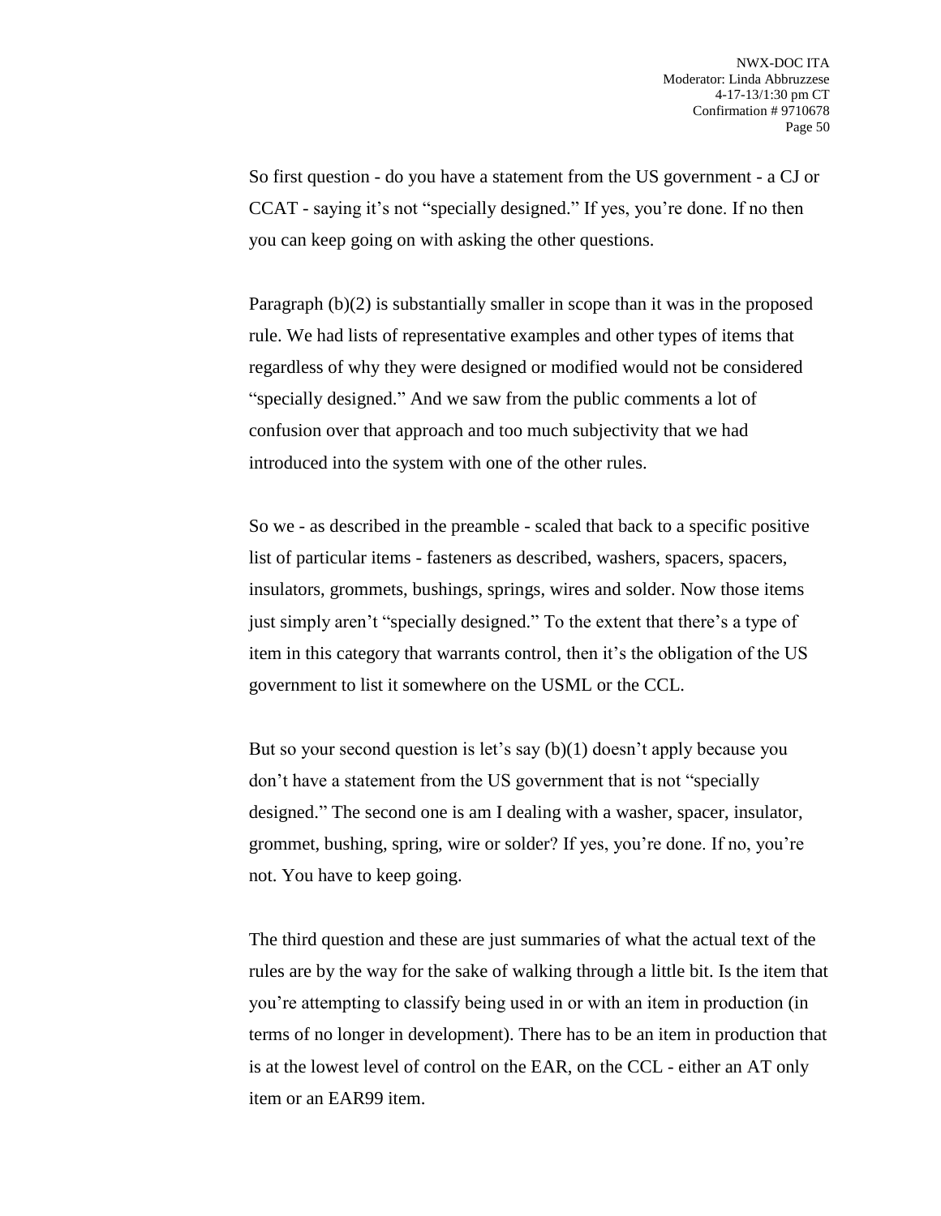So first question - do you have a statement from the US government - a CJ or CCAT - saying it's not "specially designed." If yes, you're done. If no then you can keep going on with asking the other questions.

Paragraph (b)(2) is substantially smaller in scope than it was in the proposed rule. We had lists of representative examples and other types of items that regardless of why they were designed or modified would not be considered "specially designed." And we saw from the public comments a lot of confusion over that approach and too much subjectivity that we had introduced into the system with one of the other rules.

So we - as described in the preamble - scaled that back to a specific positive list of particular items - fasteners as described, washers, spacers, spacers, insulators, grommets, bushings, springs, wires and solder. Now those items just simply aren't "specially designed." To the extent that there's a type of item in this category that warrants control, then it's the obligation of the US government to list it somewhere on the USML or the CCL.

But so your second question is let's say (b)(1) doesn't apply because you don't have a statement from the US government that is not "specially designed." The second one is am I dealing with a washer, spacer, insulator, grommet, bushing, spring, wire or solder? If yes, you're done. If no, you're not. You have to keep going.

The third question and these are just summaries of what the actual text of the rules are by the way for the sake of walking through a little bit. Is the item that you're attempting to classify being used in or with an item in production (in terms of no longer in development). There has to be an item in production that is at the lowest level of control on the EAR, on the CCL - either an AT only item or an EAR99 item.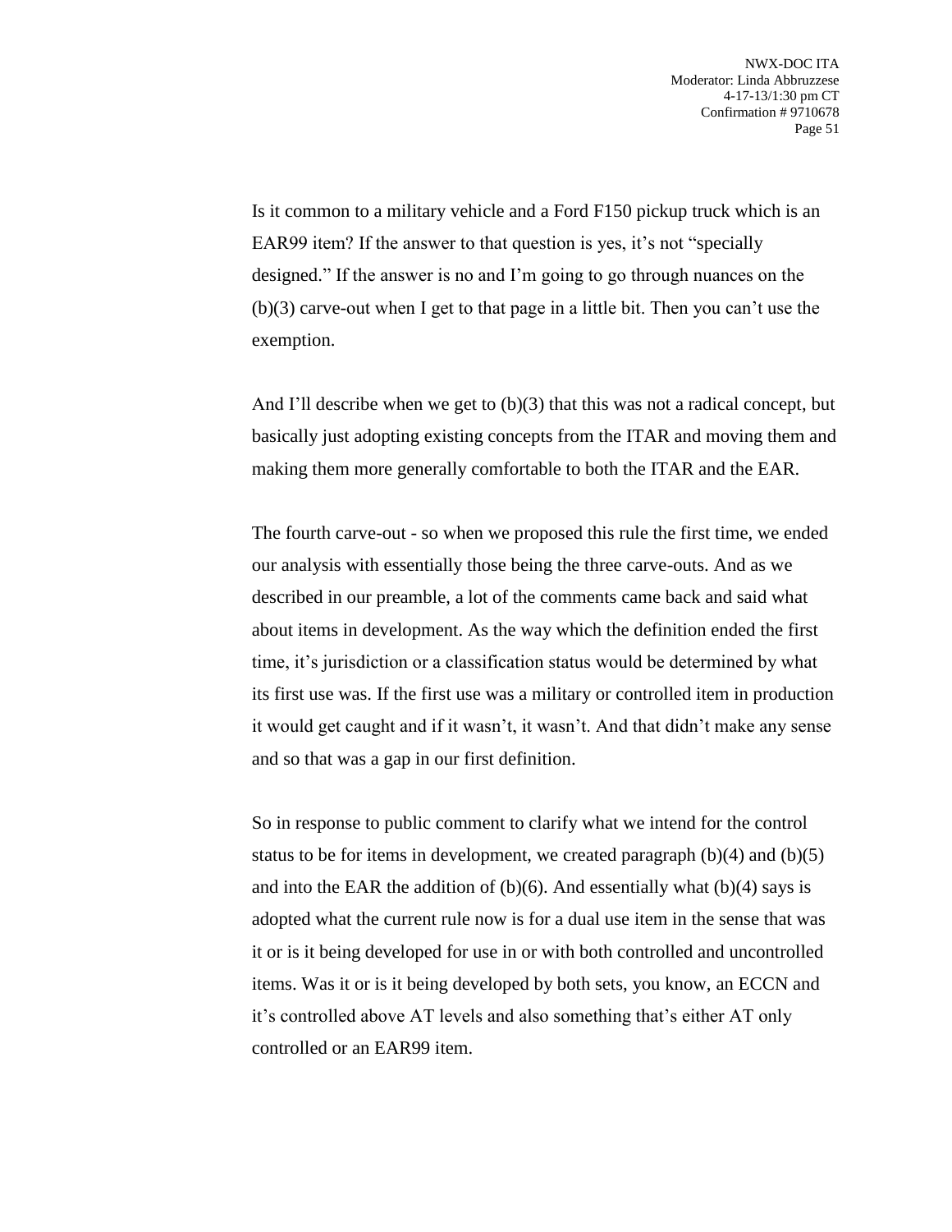Is it common to a military vehicle and a Ford F150 pickup truck which is an EAR99 item? If the answer to that question is yes, it's not "specially designed." If the answer is no and I'm going to go through nuances on the (b)(3) carve-out when I get to that page in a little bit. Then you can't use the exemption.

And I'll describe when we get to (b)(3) that this was not a radical concept, but basically just adopting existing concepts from the ITAR and moving them and making them more generally comfortable to both the ITAR and the EAR.

The fourth carve-out - so when we proposed this rule the first time, we ended our analysis with essentially those being the three carve-outs. And as we described in our preamble, a lot of the comments came back and said what about items in development. As the way which the definition ended the first time, it's jurisdiction or a classification status would be determined by what its first use was. If the first use was a military or controlled item in production it would get caught and if it wasn't, it wasn't. And that didn't make any sense and so that was a gap in our first definition.

So in response to public comment to clarify what we intend for the control status to be for items in development, we created paragraph (b)(4) and (b)(5) and into the EAR the addition of (b)(6). And essentially what (b)(4) says is adopted what the current rule now is for a dual use item in the sense that was it or is it being developed for use in or with both controlled and uncontrolled items. Was it or is it being developed by both sets, you know, an ECCN and it's controlled above AT levels and also something that's either AT only controlled or an EAR99 item.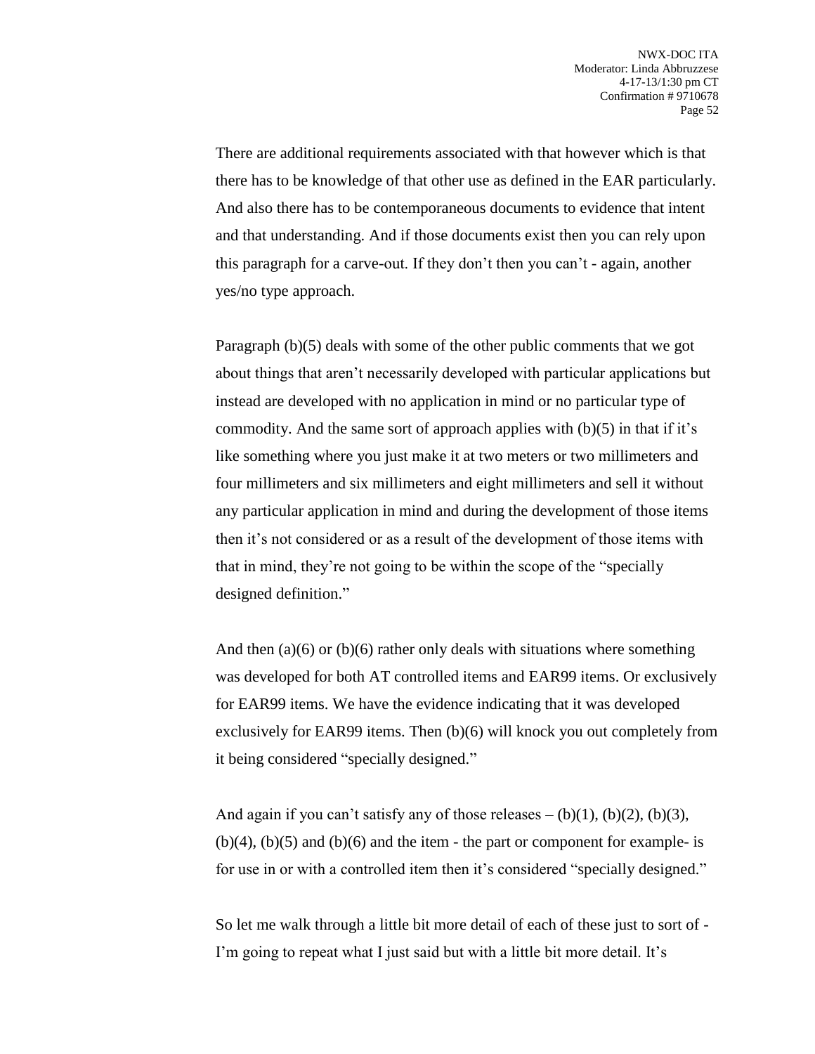There are additional requirements associated with that however which is that there has to be knowledge of that other use as defined in the EAR particularly. And also there has to be contemporaneous documents to evidence that intent and that understanding. And if those documents exist then you can rely upon this paragraph for a carve-out. If they don't then you can't - again, another yes/no type approach.

Paragraph (b)(5) deals with some of the other public comments that we got about things that aren't necessarily developed with particular applications but instead are developed with no application in mind or no particular type of commodity. And the same sort of approach applies with (b)(5) in that if it's like something where you just make it at two meters or two millimeters and four millimeters and six millimeters and eight millimeters and sell it without any particular application in mind and during the development of those items then it's not considered or as a result of the development of those items with that in mind, they're not going to be within the scope of the "specially designed definition."

And then (a)(6) or (b)(6) rather only deals with situations where something was developed for both AT controlled items and EAR99 items. Or exclusively for EAR99 items. We have the evidence indicating that it was developed exclusively for EAR99 items. Then (b)(6) will knock you out completely from it being considered "specially designed."

And again if you can't satisfy any of those releases – (b)(1), (b)(2), (b)(3), (b)(4), (b)(5) and (b)(6) and the item - the part or component for example- is for use in or with a controlled item then it's considered "specially designed."

So let me walk through a little bit more detail of each of these just to sort of - I'm going to repeat what I just said but with a little bit more detail. It's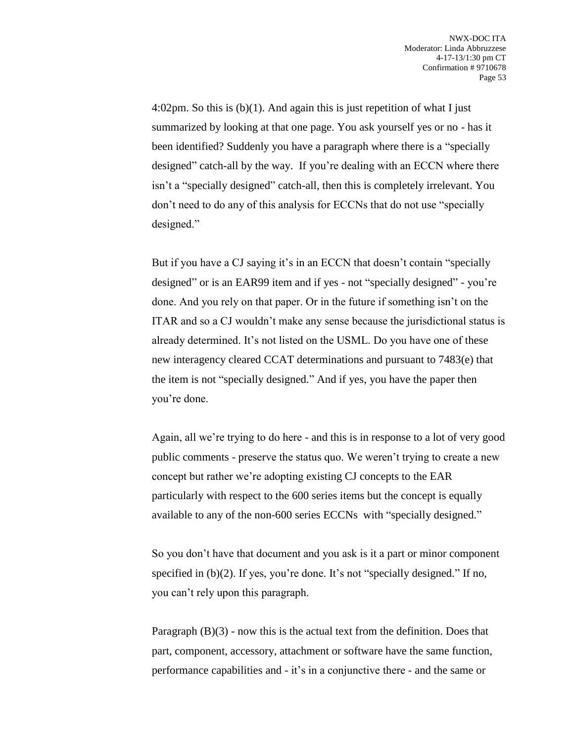4:02pm. So this is (b)(1). And again this is just repetition of what I just summarized by looking at that one page. You ask yourself yes or no - has it been identified? Suddenly you have a paragraph where there is a "specially designed" catch-all by the way. If you're dealing with an ECCN where there isn't a "specially designed" catch-all, then this is completely irrelevant. You don't need to do any of this analysis for ECCNs that do not use "specially designed."

But if you have a CJ saying it's in an ECCN that doesn't contain "specially designed" or is an EAR99 item and if yes - not "specially designed" - you're done. And you rely on that paper. Or in the future if something isn't on the ITAR and so a CJ wouldn't make any sense because the jurisdictional status is already determined. It's not listed on the USML. Do you have one of these new interagency cleared CCAT determinations and pursuant to 7483(e) that the item is not "specially designed." And if yes, you have the paper then you're done.

Again, all we're trying to do here - and this is in response to a lot of very good public comments - preserve the status quo. We weren't trying to create a new concept but rather we're adopting existing CJ concepts to the EAR particularly with respect to the 600 series items but the concept is equally available to any of the non-600 series ECCNs with "specially designed."

So you don't have that document and you ask is it a part or minor component specified in (b)(2). If yes, you're done. It's not "specially designed." If no, you can't rely upon this paragraph.

Paragraph (B)(3) - now this is the actual text from the definition. Does that part, component, accessory, attachment or software have the same function, performance capabilities and - it's in a conjunctive there - and the same or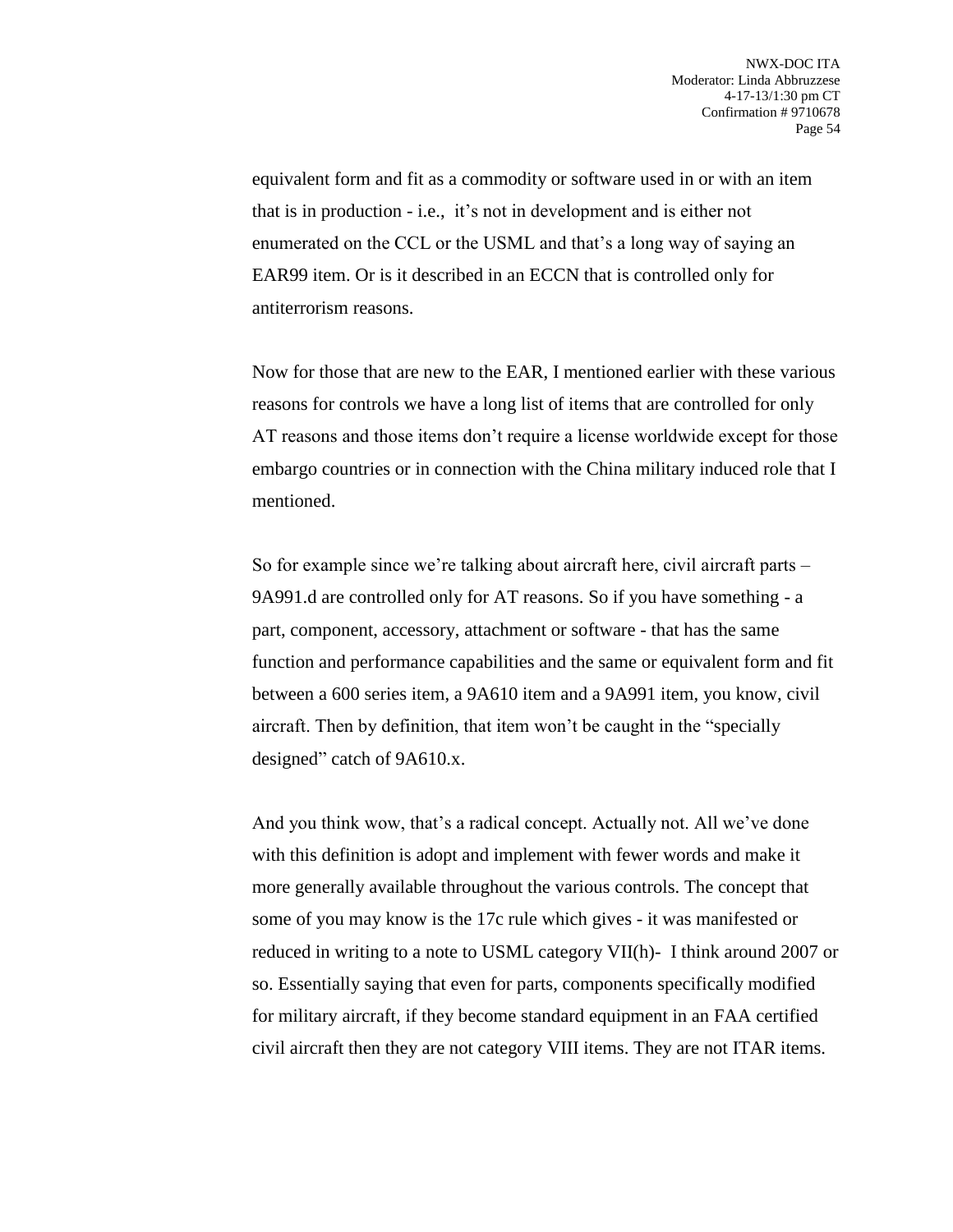equivalent form and fit as a commodity or software used in or with an item that is in production - i.e., it's not in development and is either not enumerated on the CCL or the USML and that's a long way of saying an EAR99 item. Or is it described in an ECCN that is controlled only for antiterrorism reasons.

Now for those that are new to the EAR, I mentioned earlier with these various reasons for controls we have a long list of items that are controlled for only AT reasons and those items don't require a license worldwide except for those embargo countries or in connection with the China military induced role that I mentioned.

So for example since we're talking about aircraft here, civil aircraft parts – 9A991.d are controlled only for AT reasons. So if you have something - a part, component, accessory, attachment or software - that has the same function and performance capabilities and the same or equivalent form and fit between a 600 series item, a 9A610 item and a 9A991 item, you know, civil aircraft. Then by definition, that item won't be caught in the "specially designed" catch of 9A610.x.

And you think wow, that's a radical concept. Actually not. All we've done with this definition is adopt and implement with fewer words and make it more generally available throughout the various controls. The concept that some of you may know is the 17c rule which gives - it was manifested or reduced in writing to a note to USML category VII(h)- I think around 2007 or so. Essentially saying that even for parts, components specifically modified for military aircraft, if they become standard equipment in an FAA certified civil aircraft then they are not category VIII items. They are not ITAR items.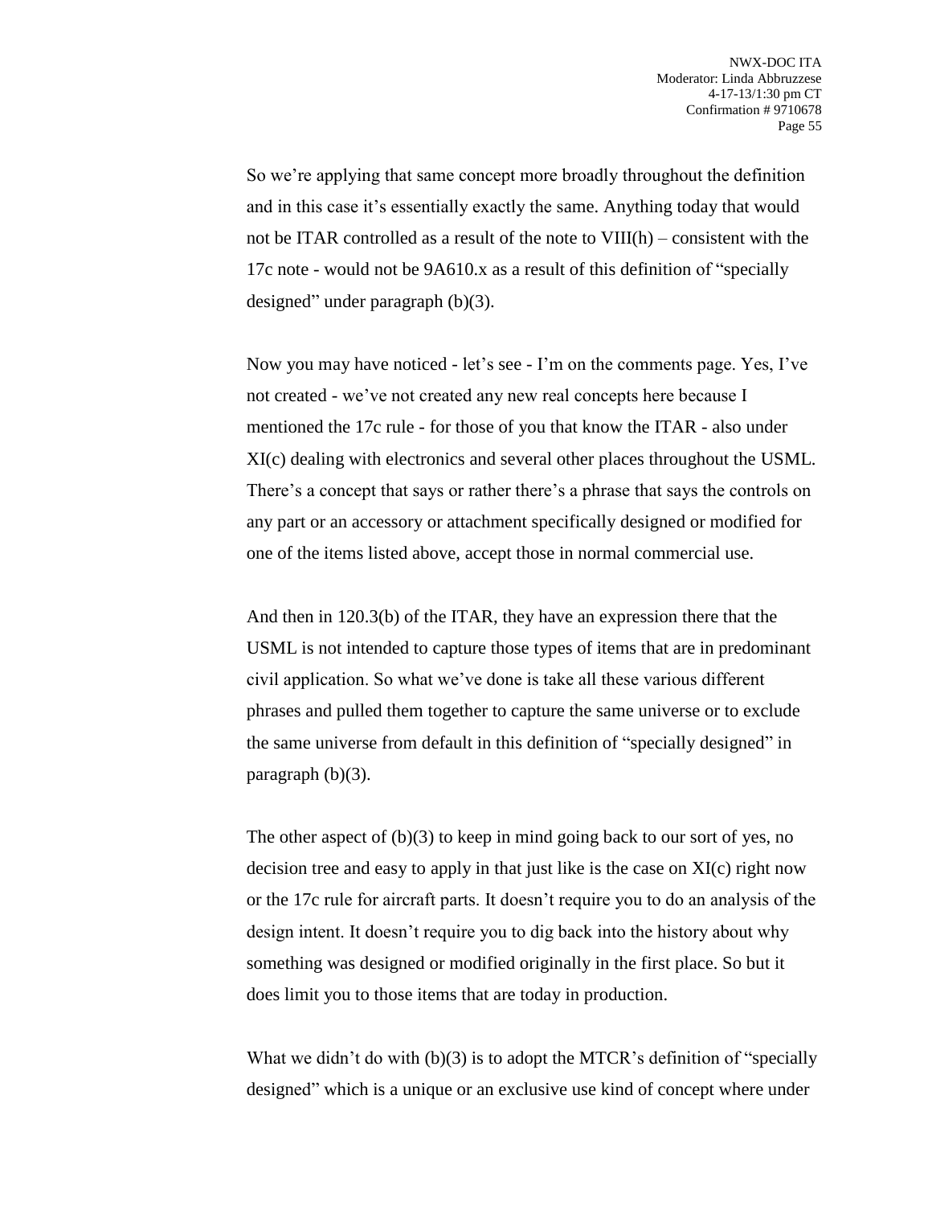So we're applying that same concept more broadly throughout the definition and in this case it's essentially exactly the same. Anything today that would not be ITAR controlled as a result of the note to VIII(h) – consistent with the 17c note - would not be 9A610.x as a result of this definition of "specially designed" under paragraph (b)(3).

Now you may have noticed - let's see - I'm on the comments page. Yes, I've not created - we've not created any new real concepts here because I mentioned the 17c rule - for those of you that know the ITAR - also under XI(c) dealing with electronics and several other places throughout the USML. There's a concept that says or rather there's a phrase that says the controls on any part or an accessory or attachment specifically designed or modified for one of the items listed above, accept those in normal commercial use.

And then in 120.3(b) of the ITAR, they have an expression there that the USML is not intended to capture those types of items that are in predominant civil application. So what we've done is take all these various different phrases and pulled them together to capture the same universe or to exclude the same universe from default in this definition of "specially designed" in paragraph (b)(3).

The other aspect of (b)(3) to keep in mind going back to our sort of yes, no decision tree and easy to apply in that just like is the case on XI(c) right now or the 17c rule for aircraft parts. It doesn't require you to do an analysis of the design intent. It doesn't require you to dig back into the history about why something was designed or modified originally in the first place. So but it does limit you to those items that are today in production.

What we didn't do with (b)(3) is to adopt the MTCR's definition of "specially designed" which is a unique or an exclusive use kind of concept where under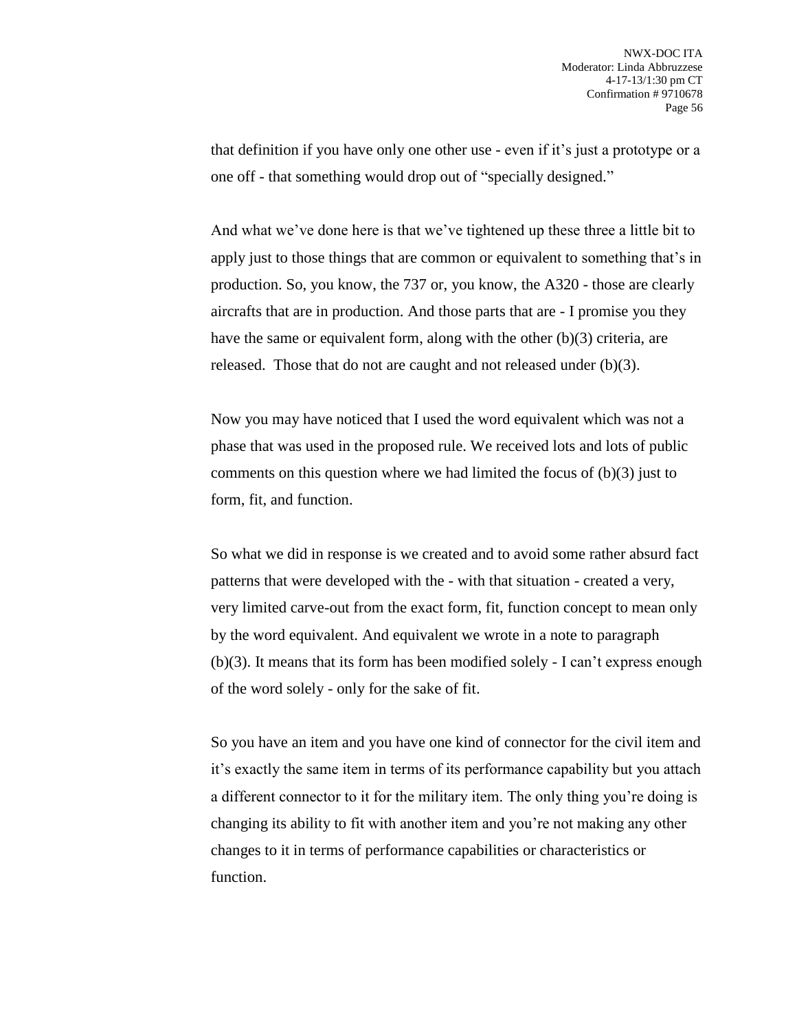that definition if you have only one other use - even if it's just a prototype or a one off - that something would drop out of "specially designed."

And what we've done here is that we've tightened up these three a little bit to apply just to those things that are common or equivalent to something that's in production. So, you know, the 737 or, you know, the A320 - those are clearly aircrafts that are in production. And those parts that are - I promise you they have the same or equivalent form, along with the other (b)(3) criteria, are released. Those that do not are caught and not released under (b)(3).

Now you may have noticed that I used the word equivalent which was not a phase that was used in the proposed rule. We received lots and lots of public comments on this question where we had limited the focus of (b)(3) just to form, fit, and function.

So what we did in response is we created and to avoid some rather absurd fact patterns that were developed with the - with that situation - created a very, very limited carve-out from the exact form, fit, function concept to mean only by the word equivalent. And equivalent we wrote in a note to paragraph (b)(3). It means that its form has been modified solely - I can't express enough of the word solely - only for the sake of fit.

So you have an item and you have one kind of connector for the civil item and it's exactly the same item in terms of its performance capability but you attach a different connector to it for the military item. The only thing you're doing is changing its ability to fit with another item and you're not making any other changes to it in terms of performance capabilities or characteristics or function.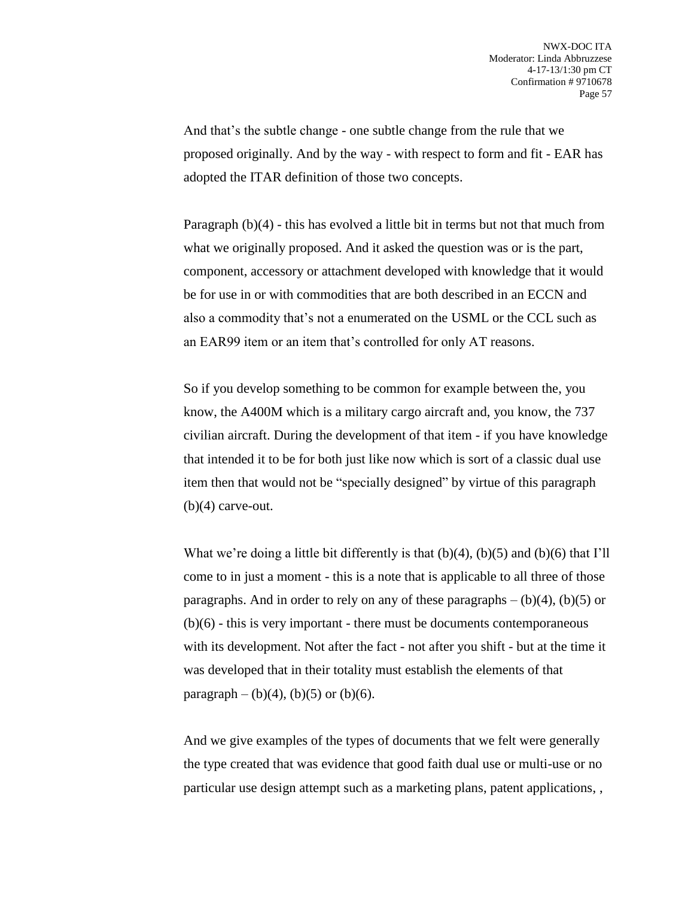And that's the subtle change - one subtle change from the rule that we proposed originally. And by the way - with respect to form and fit - EAR has adopted the ITAR definition of those two concepts.

Paragraph (b)(4) - this has evolved a little bit in terms but not that much from what we originally proposed. And it asked the question was or is the part, component, accessory or attachment developed with knowledge that it would be for use in or with commodities that are both described in an ECCN and also a commodity that's not a enumerated on the USML or the CCL such as an EAR99 item or an item that's controlled for only AT reasons.

So if you develop something to be common for example between the, you know, the A400M which is a military cargo aircraft and, you know, the 737 civilian aircraft. During the development of that item - if you have knowledge that intended it to be for both just like now which is sort of a classic dual use item then that would not be "specially designed" by virtue of this paragraph (b)(4) carve-out.

What we're doing a little bit differently is that (b)(4), (b)(5) and (b)(6) that I'll come to in just a moment - this is a note that is applicable to all three of those paragraphs. And in order to rely on any of these paragraphs – (b)(4), (b)(5) or (b)(6) - this is very important - there must be documents contemporaneous with its development. Not after the fact - not after you shift - but at the time it was developed that in their totality must establish the elements of that paragraph – (b)(4), (b)(5) or (b)(6).

And we give examples of the types of documents that we felt were generally the type created that was evidence that good faith dual use or multi-use or no particular use design attempt such as a marketing plans, patent applications, ,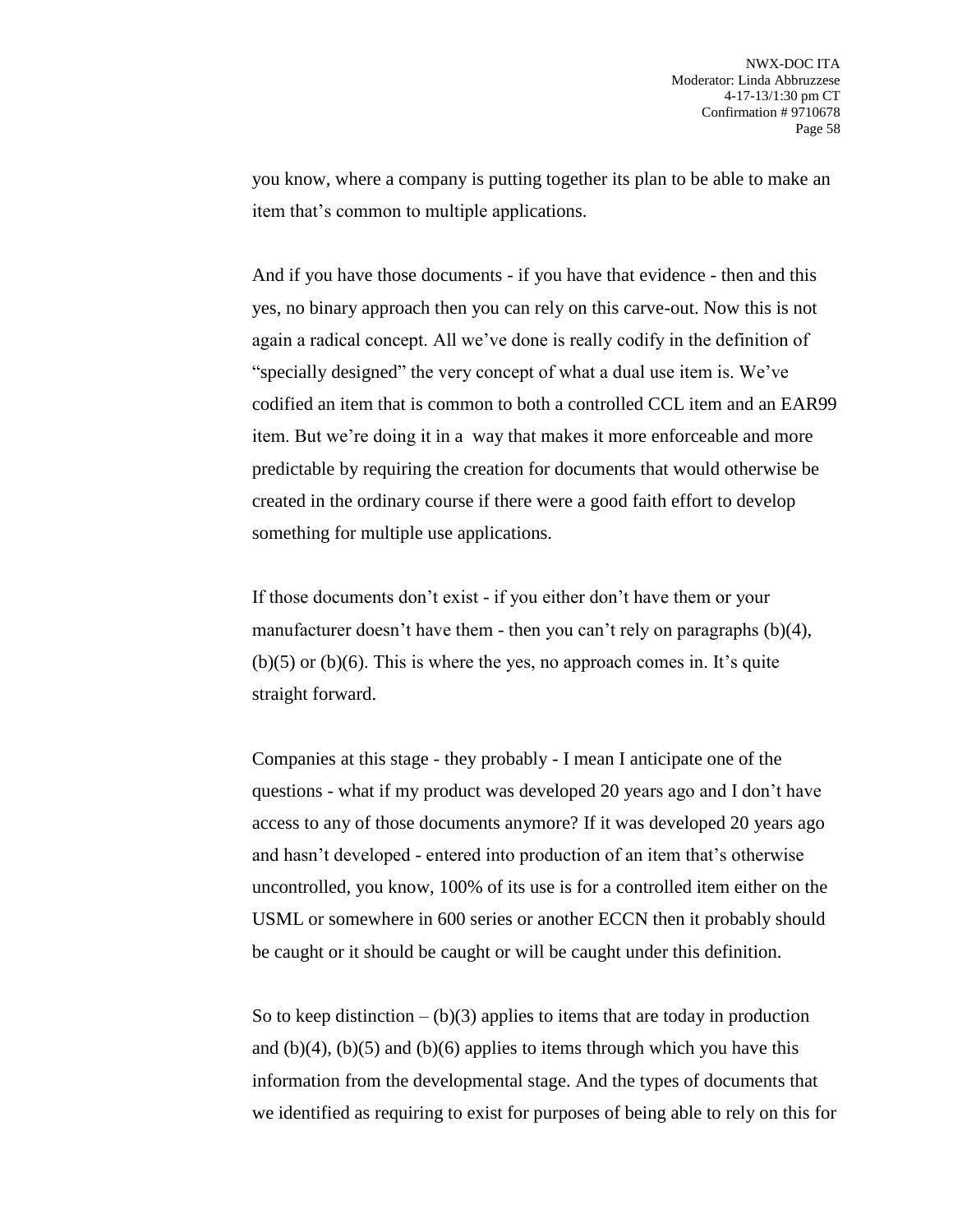you know, where a company is putting together its plan to be able to make an item that's common to multiple applications.

And if you have those documents - if you have that evidence - then and this yes, no binary approach then you can rely on this carve-out. Now this is not again a radical concept. All we've done is really codify in the definition of "specially designed" the very concept of what a dual use item is. We've codified an item that is common to both a controlled CCL item and an EAR99 item. But we're doing it in a way that makes it more enforceable and more predictable by requiring the creation for documents that would otherwise be created in the ordinary course if there were a good faith effort to develop something for multiple use applications.

If those documents don't exist - if you either don't have them or your manufacturer doesn't have them - then you can't rely on paragraphs (b)(4), (b)(5) or (b)(6). This is where the yes, no approach comes in. It's quite straight forward.

Companies at this stage - they probably - I mean I anticipate one of the questions - what if my product was developed 20 years ago and I don't have access to any of those documents anymore? If it was developed 20 years ago and hasn't developed - entered into production of an item that's otherwise uncontrolled, you know, 100% of its use is for a controlled item either on the USML or somewhere in 600 series or another ECCN then it probably should be caught or it should be caught or will be caught under this definition.

So to keep distinction – (b)(3) applies to items that are today in production and (b)(4), (b)(5) and (b)(6) applies to items through which you have this information from the developmental stage. And the types of documents that we identified as requiring to exist for purposes of being able to rely on this for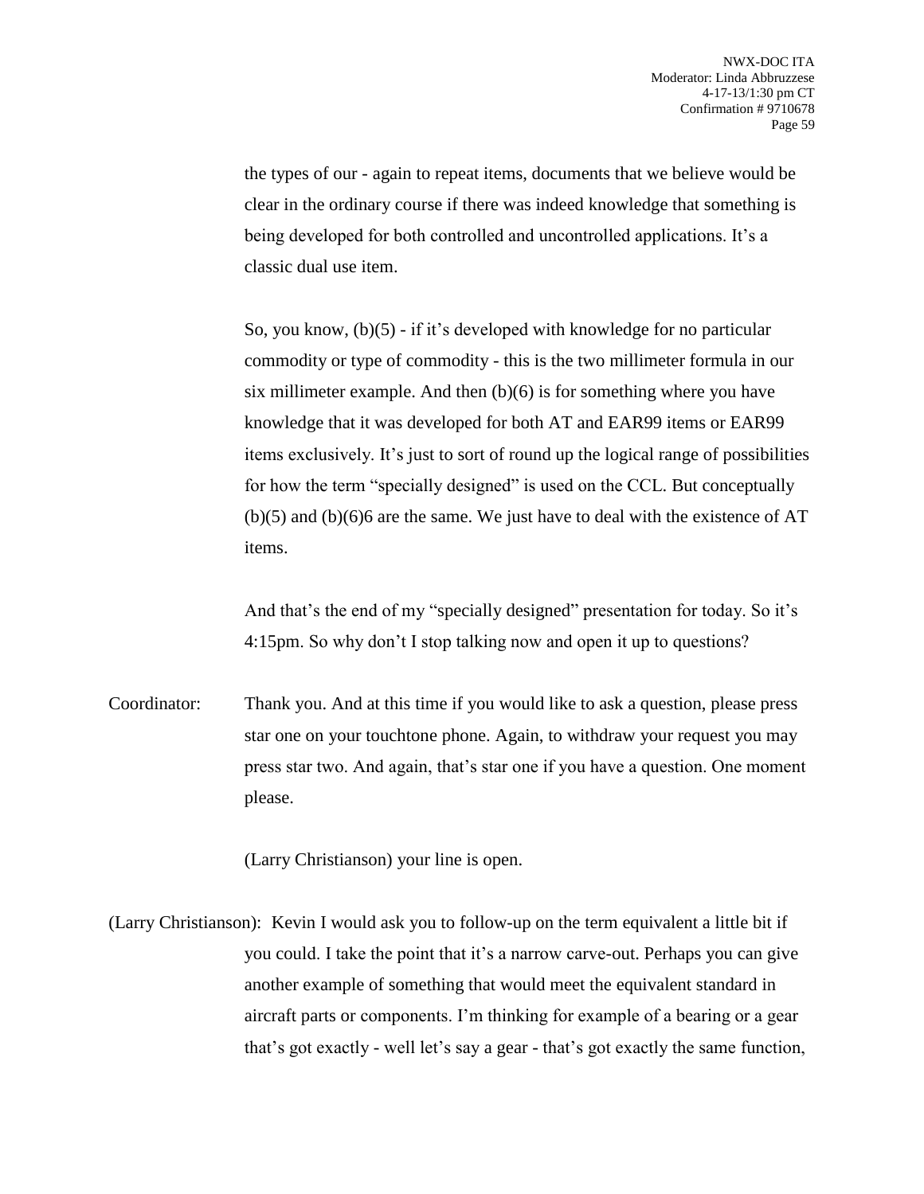the types of our - again to repeat items, documents that we believe would be clear in the ordinary course if there was indeed knowledge that something is being developed for both controlled and uncontrolled applications. It's a classic dual use item.

So, you know, (b)(5) - if it's developed with knowledge for no particular commodity or type of commodity - this is the two millimeter formula in our six millimeter example. And then (b)(6) is for something where you have knowledge that it was developed for both AT and EAR99 items or EAR99 items exclusively. It's just to sort of round up the logical range of possibilities for how the term "specially designed" is used on the CCL. But conceptually (b)(5) and (b)(6)6 are the same. We just have to deal with the existence of AT items.

And that's the end of my "specially designed" presentation for today. So it's 4:15pm. So why don't I stop talking now and open it up to questions?

Coordinator: Thank you. And at this time if you would like to ask a question, please press star one on your touchtone phone. Again, to withdraw your request you may press star two. And again, that's star one if you have a question. One moment please.

(Larry Christianson) your line is open.

(Larry Christianson): Kevin I would ask you to follow-up on the term equivalent a little bit if you could. I take the point that it's a narrow carve-out. Perhaps you can give another example of something that would meet the equivalent standard in aircraft parts or components. I'm thinking for example of a bearing or a gear that's got exactly - well let's say a gear - that's got exactly the same function,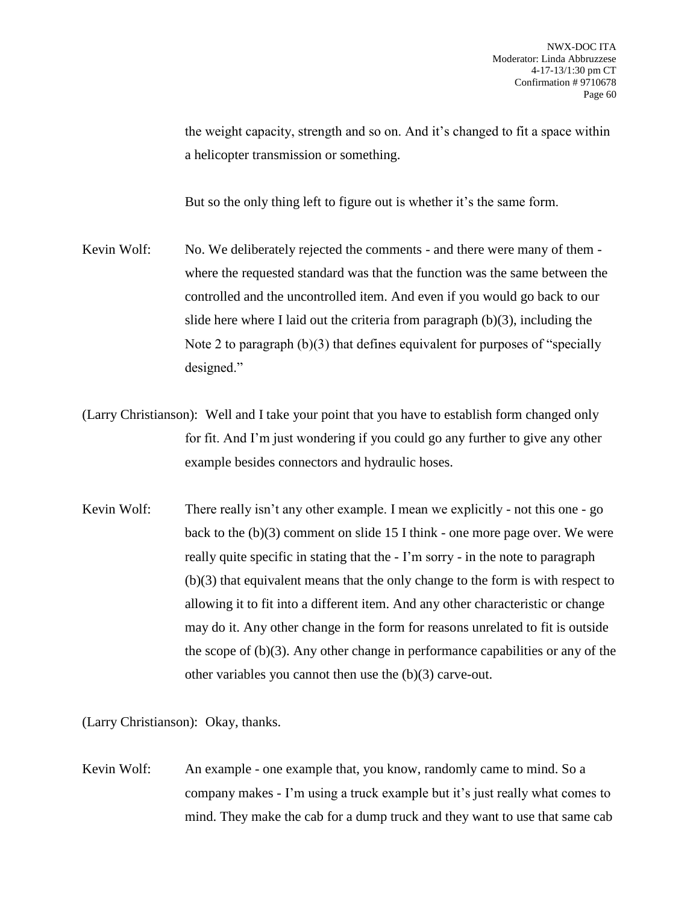the weight capacity, strength and so on. And it's changed to fit a space within a helicopter transmission or something.

But so the only thing left to figure out is whether it's the same form.

Kevin Wolf: No. We deliberately rejected the comments - and there were many of them - where the requested standard was that the function was the same between the controlled and the uncontrolled item. And even if you would go back to our slide here where I laid out the criteria from paragraph (b)(3), including the Note 2 to paragraph (b)(3) that defines equivalent for purposes of "specially designed."

(Larry Christianson): Well and I take your point that you have to establish form changed only for fit. And I'm just wondering if you could go any further to give any other example besides connectors and hydraulic hoses.

Kevin Wolf: There really isn't any other example. I mean we explicitly - not this one - go back to the (b)(3) comment on slide 15 I think - one more page over. We were really quite specific in stating that the - I'm sorry - in the note to paragraph (b)(3) that equivalent means that the only change to the form is with respect to allowing it to fit into a different item. And any other characteristic or change may do it. Any other change in the form for reasons unrelated to fit is outside the scope of (b)(3). Any other change in performance capabilities or any of the other variables you cannot then use the (b)(3) carve-out.

(Larry Christianson): Okay, thanks.

Kevin Wolf: An example - one example that, you know, randomly came to mind. So a company makes - I'm using a truck example but it's just really what comes to mind. They make the cab for a dump truck and they want to use that same cab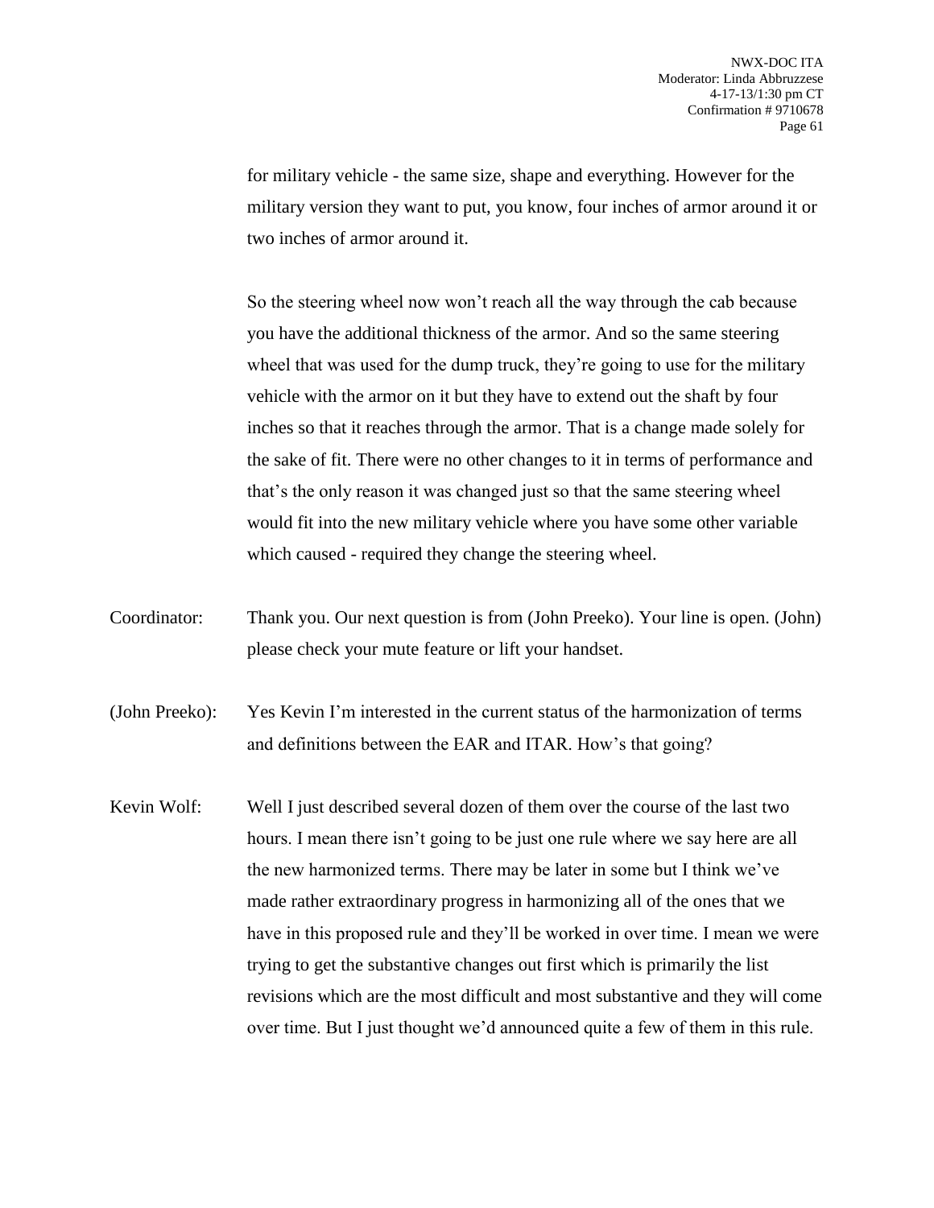for military vehicle - the same size, shape and everything. However for the military version they want to put, you know, four inches of armor around it or two inches of armor around it.

So the steering wheel now won't reach all the way through the cab because you have the additional thickness of the armor. And so the same steering wheel that was used for the dump truck, they're going to use for the military vehicle with the armor on it but they have to extend out the shaft by four inches so that it reaches through the armor. That is a change made solely for the sake of fit. There were no other changes to it in terms of performance and that's the only reason it was changed just so that the same steering wheel would fit into the new military vehicle where you have some other variable which caused - required they change the steering wheel.

Coordinator: Thank you. Our next question is from (John Preeko). Your line is open. (John) please check your mute feature or lift your handset.

(John Preeko): Yes Kevin I'm interested in the current status of the harmonization of terms and definitions between the EAR and ITAR. How's that going?

Kevin Wolf: Well I just described several dozen of them over the course of the last two hours. I mean there isn't going to be just one rule where we say here are all the new harmonized terms. There may be later in some but I think we've made rather extraordinary progress in harmonizing all of the ones that we have in this proposed rule and they'll be worked in over time. I mean we were trying to get the substantive changes out first which is primarily the list revisions which are the most difficult and most substantive and they will come over time. But I just thought we'd announced quite a few of them in this rule.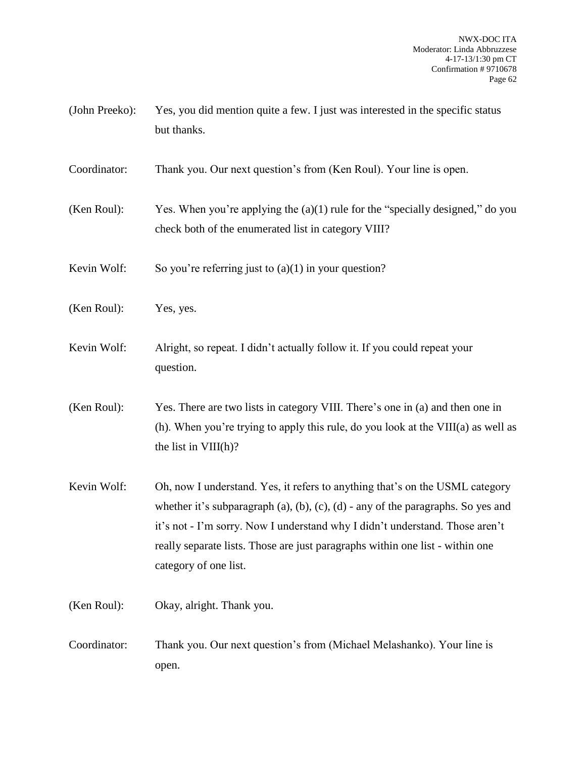(John Preeko): Yes, you did mention quite a few. I just was interested in the specific status but thanks.

Coordinator: Thank you. Our next question's from (Ken Roul). Your line is open.

(Ken Roul): Yes. When you're applying the (a)(1) rule for the "specially designed," do you check both of the enumerated list in category VIII?

Kevin Wolf: So you're referring just to (a)(1) in your question?

(Ken Roul): Yes, yes.

Kevin Wolf: Alright, so repeat. I didn't actually follow it. If you could repeat your question.

(Ken Roul): Yes. There are two lists in category VIII. There's one in (a) and then one in (h). When you're trying to apply this rule, do you look at the VIII(a) as well as the list in VIII(h)?

Kevin Wolf: Oh, now I understand. Yes, it refers to anything that's on the USML category whether it's subparagraph (a), (b), (c), (d) - any of the paragraphs. So yes and it's not - I'm sorry. Now I understand why I didn't understand. Those aren't really separate lists. Those are just paragraphs within one list - within one category of one list.

(Ken Roul): Okay, alright. Thank you.

Coordinator: Thank you. Our next question's from (Michael Melashanko). Your line is open.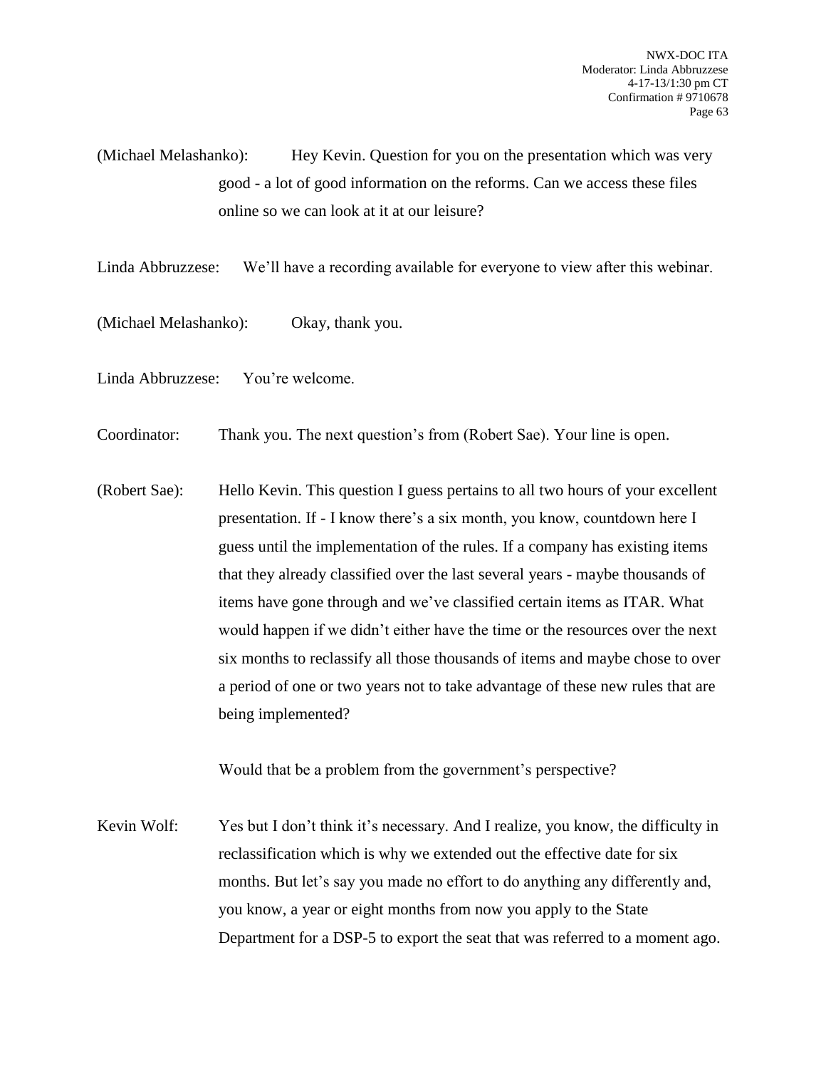(Michael Melashanko): Hey Kevin. Question for you on the presentation which was very good - a lot of good information on the reforms. Can we access these files online so we can look at it at our leisure?

Linda Abbruzzese: We'll have a recording available for everyone to view after this webinar.

(Michael Melashanko): Okay, thank you.

Linda Abbruzzese: You're welcome.

Coordinator: Thank you. The next question's from (Robert Sae). Your line is open.

(Robert Sae): Hello Kevin. This question I guess pertains to all two hours of your excellent presentation. If - I know there's a six month, you know, countdown here I guess until the implementation of the rules. If a company has existing items that they already classified over the last several years - maybe thousands of items have gone through and we've classified certain items as ITAR. What would happen if we didn't either have the time or the resources over the next six months to reclassify all those thousands of items and maybe chose to over a period of one or two years not to take advantage of these new rules that are being implemented?

Would that be a problem from the government's perspective?

Kevin Wolf: Yes but I don't think it's necessary. And I realize, you know, the difficulty in reclassification which is why we extended out the effective date for six months. But let's say you made no effort to do anything any differently and, you know, a year or eight months from now you apply to the State Department for a DSP-5 to export the seat that was referred to a moment ago.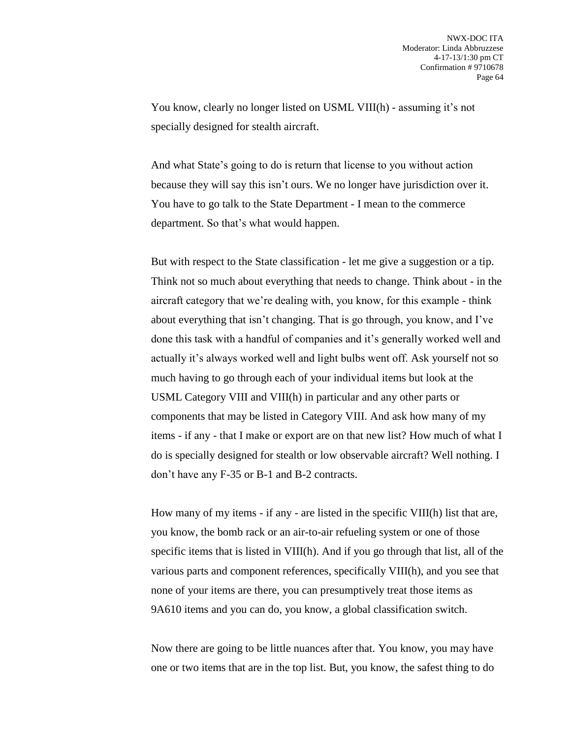You know, clearly no longer listed on USML VIII(h) - assuming it's not specially designed for stealth aircraft.

And what State's going to do is return that license to you without action because they will say this isn't ours. We no longer have jurisdiction over it. You have to go talk to the State Department - I mean to the commerce department. So that's what would happen.

But with respect to the State classification - let me give a suggestion or a tip. Think not so much about everything that needs to change. Think about - in the aircraft category that we're dealing with, you know, for this example - think about everything that isn't changing. That is go through, you know, and I've done this task with a handful of companies and it's generally worked well and actually it's always worked well and light bulbs went off. Ask yourself not so much having to go through each of your individual items but look at the USML Category VIII and VIII(h) in particular and any other parts or components that may be listed in Category VIII. And ask how many of my items - if any - that I make or export are on that new list? How much of what I do is specially designed for stealth or low observable aircraft? Well nothing. I don't have any F-35 or B-1 and B-2 contracts.

How many of my items - if any - are listed in the specific VIII(h) list that are, you know, the bomb rack or an air-to-air refueling system or one of those specific items that is listed in VIII(h). And if you go through that list, all of the various parts and component references, specifically VIII(h), and you see that none of your items are there, you can presumptively treat those items as 9A610 items and you can do, you know, a global classification switch.

Now there are going to be little nuances after that. You know, you may have one or two items that are in the top list. But, you know, the safest thing to do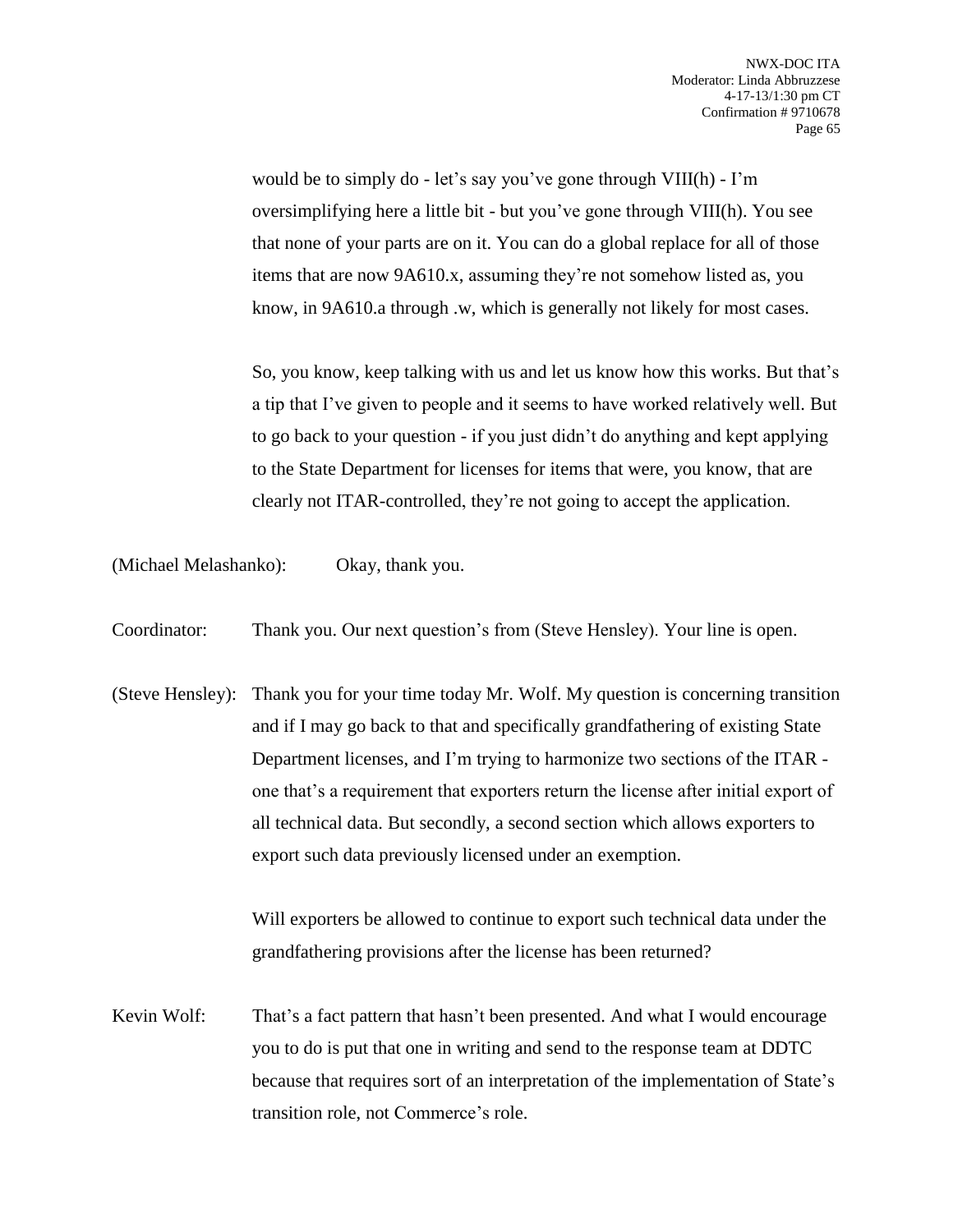would be to simply do - let's say you've gone through VIII(h) - I'm oversimplifying here a little bit - but you've gone through VIII(h). You see that none of your parts are on it. You can do a global replace for all of those items that are now 9A610.x, assuming they're not somehow listed as, you know, in 9A610.a through .w, which is generally not likely for most cases.

So, you know, keep talking with us and let us know how this works. But that's a tip that I've given to people and it seems to have worked relatively well. But to go back to your question - if you just didn't do anything and kept applying to the State Department for licenses for items that were, you know, that are clearly not ITAR-controlled, they're not going to accept the application.

(Michael Melashanko): Okay, thank you.

Coordinator: Thank you. Our next question's from (Steve Hensley). Your line is open.

(Steve Hensley): Thank you for your time today Mr. Wolf. My question is concerning transition and if I may go back to that and specifically grandfathering of existing State Department licenses, and I'm trying to harmonize two sections of the ITAR - one that's a requirement that exporters return the license after initial export of all technical data. But secondly, a second section which allows exporters to export such data previously licensed under an exemption.

Will exporters be allowed to continue to export such technical data under the grandfathering provisions after the license has been returned?

Kevin Wolf: That's a fact pattern that hasn't been presented. And what I would encourage you to do is put that one in writing and send to the response team at DDTC because that requires sort of an interpretation of the implementation of State's transition role, not Commerce's role.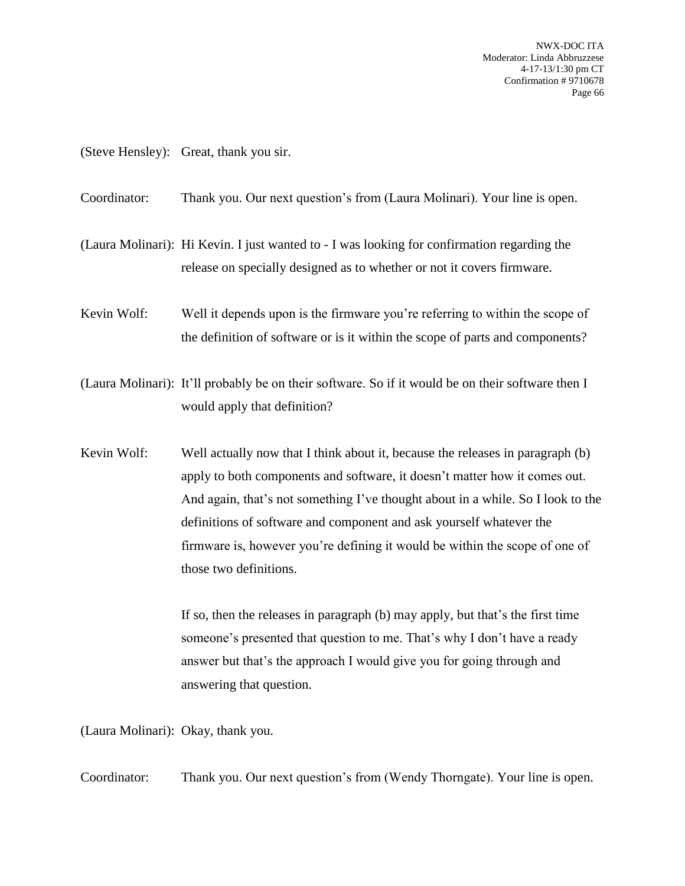(Steve Hensley): Great, thank you sir.

Coordinator: Thank you. Our next question's from (Laura Molinari). Your line is open.

(Laura Molinari): Hi Kevin. I just wanted to - I was looking for confirmation regarding the release on specially designed as to whether or not it covers firmware.

Kevin Wolf: Well it depends upon is the firmware you're referring to within the scope of the definition of software or is it within the scope of parts and components?

(Laura Molinari): It'll probably be on their software. So if it would be on their software then I would apply that definition?

Kevin Wolf: Well actually now that I think about it, because the releases in paragraph (b) apply to both components and software, it doesn't matter how it comes out. And again, that's not something I've thought about in a while. So I look to the definitions of software and component and ask yourself whatever the firmware is, however you're defining it would be within the scope of one of those two definitions.

If so, then the releases in paragraph (b) may apply, but that's the first time someone's presented that question to me. That's why I don't have a ready answer but that's the approach I would give you for going through and answering that question.

(Laura Molinari): Okay, thank you.

Coordinator: Thank you. Our next question's from (Wendy Thorngate). Your line is open.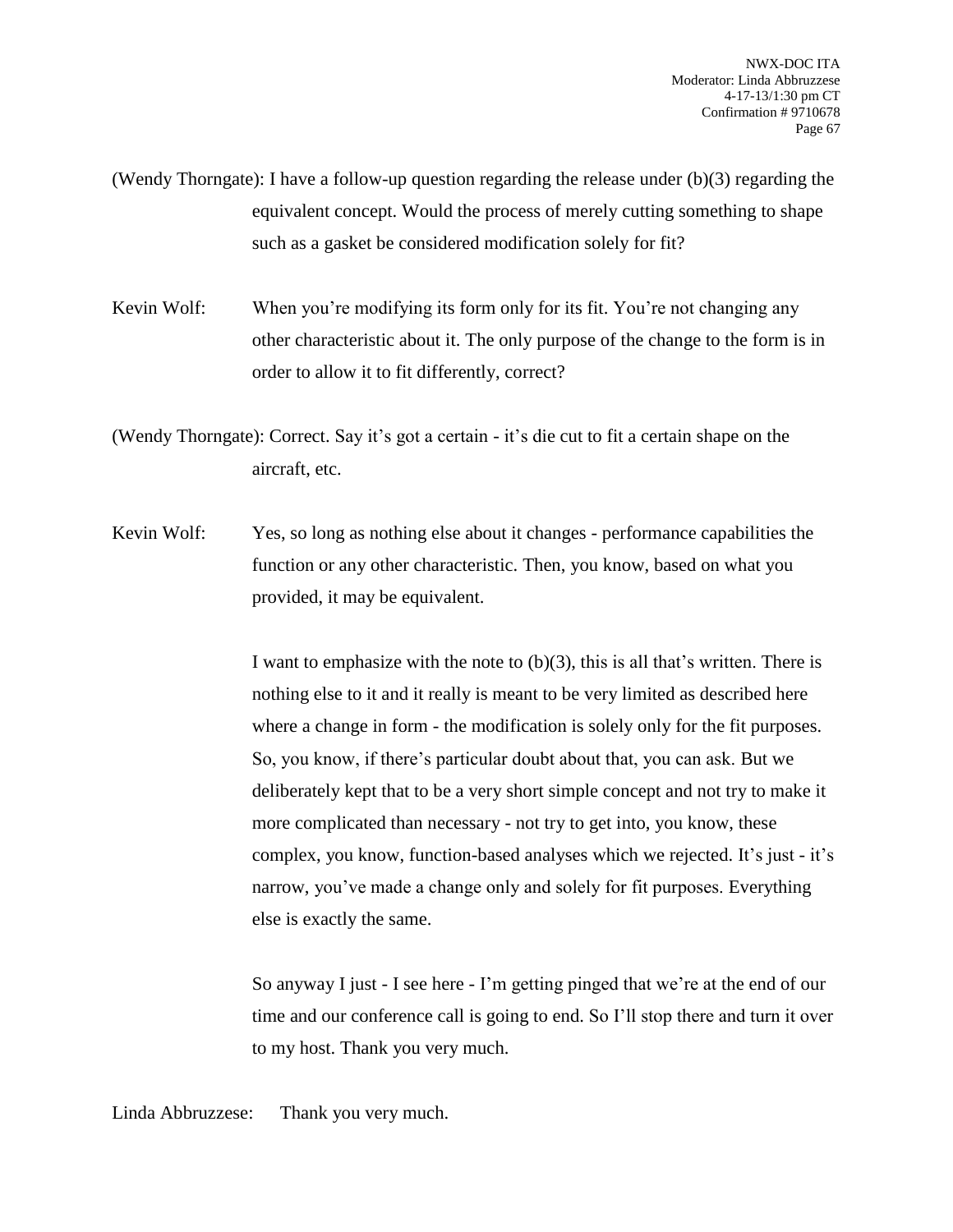(Wendy Thorngate): I have a follow-up question regarding the release under (b)(3) regarding the equivalent concept. Would the process of merely cutting something to shape such as a gasket be considered modification solely for fit?

Kevin Wolf: When you're modifying its form only for its fit. You're not changing any other characteristic about it. The only purpose of the change to the form is in order to allow it to fit differently, correct?

(Wendy Thorngate): Correct. Say it's got a certain - it's die cut to fit a certain shape on the aircraft, etc.

Kevin Wolf: Yes, so long as nothing else about it changes - performance capabilities the function or any other characteristic. Then, you know, based on what you provided, it may be equivalent.

I want to emphasize with the note to (b)(3), this is all that's written. There is nothing else to it and it really is meant to be very limited as described here where a change in form - the modification is solely only for the fit purposes. So, you know, if there's particular doubt about that, you can ask. But we deliberately kept that to be a very short simple concept and not try to make it more complicated than necessary - not try to get into, you know, these complex, you know, function-based analyses which we rejected. It's just - it's narrow, you've made a change only and solely for fit purposes. Everything else is exactly the same.

So anyway I just - I see here - I'm getting pinged that we're at the end of our time and our conference call is going to end. So I'll stop there and turn it over to my host. Thank you very much.

Linda Abbruzzese: Thank you very much.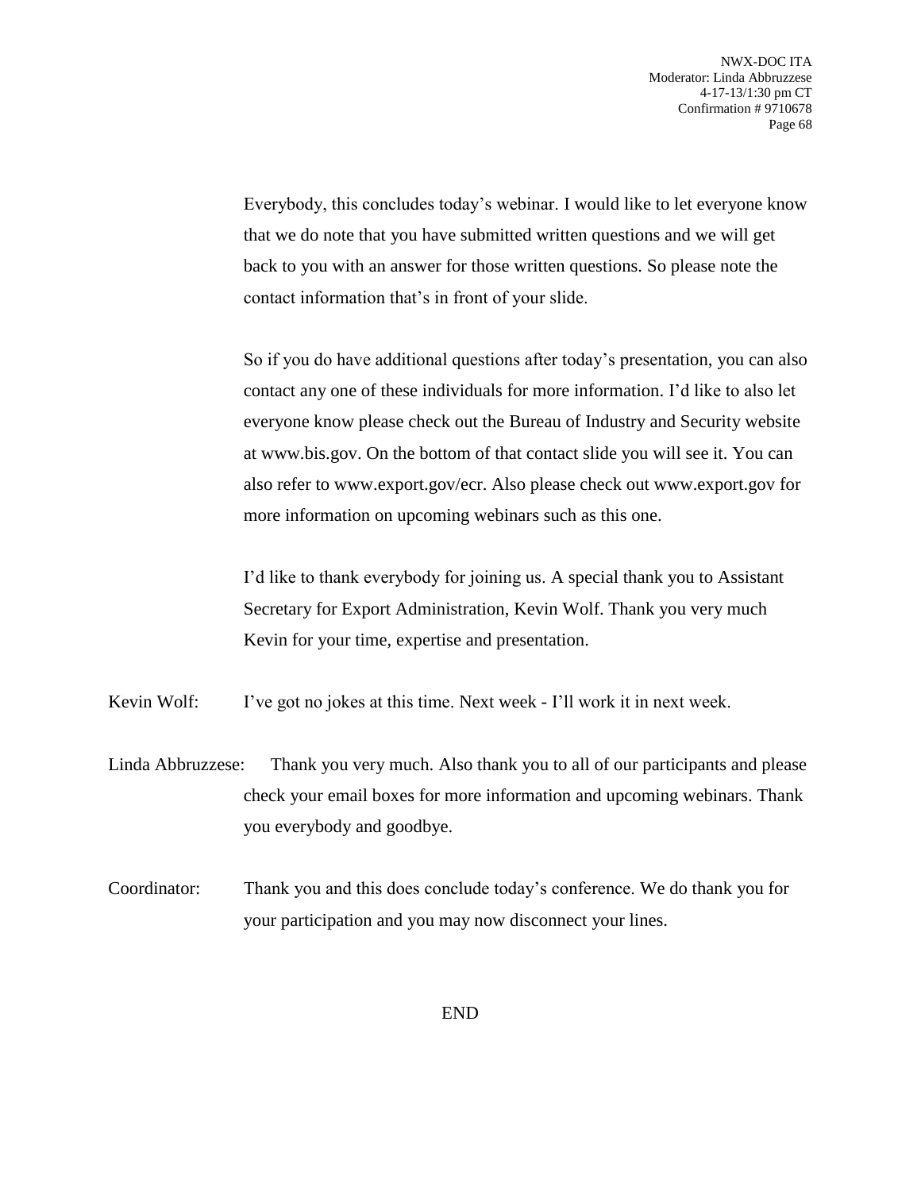Everybody, this concludes today's webinar. I would like to let everyone know that we do note that you have submitted written questions and we will get back to you with an answer for those written questions. So please note the contact information that's in front of your slide.

So if you do have additional questions after today's presentation, you can also contact any one of these individuals for more information. I'd like to also let everyone know please check out the Bureau of Industry and Security website at www.bis.gov. On the bottom of that contact slide you will see it. You can also refer to www.export.gov/ecr. Also please check out www.export.gov for more information on upcoming webinars such as this one.

I'd like to thank everybody for joining us. A special thank you to Assistant Secretary for Export Administration, Kevin Wolf. Thank you very much Kevin for your time, expertise and presentation.

Kevin Wolf: I've got no jokes at this time. Next week - I'll work it in next week.

Linda Abbruzzese: Thank you very much. Also thank you to all of our participants and please check your email boxes for more information and upcoming webinars. Thank you everybody and goodbye.

Coordinator: Thank you and this does conclude today's conference. We do thank you for your participation and you may now disconnect your lines.

END